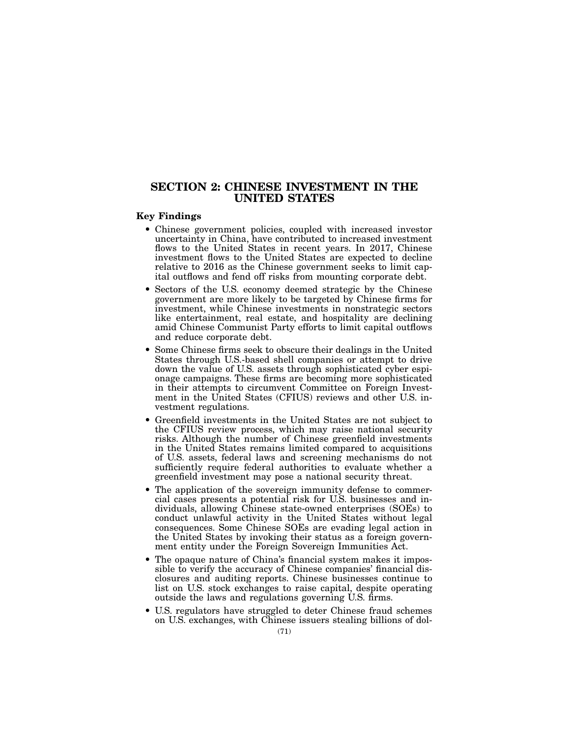# SECTION 2: CHINESE INVESTMENT IN THE UNITED STATES

## Key Findings

- Chinese government policies, coupled with increased investor uncertainty in China, have contributed to increased investment flows to the United States in recent years. In 2017, Chinese investment flows to the United States are expected to decline relative to 2016 as the Chinese government seeks to limit capital outflows and fend off risks from mounting corporate debt.
- Sectors of the U.S. economy deemed strategic by the Chinese government are more likely to be targeted by Chinese firms for investment, while Chinese investments in nonstrategic sectors like entertainment, real estate, and hospitality are declining amid Chinese Communist Party efforts to limit capital outflows and reduce corporate debt.
- Some Chinese firms seek to obscure their dealings in the United States through U.S.-based shell companies or attempt to drive down the value of U.S. assets through sophisticated cyber espionage campaigns. These firms are becoming more sophisticated in their attempts to circumvent Committee on Foreign Investment in the United States (CFIUS) reviews and other U.S. investment regulations.
- Greenfield investments in the United States are not subject to the CFIUS review process, which may raise national security risks. Although the number of Chinese greenfield investments in the United States remains limited compared to acquisitions of U.S. assets, federal laws and screening mechanisms do not sufficiently require federal authorities to evaluate whether a greenfield investment may pose a national security threat.
- The application of the sovereign immunity defense to commercial cases presents a potential risk for U.S. businesses and individuals, allowing Chinese state-owned enterprises (SOEs) to conduct unlawful activity in the United States without legal consequences. Some Chinese SOEs are evading legal action in the United States by invoking their status as a foreign government entity under the Foreign Sovereign Immunities Act.
- The opaque nature of China's financial system makes it impossible to verify the accuracy of Chinese companies' financial disclosures and auditing reports. Chinese businesses continue to list on U.S. stock exchanges to raise capital, despite operating outside the laws and regulations governing U.S. firms.
- U.S. regulators have struggled to deter Chinese fraud schemes on U.S. exchanges, with Chinese issuers stealing billions of dol-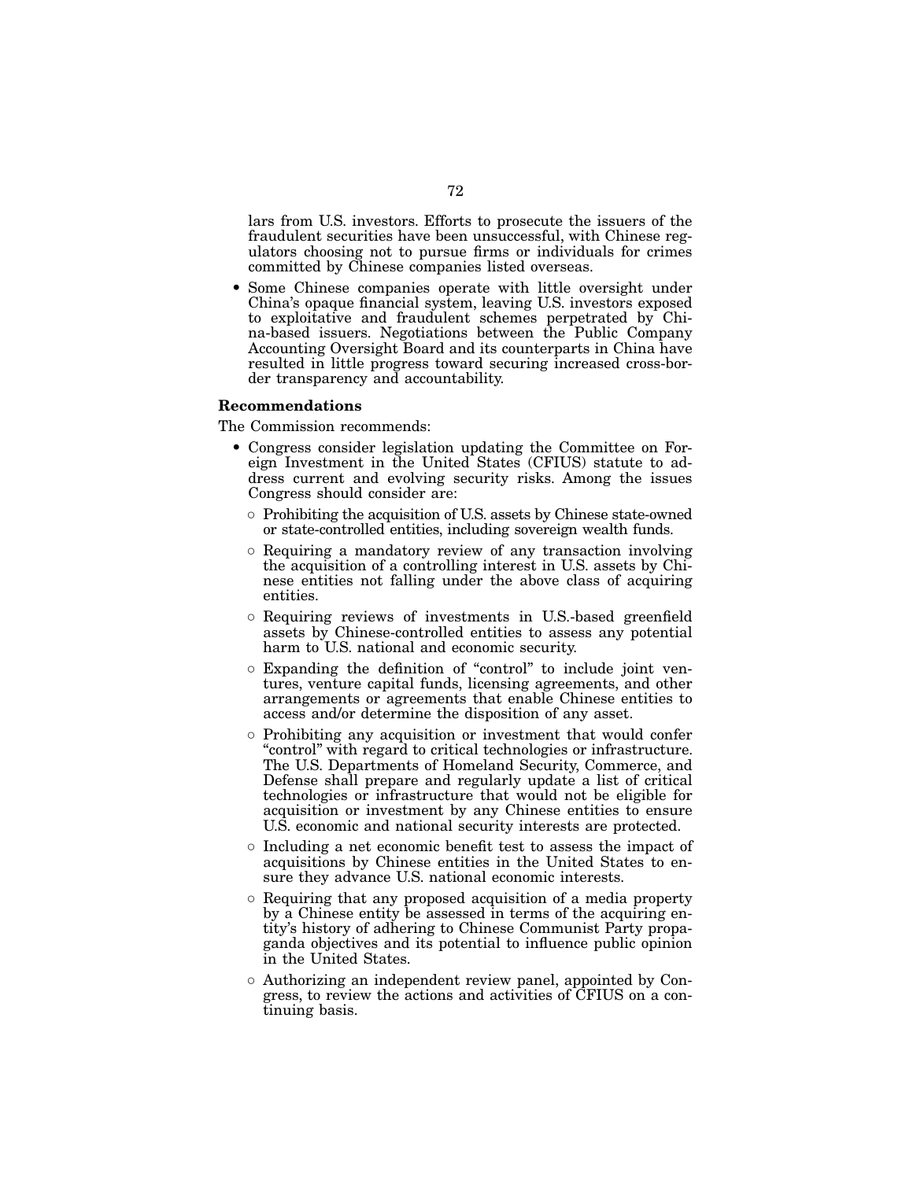lars from U.S. investors. Efforts to prosecute the issuers of the fraudulent securities have been unsuccessful, with Chinese regulators choosing not to pursue firms or individuals for crimes committed by Chinese companies listed overseas.

- Some Chinese companies operate with little oversight under China's opaque financial system, leaving U.S. investors exposed to exploitative and fraudulent schemes perpetrated by China-based issuers. Negotiations between the Public Company Accounting Oversight Board and its counterparts in China have resulted in little progress toward securing increased cross-border transparency and accountability.

### Recommendations

The Commission recommends:

- Congress consider legislation updating the Committee on Foreign Investment in the United States (CFIUS) statute to address current and evolving security risks. Among the issues Congress should consider are:
  - Prohibiting the acquisition of U.S. assets by Chinese state-owned or state-controlled entities, including sovereign wealth funds.
  - Requiring a mandatory review of any transaction involving the acquisition of a controlling interest in U.S. assets by Chinese entities not falling under the above class of acquiring entities.
  - Requiring reviews of investments in U.S.-based greenfield assets by Chinese-controlled entities to assess any potential harm to U.S. national and economic security.
  - Expanding the definition of "control" to include joint ventures, venture capital funds, licensing agreements, and other arrangements or agreements that enable Chinese entities to access and/or determine the disposition of any asset.
  - Prohibiting any acquisition or investment that would confer "control" with regard to critical technologies or infrastructure. The U.S. Departments of Homeland Security, Commerce, and Defense shall prepare and regularly update a list of critical technologies or infrastructure that would not be eligible for acquisition or investment by any Chinese entities to ensure U.S. economic and national security interests are protected.
  - Including a net economic benefit test to assess the impact of acquisitions by Chinese entities in the United States to ensure they advance U.S. national economic interests.
  - Requiring that any proposed acquisition of a media property by a Chinese entity be assessed in terms of the acquiring entity's history of adhering to Chinese Communist Party propaganda objectives and its potential to influence public opinion in the United States.
  - Authorizing an independent review panel, appointed by Congress, to review the actions and activities of CFIUS on a continuing basis.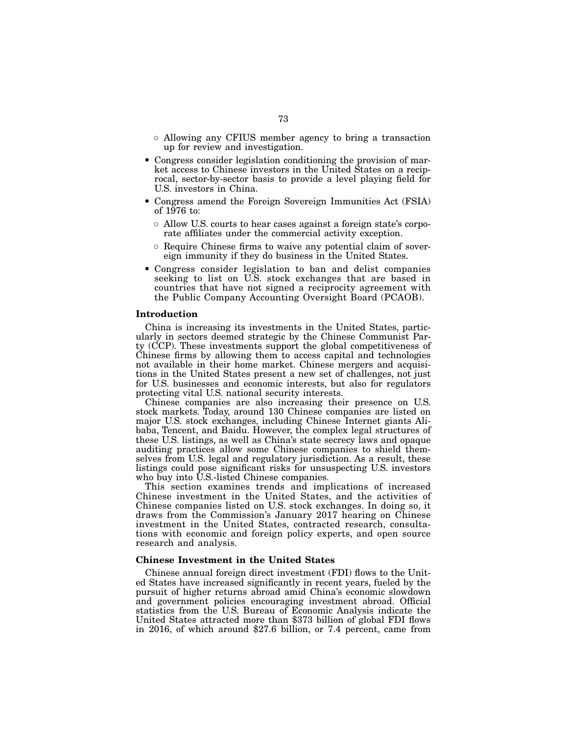- Allowing any CFIUS member agency to bring a transaction up for review and investigation.
- Congress consider legislation conditioning the provision of market access to Chinese investors in the United States on a reciprocal, sector-by-sector basis to provide a level playing field for U.S. investors in China.
- Congress amend the Foreign Sovereign Immunities Act (FSIA) of 1976 to:
  - Allow U.S. courts to hear cases against a foreign state's corporate affiliates under the commercial activity exception.
  - Require Chinese firms to waive any potential claim of sovereign immunity if they do business in the United States.
- Congress consider legislation to ban and delist companies seeking to list on U.S. stock exchanges that are based in countries that have not signed a reciprocity agreement with the Public Company Accounting Oversight Board (PCAOB).

### Introduction

China is increasing its investments in the United States, particularly in sectors deemed strategic by the Chinese Communist Party (CCP). These investments support the global competitiveness of Chinese firms by allowing them to access capital and technologies not available in their home market. Chinese mergers and acquisitions in the United States present a new set of challenges, not just for U.S. businesses and economic interests, but also for regulators protecting vital U.S. national security interests.

Chinese companies are also increasing their presence on U.S. stock markets. Today, around 130 Chinese companies are listed on major U.S. stock exchanges, including Chinese Internet giants Alibaba, Tencent, and Baidu. However, the complex legal structures of these U.S. listings, as well as China's state secrecy laws and opaque auditing practices allow some Chinese companies to shield themselves from U.S. legal and regulatory jurisdiction. As a result, these listings could pose significant risks for unsuspecting U.S. investors who buy into U.S.-listed Chinese companies.

This section examines trends and implications of increased Chinese investment in the United States, and the activities of Chinese companies listed on U.S. stock exchanges. In doing so, it draws from the Commission's January 2017 hearing on Chinese investment in the United States, contracted research, consultations with economic and foreign policy experts, and open source research and analysis.

### Chinese Investment in the United States

Chinese annual foreign direct investment (FDI) flows to the United States have increased significantly in recent years, fueled by the pursuit of higher returns abroad amid China's economic slowdown and government policies encouraging investment abroad. Official statistics from the U.S. Bureau of Economic Analysis indicate the United States attracted more than $373 billion of global FDI flows in 2016, of which around $27.6 billion, or 7.4 percent, came from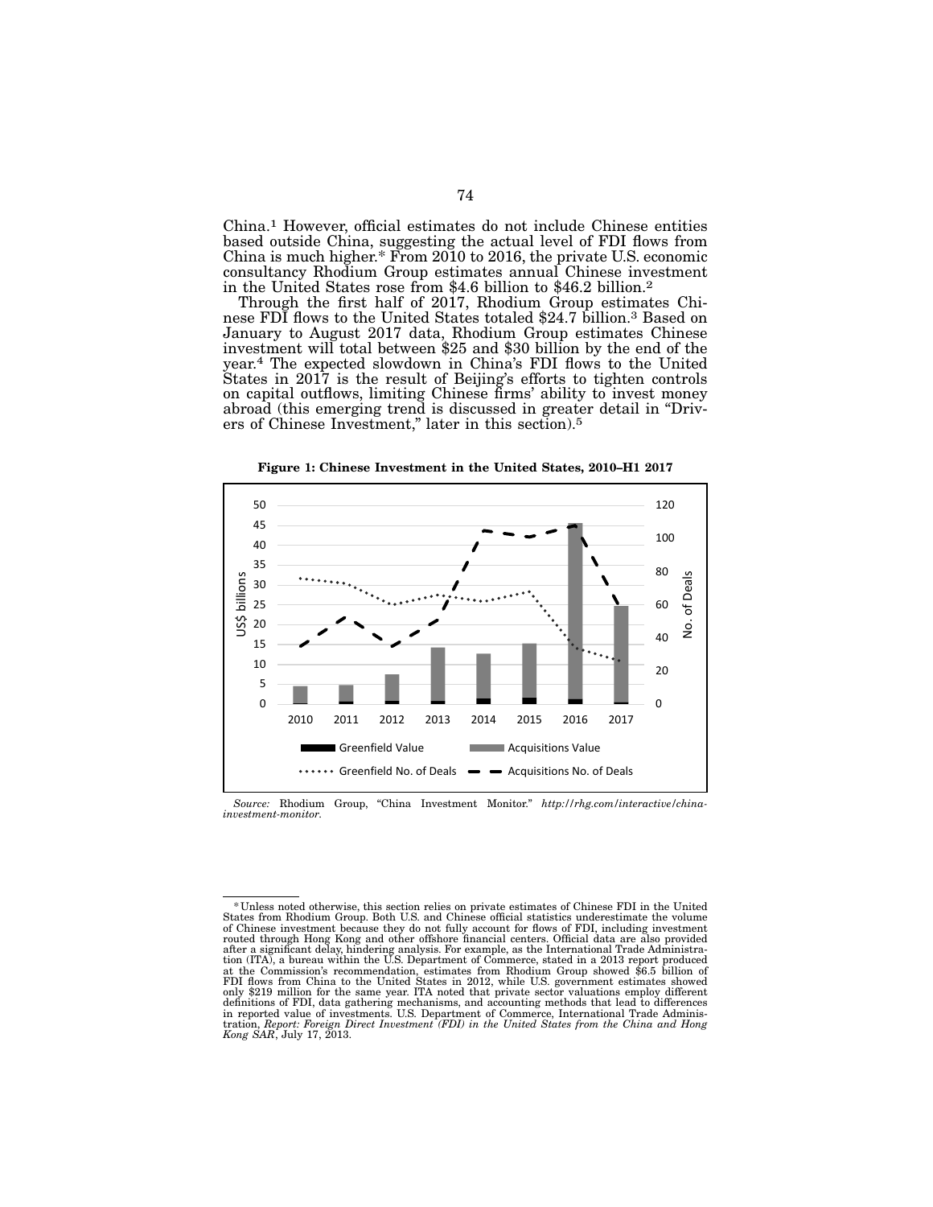China.[1] However, official estimates do not include Chinese entities based outside China, suggesting the actual level of FDI flows from China is much higher.* From 2010 to 2016, the private U.S. economic consultancy Rhodium Group estimates annual Chinese investment in the United States rose from $4.6 billion to $46.2 billion.[2]

Through the first half of 2017, Rhodium Group estimates Chinese FDI flows to the United States totaled $24.7 billion.[3] Based on January to August 2017 data, Rhodium Group estimates Chinese investment will total between $25 and $30 billion by the end of the year.[4] The expected slowdown in China's FDI flows to the United States in 2017 is the result of Beijing's efforts to tighten controls on capital outflows, limiting Chinese firms' ability to invest money abroad (this emerging trend is discussed in greater detail in "Drivers of Chinese Investment," later in this section).[5]

**Figure 1: Chinese Investment in the United States, 2010–H1 2017**

*Source:* Rhodium Group, "China Investment Monitor." *http://rhg.com/interactive/china-investment-monitor.*

---

*Unless noted otherwise, this section relies on private estimates of Chinese FDI in the United States from Rhodium Group. Both U.S. and Chinese official statistics underestimate the volume of Chinese investment because they do not fully account for flows of FDI, including investment routed through Hong Kong and other offshore financial centers. Official data are also provided after a significant delay, hindering analysis. For example, as the International Trade Administration (ITA), a bureau within the U.S. Department of Commerce, stated in a 2013 report produced at the Commission's recommendation, estimates from Rhodium Group showed $6.5 billion of FDI flows from China to the United States in 2012, while U.S. government estimates showed only $219 million for the same year. ITA noted that private sector valuations employ different definitions of FDI, data gathering mechanisms, and accounting methods that lead to differences in reported value of investments. U.S. Department of Commerce, International Trade Administration, *Report: Foreign Direct Investment (FDI) in the United States from the China and Hong Kong SAR*, July 17, 2013.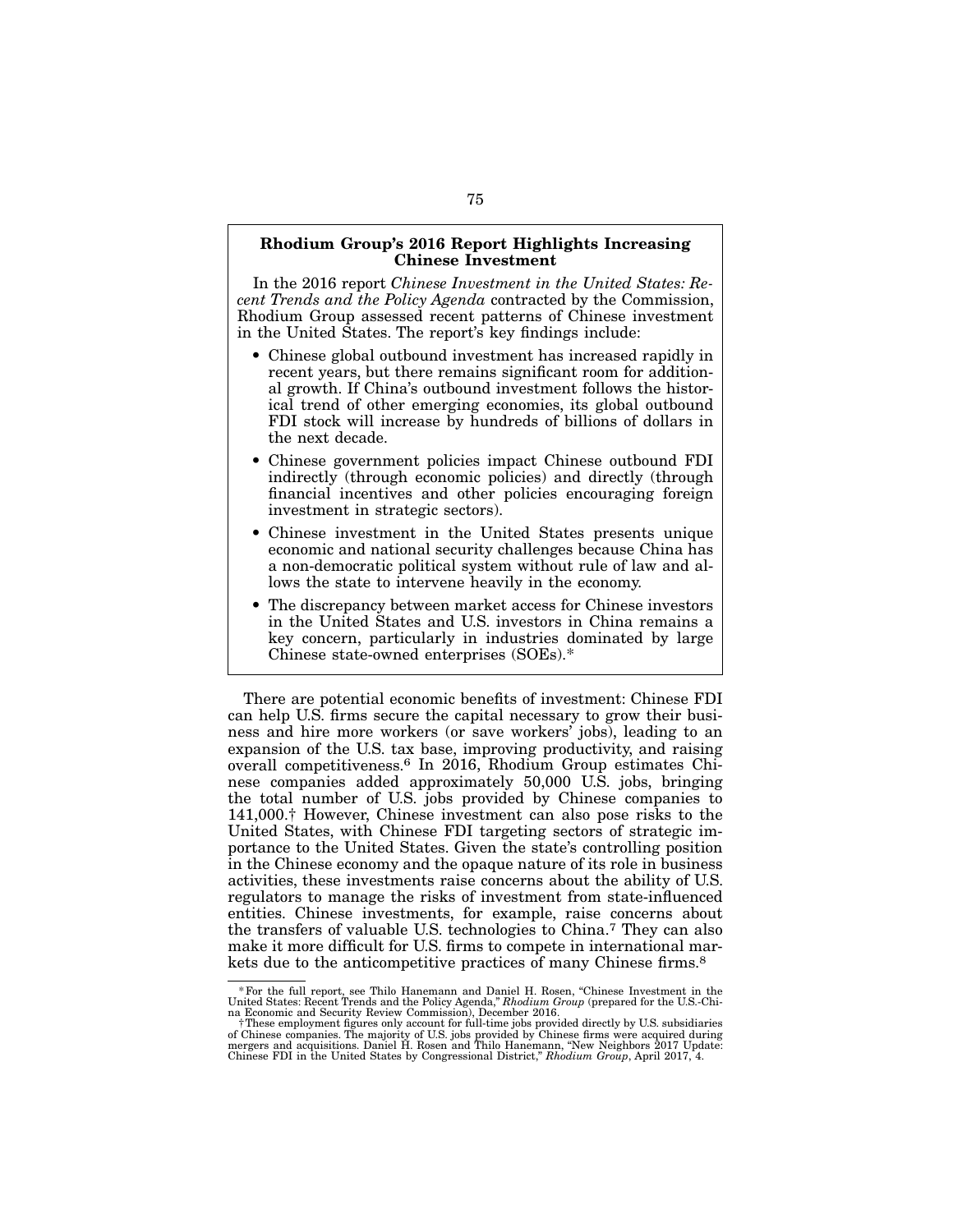### Rhodium Group's 2016 Report Highlights Increasing Chinese Investment

In the 2016 report *Chinese Investment in the United States: Recent Trends and the Policy Agenda* contracted by the Commission, Rhodium Group assessed recent patterns of Chinese investment in the United States. The report's key findings include:

- Chinese global outbound investment has increased rapidly in recent years, but there remains significant room for additional growth. If China's outbound investment follows the historical trend of other emerging economies, its global outbound FDI stock will increase by hundreds of billions of dollars in the next decade.
- Chinese government policies impact Chinese outbound FDI indirectly (through economic policies) and directly (through financial incentives and other policies encouraging foreign investment in strategic sectors).
- Chinese investment in the United States presents unique economic and national security challenges because China has a non-democratic political system without rule of law and allows the state to intervene heavily in the economy.
- The discrepancy between market access for Chinese investors in the United States and U.S. investors in China remains a key concern, particularly in industries dominated by large Chinese state-owned enterprises (SOEs).*

There are potential economic benefits of investment: Chinese FDI can help U.S. firms secure the capital necessary to grow their business and hire more workers (or save workers' jobs), leading to an expansion of the U.S. tax base, improving productivity, and raising overall competitiveness.[6] In 2016, Rhodium Group estimates Chinese companies added approximately 50,000 U.S. jobs, bringing the total number of U.S. jobs provided by Chinese companies to 141,000.† However, Chinese investment can also pose risks to the United States, with Chinese FDI targeting sectors of strategic importance to the United States. Given the state's controlling position in the Chinese economy and the opaque nature of its role in business activities, these investments raise concerns about the ability of U.S. regulators to manage the risks of investment from state-influenced entities. Chinese investments, for example, raise concerns about the transfers of valuable U.S. technologies to China.[7] They can also make it more difficult for U.S. firms to compete in international markets due to the anticompetitive practices of many Chinese firms.[8]

---

*For the full report, see Thilo Hanemann and Daniel H. Rosen, "Chinese Investment in the United States: Recent Trends and the Policy Agenda," *Rhodium Group* (prepared for the U.S.-China Economic and Security Review Commission), December 2016.

†These employment figures only account for full-time jobs provided directly by U.S. subsidiaries of Chinese companies. The majority of U.S. jobs provided by Chinese firms were acquired during mergers and acquisitions. Daniel H. Rosen and Thilo Hanemann, "New Neighbors 2017 Update: Chinese FDI in the United States by Congressional District," *Rhodium Group*, April 2017, 4.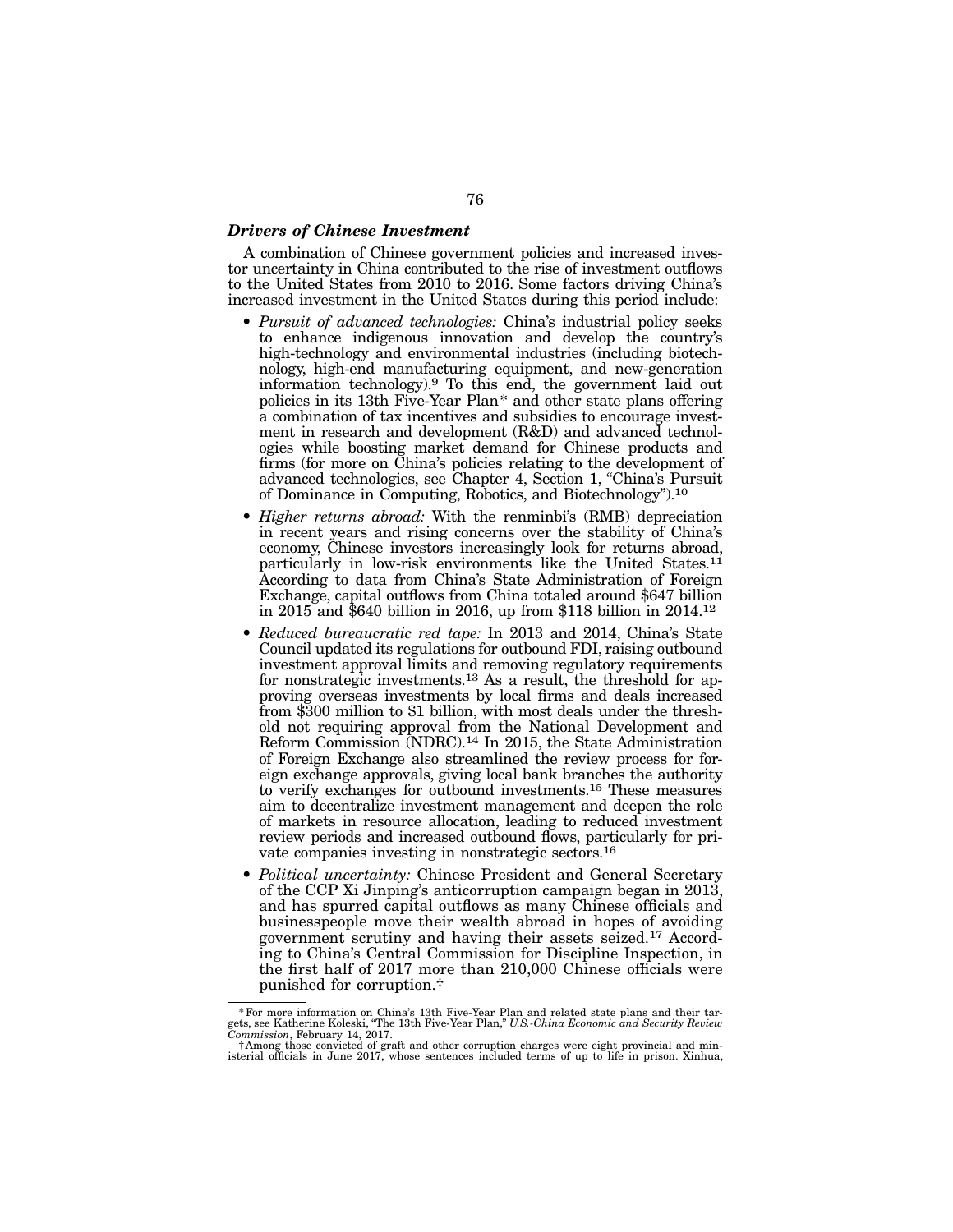### *Drivers of Chinese Investment*

A combination of Chinese government policies and increased investor uncertainty in China contributed to the rise of investment outflows to the United States from 2010 to 2016. Some factors driving China's increased investment in the United States during this period include:

- *Pursuit of advanced technologies:* China's industrial policy seeks to enhance indigenous innovation and develop the country's high-technology and environmental industries (including biotechnology, high-end manufacturing equipment, and new-generation information technology).[9] To this end, the government laid out policies in its 13th Five-Year Plan* and other state plans offering a combination of tax incentives and subsidies to encourage investment in research and development (R&D) and advanced technologies while boosting market demand for Chinese products and firms (for more on China's policies relating to the development of advanced technologies, see Chapter 4, Section 1, "China's Pursuit of Dominance in Computing, Robotics, and Biotechnology").[10]
- *Higher returns abroad:* With the renminbi's (RMB) depreciation in recent years and rising concerns over the stability of China's economy, Chinese investors increasingly look for returns abroad, particularly in low-risk environments like the United States.[11] According to data from China's State Administration of Foreign Exchange, capital outflows from China totaled around $647 billion in 2015 and $640 billion in 2016, up from $118 billion in 2014.[12]
- *Reduced bureaucratic red tape:* In 2013 and 2014, China's State Council updated its regulations for outbound FDI, raising outbound investment approval limits and removing regulatory requirements for nonstrategic investments.[13] As a result, the threshold for approving overseas investments by local firms and deals increased from $300 million to $1 billion, with most deals under the threshold not requiring approval from the National Development and Reform Commission (NDRC).[14] In 2015, the State Administration of Foreign Exchange also streamlined the review process for foreign exchange approvals, giving local bank branches the authority to verify exchanges for outbound investments.[15] These measures aim to decentralize investment management and deepen the role of markets in resource allocation, leading to reduced investment review periods and increased outbound flows, particularly for private companies investing in nonstrategic sectors.[16]
- *Political uncertainty:* Chinese President and General Secretary of the CCP Xi Jinping's anticorruption campaign began in 2013, and has spurred capital outflows as many Chinese officials and businesspeople move their wealth abroad in hopes of avoiding government scrutiny and having their assets seized.[17] According to China's Central Commission for Discipline Inspection, in the first half of 2017 more than 210,000 Chinese officials were punished for corruption.†

---

*For more information on China's 13th Five-Year Plan and related state plans and their targets, see Katherine Koleski, "The 13th Five-Year Plan," *U.S.-China Economic and Security Review Commission*, February 14, 2017.

†Among those convicted of graft and other corruption charges were eight provincial and ministerial officials in June 2017, whose sentences included terms of up to life in prison. Xinhua,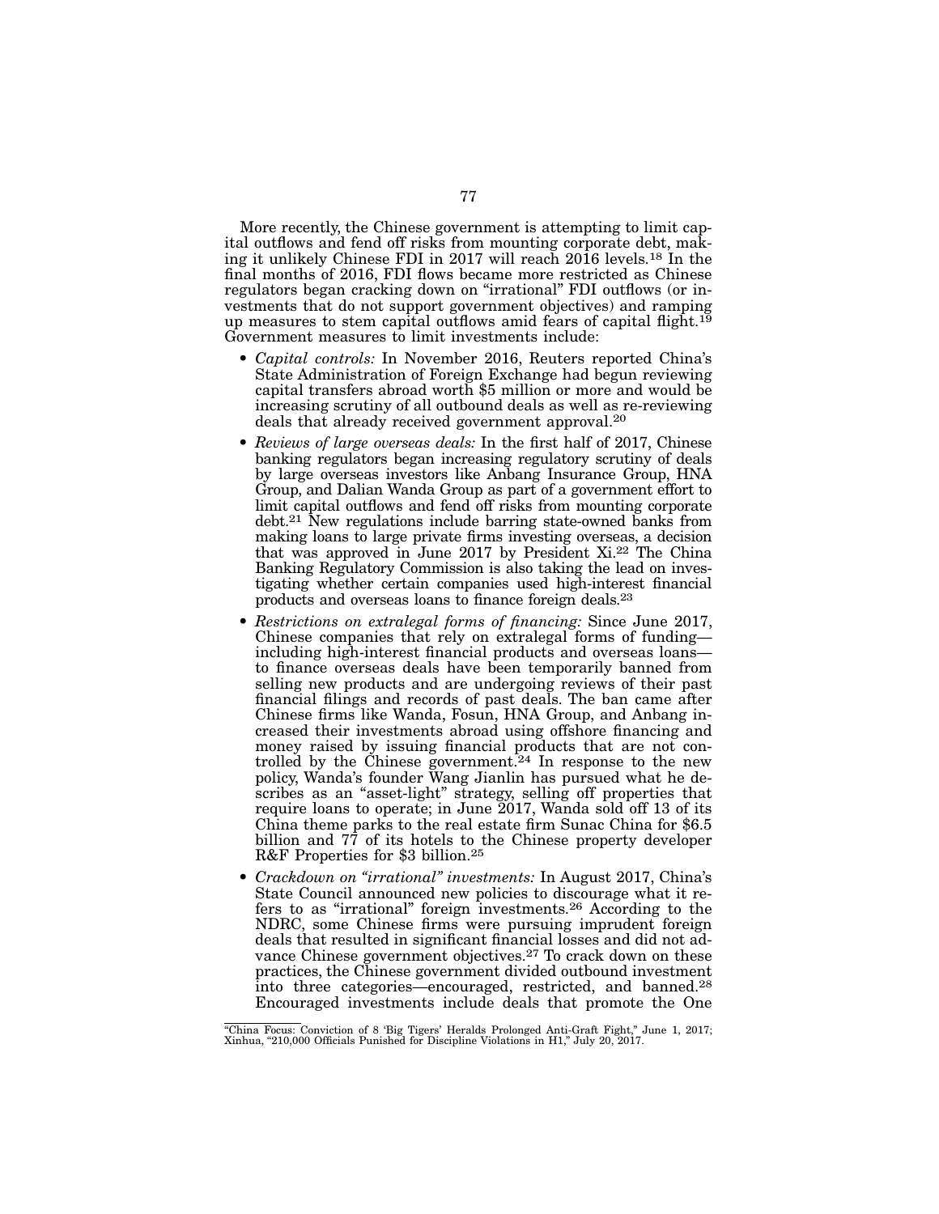More recently, the Chinese government is attempting to limit capital outflows and fend off risks from mounting corporate debt, making it unlikely Chinese FDI in 2017 will reach 2016 levels.[18] In the final months of 2016, FDI flows became more restricted as Chinese regulators began cracking down on "irrational" FDI outflows (or investments that do not support government objectives) and ramping up measures to stem capital outflows amid fears of capital flight.[19] Government measures to limit investments include:

- *Capital controls:* In November 2016, Reuters reported China's State Administration of Foreign Exchange had begun reviewing capital transfers abroad worth $5 million or more and would be increasing scrutiny of all outbound deals as well as re-reviewing deals that already received government approval.[20]
- *Reviews of large overseas deals:* In the first half of 2017, Chinese banking regulators began increasing regulatory scrutiny of deals by large overseas investors like Anbang Insurance Group, HNA Group, and Dalian Wanda Group as part of a government effort to limit capital outflows and fend off risks from mounting corporate debt.[21] New regulations include barring state-owned banks from making loans to large private firms investing overseas, a decision that was approved in June 2017 by President Xi.[22] The China Banking Regulatory Commission is also taking the lead on investigating whether certain companies used high-interest financial products and overseas loans to finance foreign deals.[23]
- *Restrictions on extralegal forms of financing:* Since June 2017, Chinese companies that rely on extralegal forms of funding—including high-interest financial products and overseas loans—to finance overseas deals have been temporarily banned from selling new products and are undergoing reviews of their past financial filings and records of past deals. The ban came after Chinese firms like Wanda, Fosun, HNA Group, and Anbang increased their investments abroad using offshore financing and money raised by issuing financial products that are not controlled by the Chinese government.[24] In response to the new policy, Wanda's founder Wang Jianlin has pursued what he describes as an "asset-light" strategy, selling off properties that require loans to operate; in June 2017, Wanda sold off 13 of its China theme parks to the real estate firm Sunac China for $6.5 billion and 77 of its hotels to the Chinese property developer R&F Properties for $3 billion.[25]
- *Crackdown on "irrational" investments:* In August 2017, China's State Council announced new policies to discourage what it refers to as "irrational" foreign investments.[26] According to the NDRC, some Chinese firms were pursuing imprudent foreign deals that resulted in significant financial losses and did not advance Chinese government objectives.[27] To crack down on these practices, the Chinese government divided outbound investment into three categories—encouraged, restricted, and banned.[28] Encouraged investments include deals that promote the One

"China Focus: Conviction of 8 'Big Tigers' Heralds Prolonged Anti-Graft Fight," June 1, 2017; Xinhua, "210,000 Officials Punished for Discipline Violations in H1," July 20, 2017.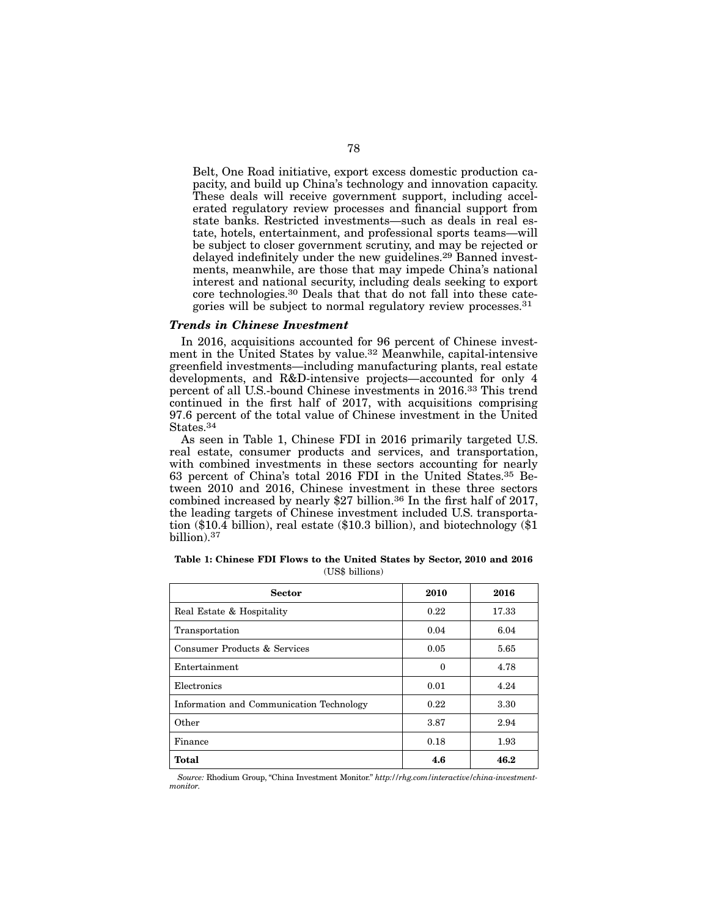Belt, One Road initiative, export excess domestic production capacity, and build up China's technology and innovation capacity. These deals will receive government support, including accelerated regulatory review processes and financial support from state banks. Restricted investments—such as deals in real estate, hotels, entertainment, and professional sports teams—will be subject to closer government scrutiny, and may be rejected or delayed indefinitely under the new guidelines.[29] Banned investments, meanwhile, are those that may impede China's national interest and national security, including deals seeking to export core technologies.[30] Deals that that do not fall into these categories will be subject to normal regulatory review processes.[31]

### *Trends in Chinese Investment*

In 2016, acquisitions accounted for 96 percent of Chinese investment in the United States by value.[32] Meanwhile, capital-intensive greenfield investments—including manufacturing plants, real estate developments, and R&D-intensive projects—accounted for only 4 percent of all U.S.-bound Chinese investments in 2016.[33] This trend continued in the first half of 2017, with acquisitions comprising 97.6 percent of the total value of Chinese investment in the United States.[34]

As seen in Table 1, Chinese FDI in 2016 primarily targeted U.S. real estate, consumer products and services, and transportation, with combined investments in these sectors accounting for nearly 63 percent of China's total 2016 FDI in the United States.[35] Between 2010 and 2016, Chinese investment in these three sectors combined increased by nearly $27 billion.[36] In the first half of 2017, the leading targets of Chinese investment included U.S. transportation ($10.4 billion), real estate ($10.3 billion), and biotechnology ($1 billion).[37]

**Table 1: Chinese FDI Flows to the United States by Sector, 2010 and 2016**
(US$ billions)

| Sector | 2010 | 2016 |
|---|---|---|
| Real Estate & Hospitality | 0.22 | 17.33 |
| Transportation | 0.04 | 6.04 |
| Consumer Products & Services | 0.05 | 5.65 |
| Entertainment | 0 | 4.78 |
| Electronics | 0.01 | 4.24 |
| Information and Communication Technology | 0.22 | 3.30 |
| Other | 3.87 | 2.94 |
| Finance | 0.18 | 1.93 |
| **Total** | **4.6** | **46.2** |

*Source:* Rhodium Group, "China Investment Monitor." *http://rhg.com/interactive/china-investment-monitor.*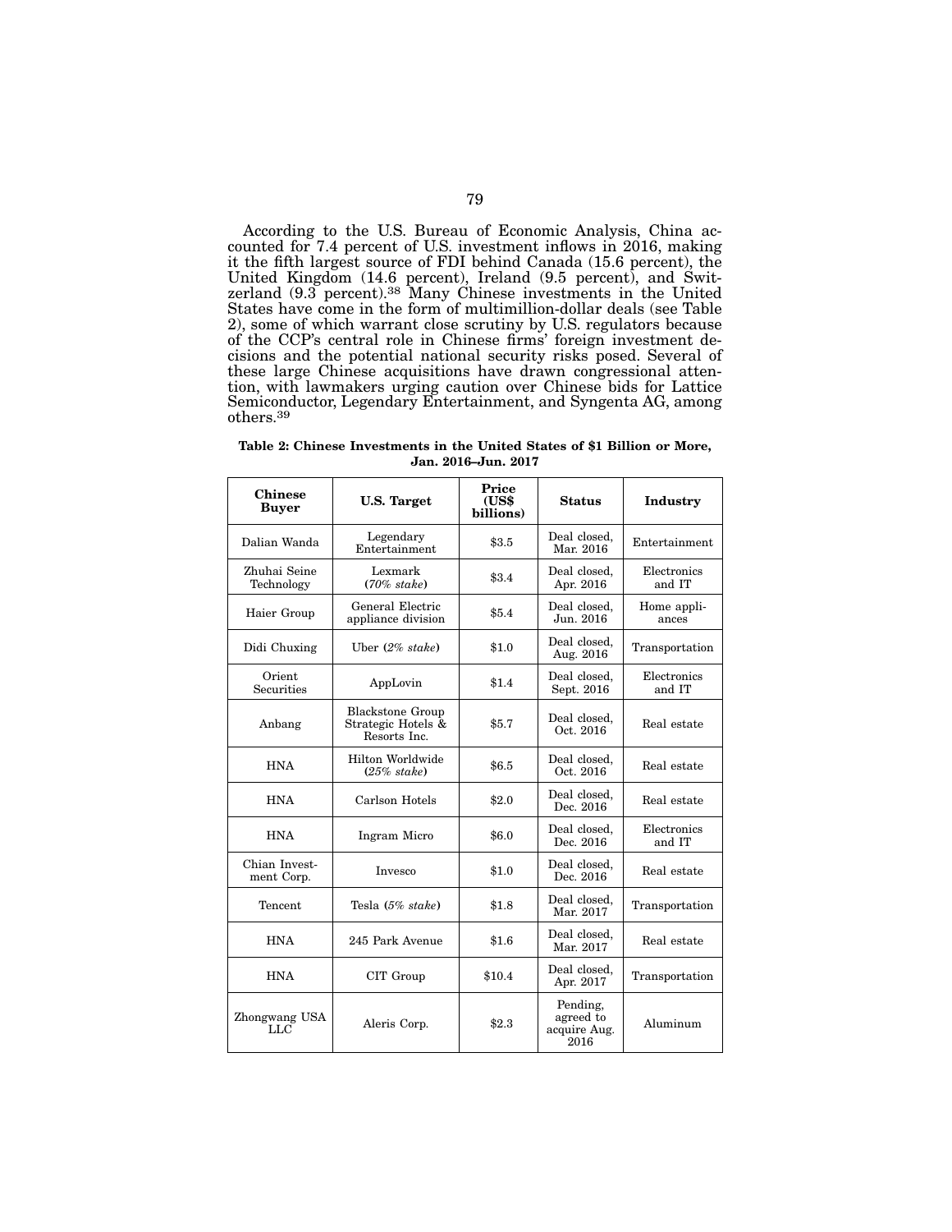According to the U.S. Bureau of Economic Analysis, China accounted for 7.4 percent of U.S. investment inflows in 2016, making it the fifth largest source of FDI behind Canada (15.6 percent), the United Kingdom (14.6 percent), Ireland (9.5 percent), and Switzerland (9.3 percent).[38] Many Chinese investments in the United States have come in the form of multimillion-dollar deals (see Table 2), some of which warrant close scrutiny by U.S. regulators because of the CCP's central role in Chinese firms' foreign investment decisions and the potential national security risks posed. Several of these large Chinese acquisitions have drawn congressional attention, with lawmakers urging caution over Chinese bids for Lattice Semiconductor, Legendary Entertainment, and Syngenta AG, among others.[39]

**Table 2: Chinese Investments in the United States of $1 Billion or More, Jan. 2016–Jun. 2017**

| Chinese Buyer | U.S. Target | Price (US$ billions) | Status | Industry |
|---|---|---|---|---|
| Dalian Wanda | Legendary Entertainment | $3.5 | Deal closed, Mar. 2016 | Entertainment |
| Zhuhai Seine Technology | Lexmark (*70% stake*) | $3.4 | Deal closed, Apr. 2016 | Electronics and IT |
| Haier Group | General Electric appliance division | $5.4 | Deal closed, Jun. 2016 | Home appliances |
| Didi Chuxing | Uber (*2% stake*) | $1.0 | Deal closed, Aug. 2016 | Transportation |
| Orient Securities | AppLovin | $1.4 | Deal closed, Sept. 2016 | Electronics and IT |
| Anbang | Blackstone Group Strategic Hotels & Resorts Inc. | $5.7 | Deal closed, Oct. 2016 | Real estate |
| HNA | Hilton Worldwide (*25% stake*) | $6.5 | Deal closed, Oct. 2016 | Real estate |
| HNA | Carlson Hotels | $2.0 | Deal closed, Dec. 2016 | Real estate |
| HNA | Ingram Micro | $6.0 | Deal closed, Dec. 2016 | Electronics and IT |
| Chian Investment Corp. | Invesco | $1.0 | Deal closed, Dec. 2016 | Real estate |
| Tencent | Tesla (*5% stake*) | $1.8 | Deal closed, Mar. 2017 | Transportation |
| HNA | 245 Park Avenue | $1.6 | Deal closed, Mar. 2017 | Real estate |
| HNA | CIT Group | $10.4 | Deal closed, Apr. 2017 | Transportation |
| Zhongwang USA LLC | Aleris Corp. | $2.3 | Pending, agreed to acquire Aug. 2016 | Aluminum |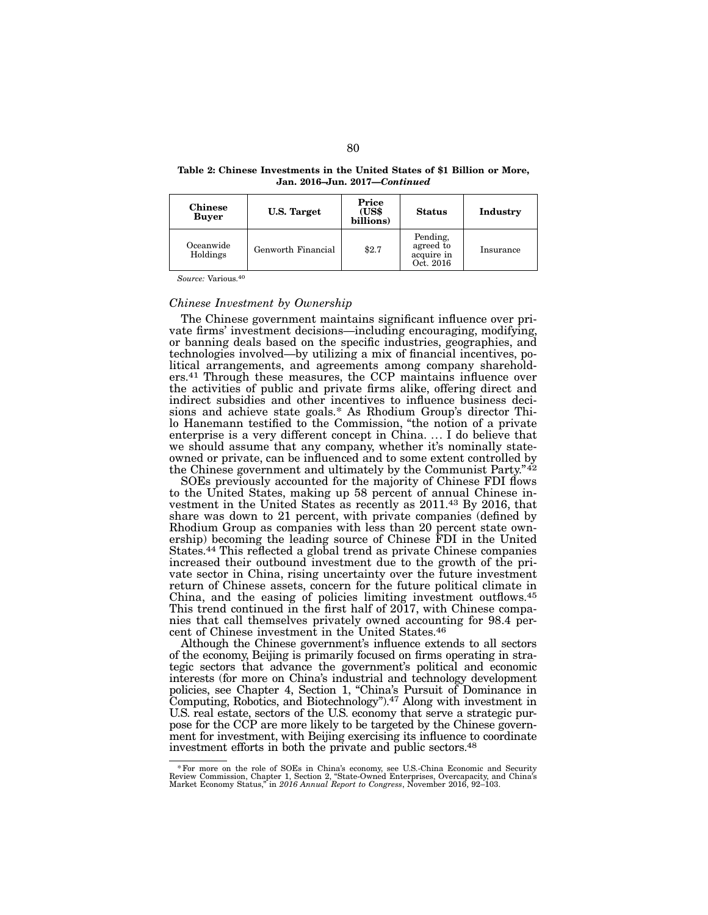**Table 2: Chinese Investments in the United States of $1 Billion or More, Jan. 2016–Jun. 2017—*Continued***

| Chinese Buyer | U.S. Target | Price (US$ billions) | Status | Industry |
|---|---|---|---|---|
| Oceanwide Holdings | Genworth Financial | $2.7 | Pending, agreed to acquire in Oct. 2016 | Insurance |

*Source:* Various.[40]

### *Chinese Investment by Ownership*

The Chinese government maintains significant influence over private firms' investment decisions—including encouraging, modifying, or banning deals based on the specific industries, geographies, and technologies involved—by utilizing a mix of financial incentives, political arrangements, and agreements among company shareholders.[41] Through these measures, the CCP maintains influence over the activities of public and private firms alike, offering direct and indirect subsidies and other incentives to influence business decisions and achieve state goals.* As Rhodium Group's director Thilo Hanemann testified to the Commission, "the notion of a private enterprise is a very different concept in China. ... I do believe that we should assume that any company, whether it's nominally state-owned or private, can be influenced and to some extent controlled by the Chinese government and ultimately by the Communist Party."[42]

SOEs previously accounted for the majority of Chinese FDI flows to the United States, making up 58 percent of annual Chinese investment in the United States as recently as 2011.[43] By 2016, that share was down to 21 percent, with private companies (defined by Rhodium Group as companies with less than 20 percent state ownership) becoming the leading source of Chinese FDI in the United States.[44] This reflected a global trend as private Chinese companies increased their outbound investment due to the growth of the private sector in China, rising uncertainty over the future investment return of Chinese assets, concern for the future political climate in China, and the easing of policies limiting investment outflows.[45] This trend continued in the first half of 2017, with Chinese companies that call themselves privately owned accounting for 98.4 percent of Chinese investment in the United States.[46]

Although the Chinese government's influence extends to all sectors of the economy, Beijing is primarily focused on firms operating in strategic sectors that advance the government's political and economic interests (for more on China's industrial and technology development policies, see Chapter 4, Section 1, "China's Pursuit of Dominance in Computing, Robotics, and Biotechnology").[47] Along with investment in U.S. real estate, sectors of the U.S. economy that serve a strategic purpose for the CCP are more likely to be targeted by the Chinese government for investment, with Beijing exercising its influence to coordinate investment efforts in both the private and public sectors.[48]

---

\* For more on the role of SOEs in China's economy, see U.S.-China Economic and Security Review Commission, Chapter 1, Section 2, "State-Owned Enterprises, Overcapacity, and China's Market Economy Status," in *2016 Annual Report to Congress*, November 2016, 92–103.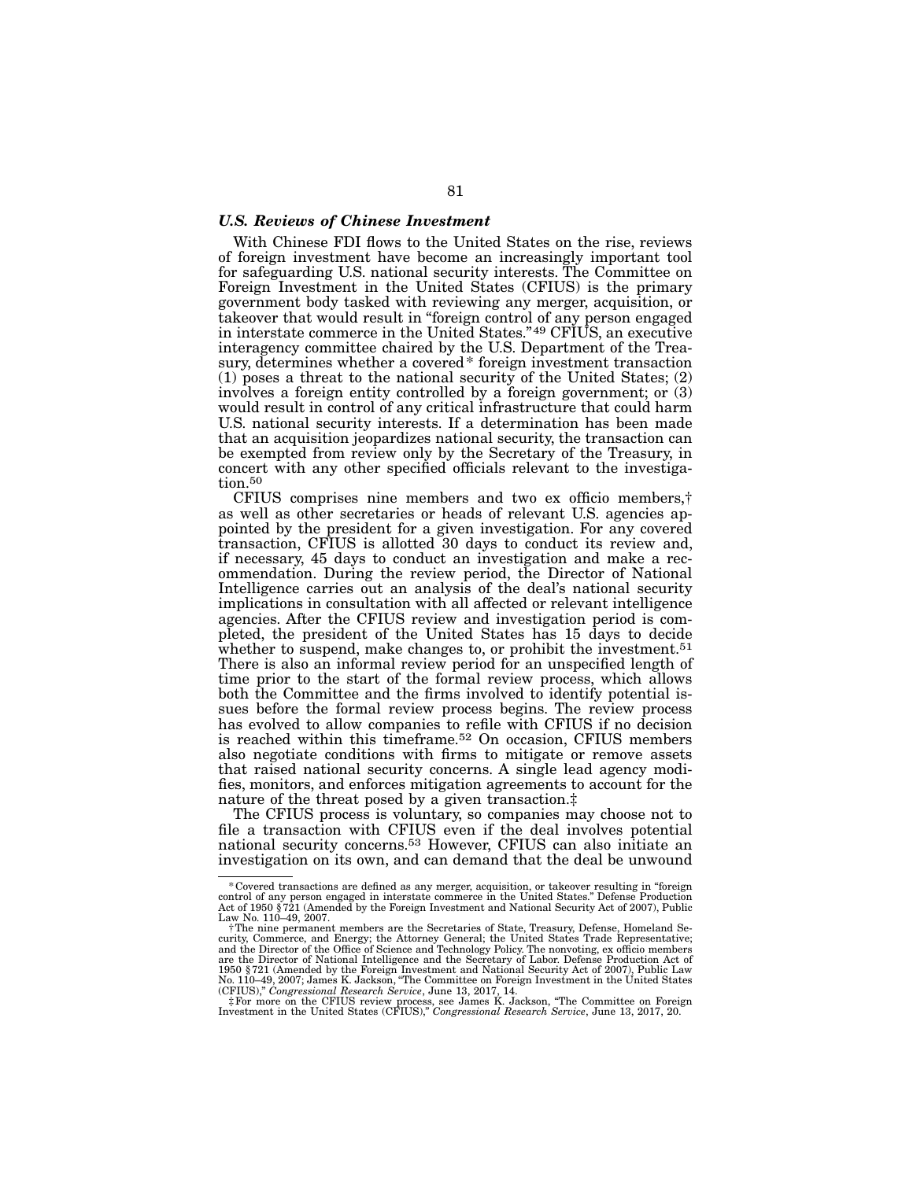### *U.S. Reviews of Chinese Investment*

With Chinese FDI flows to the United States on the rise, reviews of foreign investment have become an increasingly important tool for safeguarding U.S. national security interests. The Committee on Foreign Investment in the United States (CFIUS) is the primary government body tasked with reviewing any merger, acquisition, or takeover that would result in "foreign control of any person engaged in interstate commerce in the United States."[49] CFIUS, an executive interagency committee chaired by the U.S. Department of the Treasury, determines whether a covered* foreign investment transaction (1) poses a threat to the national security of the United States; (2) involves a foreign entity controlled by a foreign government; or (3) would result in control of any critical infrastructure that could harm U.S. national security interests. If a determination has been made that an acquisition jeopardizes national security, the transaction can be exempted from review only by the Secretary of the Treasury, in concert with any other specified officials relevant to the investigation.[50]

CFIUS comprises nine members and two ex officio members,† as well as other secretaries or heads of relevant U.S. agencies appointed by the president for a given investigation. For any covered transaction, CFIUS is allotted 30 days to conduct its review and, if necessary, 45 days to conduct an investigation and make a recommendation. During the review period, the Director of National Intelligence carries out an analysis of the deal's national security implications in consultation with all affected or relevant intelligence agencies. After the CFIUS review and investigation period is completed, the president of the United States has 15 days to decide whether to suspend, make changes to, or prohibit the investment.[51] There is also an informal review period for an unspecified length of time prior to the start of the formal review process, which allows both the Committee and the firms involved to identify potential issues before the formal review process begins. The review process has evolved to allow companies to refile with CFIUS if no decision is reached within this timeframe.[52] On occasion, CFIUS members also negotiate conditions with firms to mitigate or remove assets that raised national security concerns. A single lead agency modifies, monitors, and enforces mitigation agreements to account for the nature of the threat posed by a given transaction.‡

The CFIUS process is voluntary, so companies may choose not to file a transaction with CFIUS even if the deal involves potential national security concerns.[53] However, CFIUS can also initiate an investigation on its own, and can demand that the deal be unwound

---

*Covered transactions are defined as any merger, acquisition, or takeover resulting in "foreign control of any person engaged in interstate commerce in the United States." Defense Production Act of 1950 §721 (Amended by the Foreign Investment and National Security Act of 2007), Public Law No. 110–49, 2007.

†The nine permanent members are the Secretaries of State, Treasury, Defense, Homeland Security, Commerce, and Energy; the Attorney General; the United States Trade Representative; and the Director of the Office of Science and Technology Policy. The nonvoting, ex officio members are the Director of National Intelligence and the Secretary of Labor. Defense Production Act of 1950 §721 (Amended by the Foreign Investment and National Security Act of 2007), Public Law No. 110–49, 2007; James K. Jackson, "The Committee on Foreign Investment in the United States (CFIUS)," *Congressional Research Service*, June 13, 2017, 14.

‡For more on the CFIUS review process, see James K. Jackson, "The Committee on Foreign Investment in the United States (CFIUS)," *Congressional Research Service*, June 13, 2017, 20.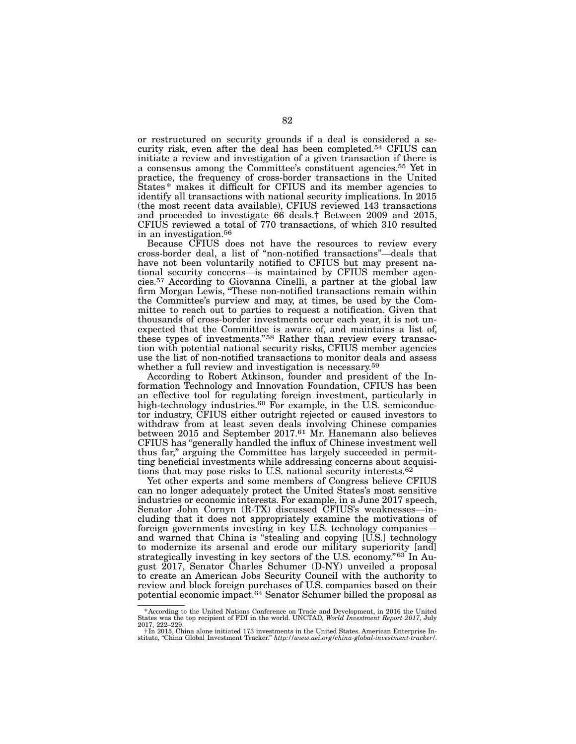or restructured on security grounds if a deal is considered a security risk, even after the deal has been completed.[54] CFIUS can initiate a review and investigation of a given transaction if there is a consensus among the Committee's constituent agencies.[55] Yet in practice, the frequency of cross-border transactions in the United States* makes it difficult for CFIUS and its member agencies to identify all transactions with national security implications. In 2015 (the most recent data available), CFIUS reviewed 143 transactions and proceeded to investigate 66 deals.† Between 2009 and 2015, CFIUS reviewed a total of 770 transactions, of which 310 resulted in an investigation.[56]

Because CFIUS does not have the resources to review every cross-border deal, a list of "non-notified transactions"—deals that have not been voluntarily notified to CFIUS but may present national security concerns—is maintained by CFIUS member agencies.[57] According to Giovanna Cinelli, a partner at the global law firm Morgan Lewis, "These non-notified transactions remain within the Committee's purview and may, at times, be used by the Committee to reach out to parties to request a notification. Given that thousands of cross-border investments occur each year, it is not unexpected that the Committee is aware of, and maintains a list of, these types of investments."[58] Rather than review every transaction with potential national security risks, CFIUS member agencies use the list of non-notified transactions to monitor deals and assess whether a full review and investigation is necessary.[59]

According to Robert Atkinson, founder and president of the Information Technology and Innovation Foundation, CFIUS has been an effective tool for regulating foreign investment, particularly in high-technology industries.[60] For example, in the U.S. semiconductor industry, CFIUS either outright rejected or caused investors to withdraw from at least seven deals involving Chinese companies between 2015 and September 2017.[61] Mr. Hanemann also believes CFIUS has "generally handled the influx of Chinese investment well thus far," arguing the Committee has largely succeeded in permitting beneficial investments while addressing concerns about acquisitions that may pose risks to U.S. national security interests.[62]

Yet other experts and some members of Congress believe CFIUS can no longer adequately protect the United States's most sensitive industries or economic interests. For example, in a June 2017 speech, Senator John Cornyn (R-TX) discussed CFIUS's weaknesses—including that it does not appropriately examine the motivations of foreign governments investing in key U.S. technology companies—and warned that China is "stealing and copying [U.S.] technology to modernize its arsenal and erode our military superiority [and] strategically investing in key sectors of the U.S. economy."[63] In August 2017, Senator Charles Schumer (D-NY) unveiled a proposal to create an American Jobs Security Council with the authority to review and block foreign purchases of U.S. companies based on their potential economic impact.[64] Senator Schumer billed the proposal as

---

*According to the United Nations Conference on Trade and Development, in 2016 the United States was the top recipient of FDI in the world. UNCTAD, *World Investment Report 2017*, July 2017, 222–229.

†In 2015, China alone initiated 173 investments in the United States. American Enterprise Institute, "China Global Investment Tracker." *http://www.aei.org/china-global-investment-tracker/*.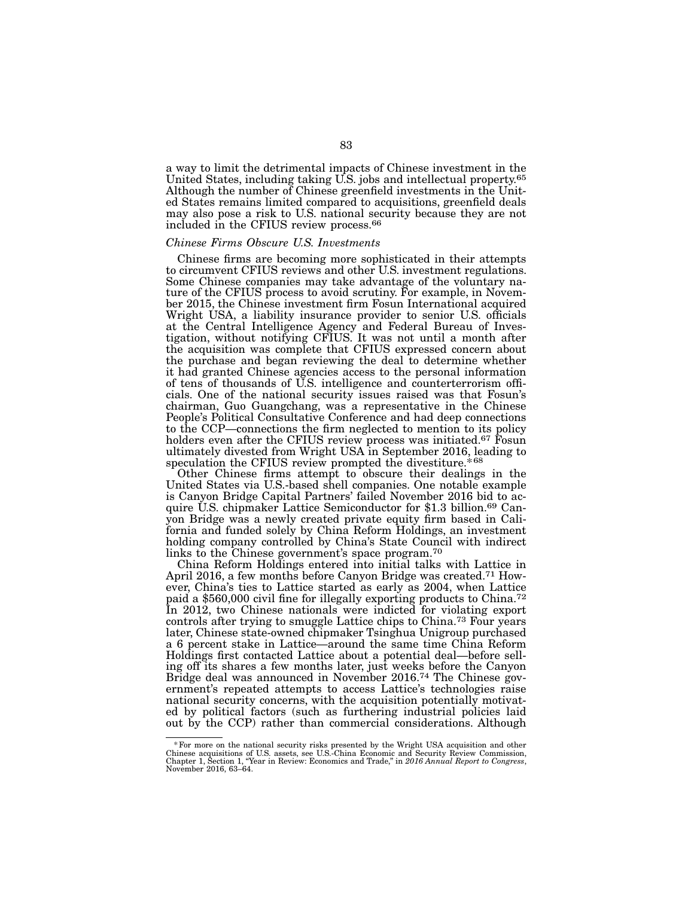a way to limit the detrimental impacts of Chinese investment in the United States, including taking U.S. jobs and intellectual property.[65] Although the number of Chinese greenfield investments in the United States remains limited compared to acquisitions, greenfield deals may also pose a risk to U.S. national security because they are not included in the CFIUS review process.[66]

*Chinese Firms Obscure U.S. Investments*

Chinese firms are becoming more sophisticated in their attempts to circumvent CFIUS reviews and other U.S. investment regulations. Some Chinese companies may take advantage of the voluntary nature of the CFIUS process to avoid scrutiny. For example, in November 2015, the Chinese investment firm Fosun International acquired Wright USA, a liability insurance provider to senior U.S. officials at the Central Intelligence Agency and Federal Bureau of Investigation, without notifying CFIUS. It was not until a month after the acquisition was complete that CFIUS expressed concern about the purchase and began reviewing the deal to determine whether it had granted Chinese agencies access to the personal information of tens of thousands of U.S. intelligence and counterterrorism officials. One of the national security issues raised was that Fosun's chairman, Guo Guangchang, was a representative in the Chinese People's Political Consultative Conference and had deep connections to the CCP—connections the firm neglected to mention to its policy holders even after the CFIUS review process was initiated.[67] Fosun ultimately divested from Wright USA in September 2016, leading to speculation the CFIUS review prompted the divestiture.*[68]

Other Chinese firms attempt to obscure their dealings in the United States via U.S.-based shell companies. One notable example is Canyon Bridge Capital Partners' failed November 2016 bid to acquire U.S. chipmaker Lattice Semiconductor for $1.3 billion.[69] Canyon Bridge was a newly created private equity firm based in California and funded solely by China Reform Holdings, an investment holding company controlled by China's State Council with indirect links to the Chinese government's space program.[70]

China Reform Holdings entered into initial talks with Lattice in April 2016, a few months before Canyon Bridge was created.[71] However, China's ties to Lattice started as early as 2004, when Lattice paid a $560,000 civil fine for illegally exporting products to China.[72] In 2012, two Chinese nationals were indicted for violating export controls after trying to smuggle Lattice chips to China.[73] Four years later, Chinese state-owned chipmaker Tsinghua Unigroup purchased a 6 percent stake in Lattice—around the same time China Reform Holdings first contacted Lattice about a potential deal—before selling off its shares a few months later, just weeks before the Canyon Bridge deal was announced in November 2016.[74] The Chinese government's repeated attempts to access Lattice's technologies raise national security concerns, with the acquisition potentially motivated by political factors (such as furthering industrial policies laid out by the CCP) rather than commercial considerations. Although

---

*For more on the national security risks presented by the Wright USA acquisition and other Chinese acquisitions of U.S. assets, see U.S.-China Economic and Security Review Commission, Chapter 1, Section 1, "Year in Review: Economics and Trade," in *2016 Annual Report to Congress*, November 2016, 63–64.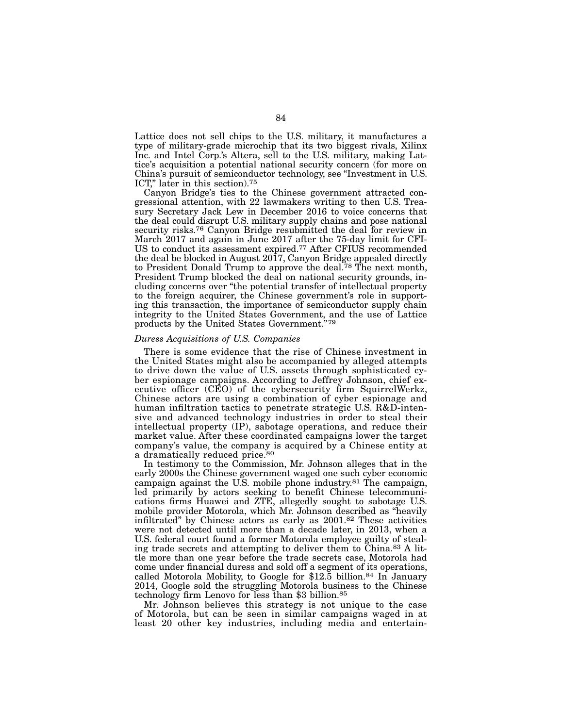Lattice does not sell chips to the U.S. military, it manufactures a type of military-grade microchip that its two biggest rivals, Xilinx Inc. and Intel Corp.'s Altera, sell to the U.S. military, making Lattice's acquisition a potential national security concern (for more on China's pursuit of semiconductor technology, see "Investment in U.S. ICT," later in this section).[75]

Canyon Bridge's ties to the Chinese government attracted congressional attention, with 22 lawmakers writing to then U.S. Treasury Secretary Jack Lew in December 2016 to voice concerns that the deal could disrupt U.S. military supply chains and pose national security risks.[76] Canyon Bridge resubmitted the deal for review in March 2017 and again in June 2017 after the 75-day limit for CFIUS to conduct its assessment expired.[77] After CFIUS recommended the deal be blocked in August 2017, Canyon Bridge appealed directly to President Donald Trump to approve the deal.[78] The next month, President Trump blocked the deal on national security grounds, including concerns over "the potential transfer of intellectual property to the foreign acquirer, the Chinese government's role in supporting this transaction, the importance of semiconductor supply chain integrity to the United States Government, and the use of Lattice products by the United States Government."[79]

*Duress Acquisitions of U.S. Companies*

There is some evidence that the rise of Chinese investment in the United States might also be accompanied by alleged attempts to drive down the value of U.S. assets through sophisticated cyber espionage campaigns. According to Jeffrey Johnson, chief executive officer (CEO) of the cybersecurity firm SquirrelWerkz, Chinese actors are using a combination of cyber espionage and human infiltration tactics to penetrate strategic U.S. R&D-intensive and advanced technology industries in order to steal their intellectual property (IP), sabotage operations, and reduce their market value. After these coordinated campaigns lower the target company's value, the company is acquired by a Chinese entity at a dramatically reduced price.[80]

In testimony to the Commission, Mr. Johnson alleges that in the early 2000s the Chinese government waged one such cyber economic campaign against the U.S. mobile phone industry.[81] The campaign, led primarily by actors seeking to benefit Chinese telecommunications firms Huawei and ZTE, allegedly sought to sabotage U.S. mobile provider Motorola, which Mr. Johnson described as "heavily infiltrated" by Chinese actors as early as 2001.[82] These activities were not detected until more than a decade later, in 2013, when a U.S. federal court found a former Motorola employee guilty of stealing trade secrets and attempting to deliver them to China.[83] A little more than one year before the trade secrets case, Motorola had come under financial duress and sold off a segment of its operations, called Motorola Mobility, to Google for $12.5 billion.[84] In January 2014, Google sold the struggling Motorola business to the Chinese technology firm Lenovo for less than $3 billion.[85]

Mr. Johnson believes this strategy is not unique to the case of Motorola, but can be seen in similar campaigns waged in at least 20 other key industries, including media and entertain-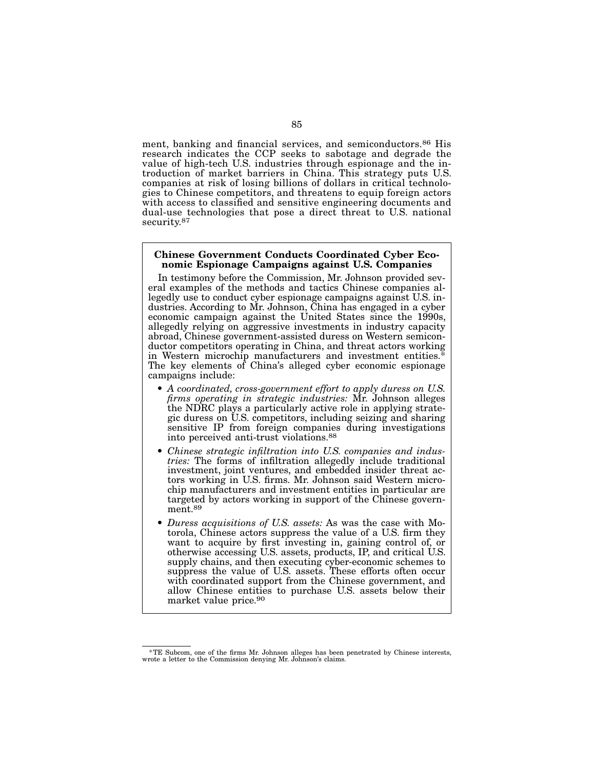ment, banking and financial services, and semiconductors.[86] His research indicates the CCP seeks to sabotage and degrade the value of high-tech U.S. industries through espionage and the introduction of market barriers in China. This strategy puts U.S. companies at risk of losing billions of dollars in critical technologies to Chinese competitors, and threatens to equip foreign actors with access to classified and sensitive engineering documents and dual-use technologies that pose a direct threat to U.S. national security.[87]

**Chinese Government Conducts Coordinated Cyber Economic Espionage Campaigns against U.S. Companies**

In testimony before the Commission, Mr. Johnson provided several examples of the methods and tactics Chinese companies allegedly use to conduct cyber espionage campaigns against U.S. industries. According to Mr. Johnson, China has engaged in a cyber economic campaign against the United States since the 1990s, allegedly relying on aggressive investments in industry capacity abroad, Chinese government-assisted duress on Western semiconductor competitors operating in China, and threat actors working in Western microchip manufacturers and investment entities.* The key elements of China's alleged cyber economic espionage campaigns include:

- *A coordinated, cross-government effort to apply duress on U.S. firms operating in strategic industries:* Mr. Johnson alleges the NDRC plays a particularly active role in applying strategic duress on U.S. competitors, including seizing and sharing sensitive IP from foreign companies during investigations into perceived anti-trust violations.[88]
- *Chinese strategic infiltration into U.S. companies and industries:* The forms of infiltration allegedly include traditional investment, joint ventures, and embedded insider threat actors working in U.S. firms. Mr. Johnson said Western microchip manufacturers and investment entities in particular are targeted by actors working in support of the Chinese government.[89]
- *Duress acquisitions of U.S. assets:* As was the case with Motorola, Chinese actors suppress the value of a U.S. firm they want to acquire by first investing in, gaining control of, or otherwise accessing U.S. assets, products, IP, and critical U.S. supply chains, and then executing cyber-economic schemes to suppress the value of U.S. assets. These efforts often occur with coordinated support from the Chinese government, and allow Chinese entities to purchase U.S. assets below their market value price.[90]

---

*TE Subcom, one of the firms Mr. Johnson alleges has been penetrated by Chinese interests, wrote a letter to the Commission denying Mr. Johnson's claims.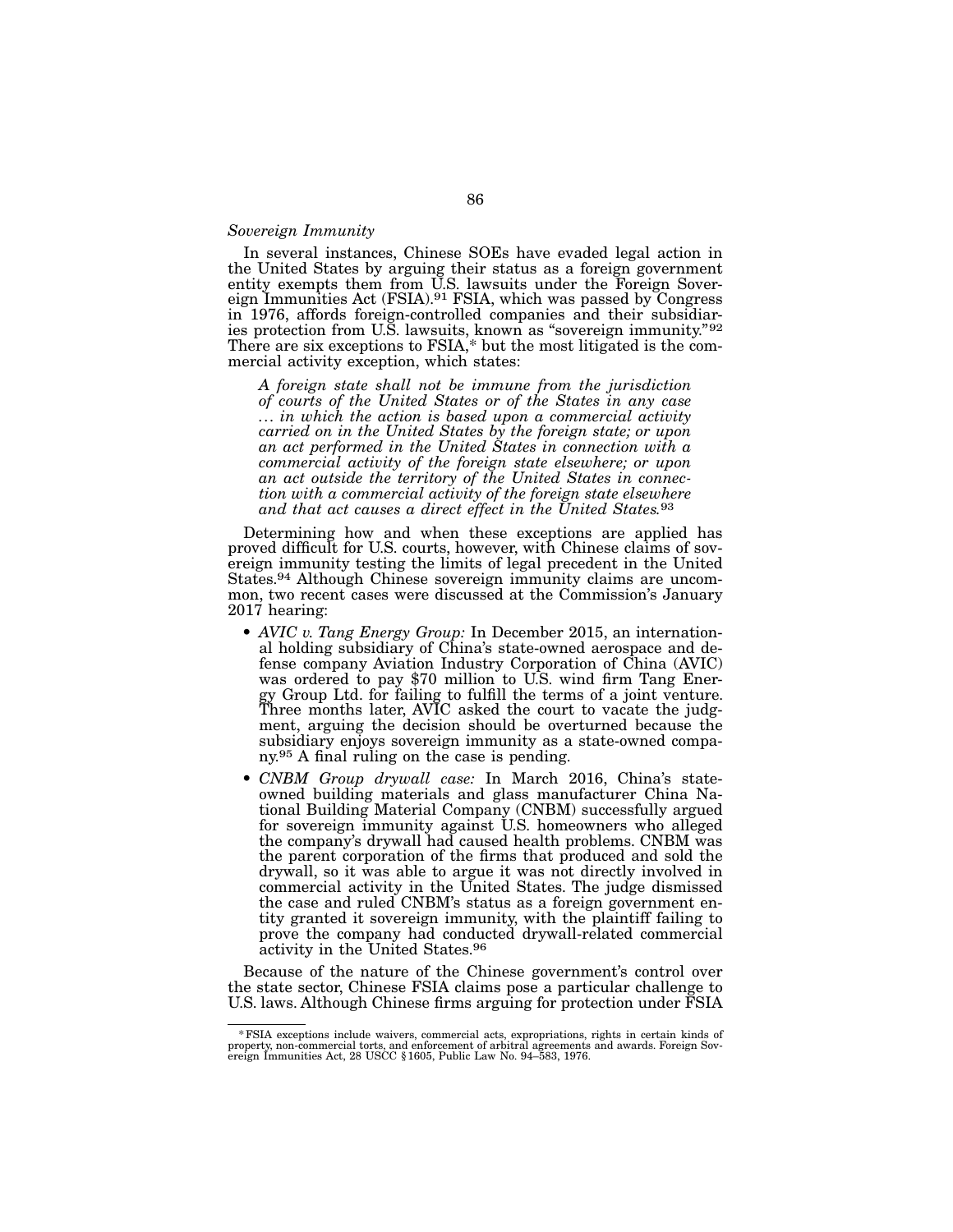*Sovereign Immunity*

In several instances, Chinese SOEs have evaded legal action in the United States by arguing their status as a foreign government entity exempts them from U.S. lawsuits under the Foreign Sovereign Immunities Act (FSIA).[91] FSIA, which was passed by Congress in 1976, affords foreign-controlled companies and their subsidiaries protection from U.S. lawsuits, known as "sovereign immunity."[92] There are six exceptions to FSIA,* but the most litigated is the commercial activity exception, which states:

> *A foreign state shall not be immune from the jurisdiction of courts of the United States or of the States in any case … in which the action is based upon a commercial activity carried on in the United States by the foreign state; or upon an act performed in the United States in connection with a commercial activity of the foreign state elsewhere; or upon an act outside the territory of the United States in connection with a commercial activity of the foreign state elsewhere and that act causes a direct effect in the United States.*[93]

Determining how and when these exceptions are applied has proved difficult for U.S. courts, however, with Chinese claims of sovereign immunity testing the limits of legal precedent in the United States.[94] Although Chinese sovereign immunity claims are uncommon, two recent cases were discussed at the Commission's January 2017 hearing:

- *AVIC v. Tang Energy Group:* In December 2015, an international holding subsidiary of China's state-owned aerospace and defense company Aviation Industry Corporation of China (AVIC) was ordered to pay $70 million to U.S. wind firm Tang Energy Group Ltd. for failing to fulfill the terms of a joint venture. Three months later, AVIC asked the court to vacate the judgment, arguing the decision should be overturned because the subsidiary enjoys sovereign immunity as a state-owned company.[95] A final ruling on the case is pending.
- *CNBM Group drywall case:* In March 2016, China's state-owned building materials and glass manufacturer China National Building Material Company (CNBM) successfully argued for sovereign immunity against U.S. homeowners who alleged the company's drywall had caused health problems. CNBM was the parent corporation of the firms that produced and sold the drywall, so it was able to argue it was not directly involved in commercial activity in the United States. The judge dismissed the case and ruled CNBM's status as a foreign government entity granted it sovereign immunity, with the plaintiff failing to prove the company had conducted drywall-related commercial activity in the United States.[96]

Because of the nature of the Chinese government's control over the state sector, Chinese FSIA claims pose a particular challenge to U.S. laws. Although Chinese firms arguing for protection under FSIA

---

* FSIA exceptions include waivers, commercial acts, expropriations, rights in certain kinds of property, non-commercial torts, and enforcement of arbitral agreements and awards. Foreign Sovereign Immunities Act, 28 USCC §1605, Public Law No. 94–583, 1976.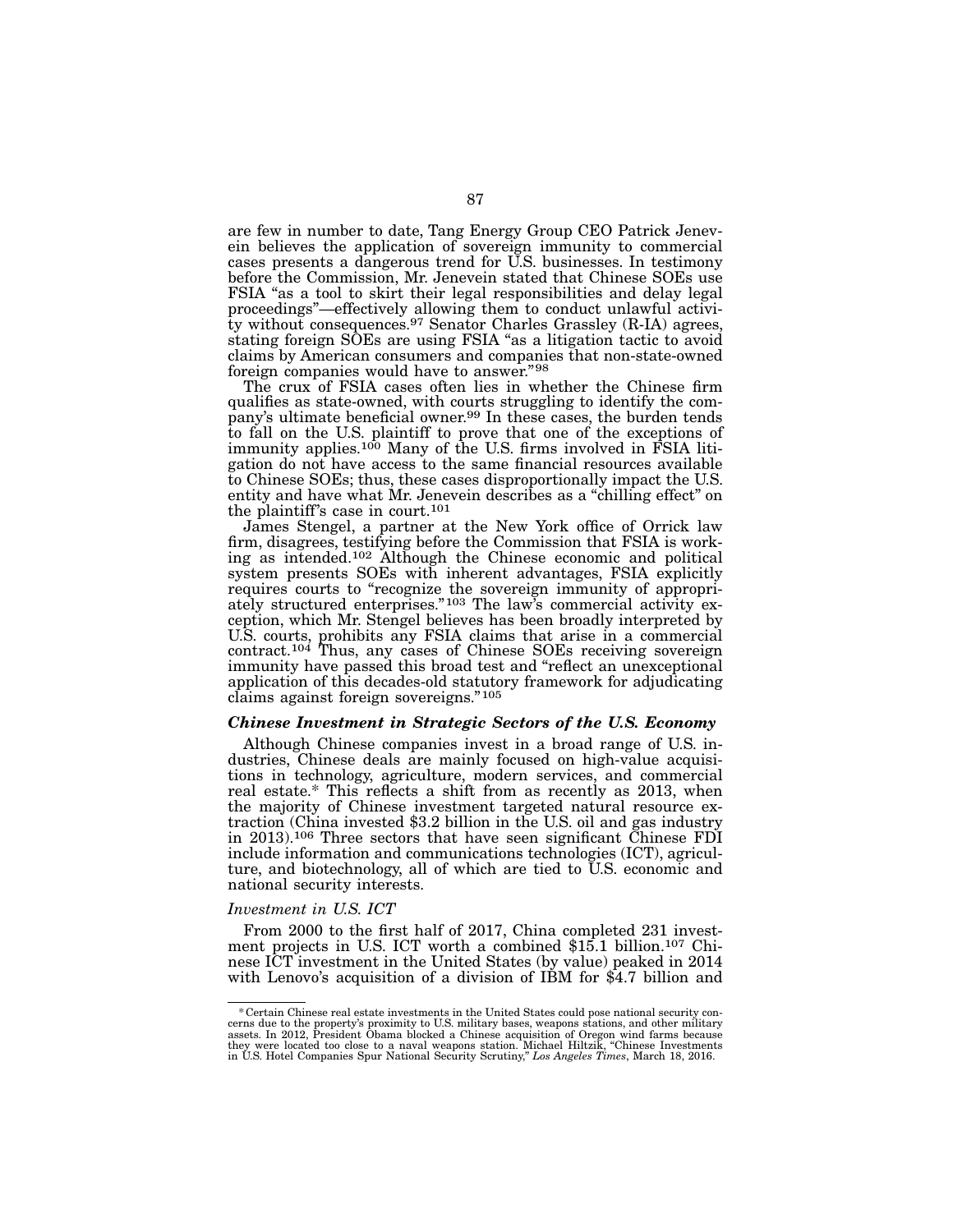are few in number to date, Tang Energy Group CEO Patrick Jenevein believes the application of sovereign immunity to commercial cases presents a dangerous trend for U.S. businesses. In testimony before the Commission, Mr. Jenevein stated that Chinese SOEs use FSIA "as a tool to skirt their legal responsibilities and delay legal proceedings"—effectively allowing them to conduct unlawful activity without consequences.[97] Senator Charles Grassley (R-IA) agrees, stating foreign SOEs are using FSIA "as a litigation tactic to avoid claims by American consumers and companies that non-state-owned foreign companies would have to answer."[98]

The crux of FSIA cases often lies in whether the Chinese firm qualifies as state-owned, with courts struggling to identify the company's ultimate beneficial owner.[99] In these cases, the burden tends to fall on the U.S. plaintiff to prove that one of the exceptions of immunity applies.[100] Many of the U.S. firms involved in FSIA litigation do not have access to the same financial resources available to Chinese SOEs; thus, these cases disproportionally impact the U.S. entity and have what Mr. Jenevein describes as a "chilling effect" on the plaintiff's case in court.[101]

James Stengel, a partner at the New York office of Orrick law firm, disagrees, testifying before the Commission that FSIA is working as intended.[102] Although the Chinese economic and political system presents SOEs with inherent advantages, FSIA explicitly requires courts to "recognize the sovereign immunity of appropriately structured enterprises."[103] The law's commercial activity exception, which Mr. Stengel believes has been broadly interpreted by U.S. courts, prohibits any FSIA claims that arise in a commercial contract.[104] Thus, any cases of Chinese SOEs receiving sovereign immunity have passed this broad test and "reflect an unexceptional application of this decades-old statutory framework for adjudicating claims against foreign sovereigns."[105]

### *Chinese Investment in Strategic Sectors of the U.S. Economy*

Although Chinese companies invest in a broad range of U.S. industries, Chinese deals are mainly focused on high-value acquisitions in technology, agriculture, modern services, and commercial real estate.* This reflects a shift from as recently as 2013, when the majority of Chinese investment targeted natural resource extraction (China invested $3.2 billion in the U.S. oil and gas industry in 2013).[106] Three sectors that have seen significant Chinese FDI include information and communications technologies (ICT), agriculture, and biotechnology, all of which are tied to U.S. economic and national security interests.

#### *Investment in U.S. ICT*

From 2000 to the first half of 2017, China completed 231 investment projects in U.S. ICT worth a combined $15.1 billion.[107] Chinese ICT investment in the United States (by value) peaked in 2014 with Lenovo's acquisition of a division of IBM for $4.7 billion and

---

* Certain Chinese real estate investments in the United States could pose national security concerns due to the property's proximity to U.S. military bases, weapons stations, and other military assets. In 2012, President Obama blocked a Chinese acquisition of Oregon wind farms because they were located too close to a naval weapons station. Michael Hiltzik, "Chinese Investments in U.S. Hotel Companies Spur National Security Scrutiny," *Los Angeles Times*, March 18, 2016.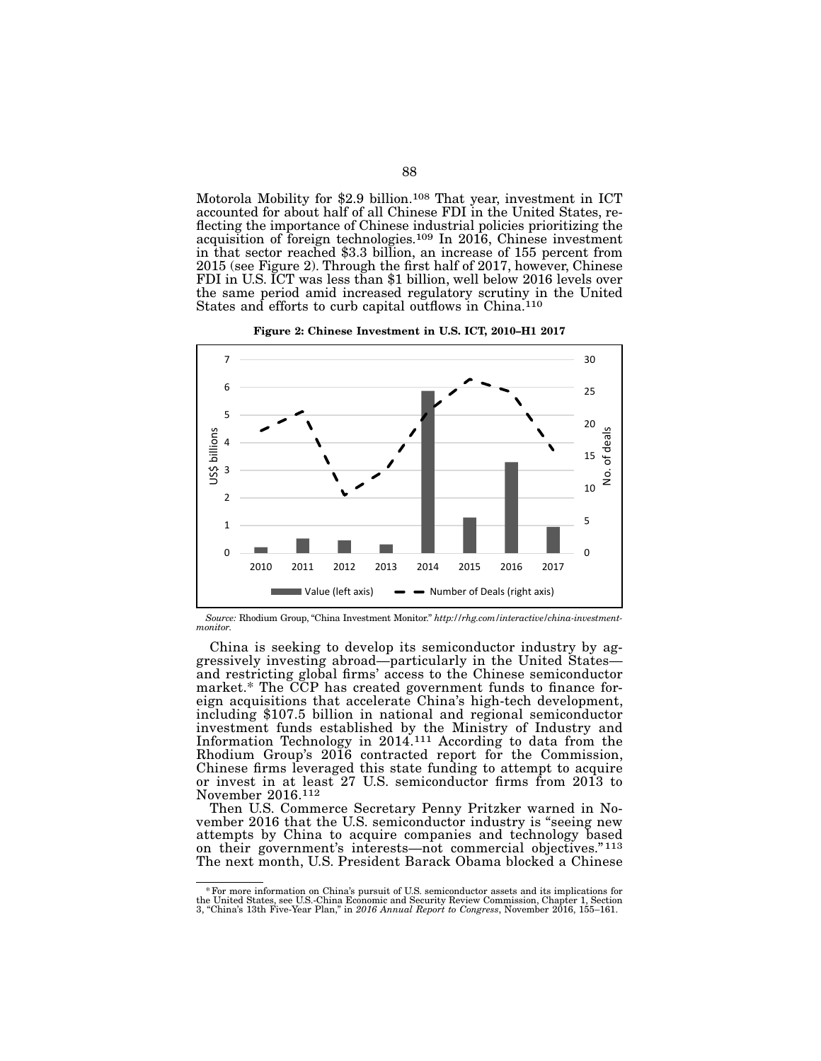Motorola Mobility for $2.9 billion.[108] That year, investment in ICT accounted for about half of all Chinese FDI in the United States, reflecting the importance of Chinese industrial policies prioritizing the acquisition of foreign technologies.[109] In 2016, Chinese investment in that sector reached $3.3 billion, an increase of 155 percent from 2015 (see Figure 2). Through the first half of 2017, however, Chinese FDI in U.S. ICT was less than $1 billion, well below 2016 levels over the same period amid increased regulatory scrutiny in the United States and efforts to curb capital outflows in China.[110]

**Figure 2: Chinese Investment in U.S. ICT, 2010–H1 2017**

*Source:* Rhodium Group, "China Investment Monitor." *http://rhg.com/interactive/china-investment-monitor.*

China is seeking to develop its semiconductor industry by aggressively investing abroad—particularly in the United States—and restricting global firms' access to the Chinese semiconductor market.* The CCP has created government funds to finance foreign acquisitions that accelerate China's high-tech development, including $107.5 billion in national and regional semiconductor investment funds established by the Ministry of Industry and Information Technology in 2014.[111] According to data from the Rhodium Group's 2016 contracted report for the Commission, Chinese firms leveraged this state funding to attempt to acquire or invest in at least 27 U.S. semiconductor firms from 2013 to November 2016.[112]

Then U.S. Commerce Secretary Penny Pritzker warned in November 2016 that the U.S. semiconductor industry is "seeing new attempts by China to acquire companies and technology based on their government's interests—not commercial objectives."[113] The next month, U.S. President Barack Obama blocked a Chinese

---

*For more information on China's pursuit of U.S. semiconductor assets and its implications for the United States, see U.S.-China Economic and Security Review Commission, Chapter 1, Section 3, "China's 13th Five-Year Plan," in *2016 Annual Report to Congress*, November 2016, 155–161.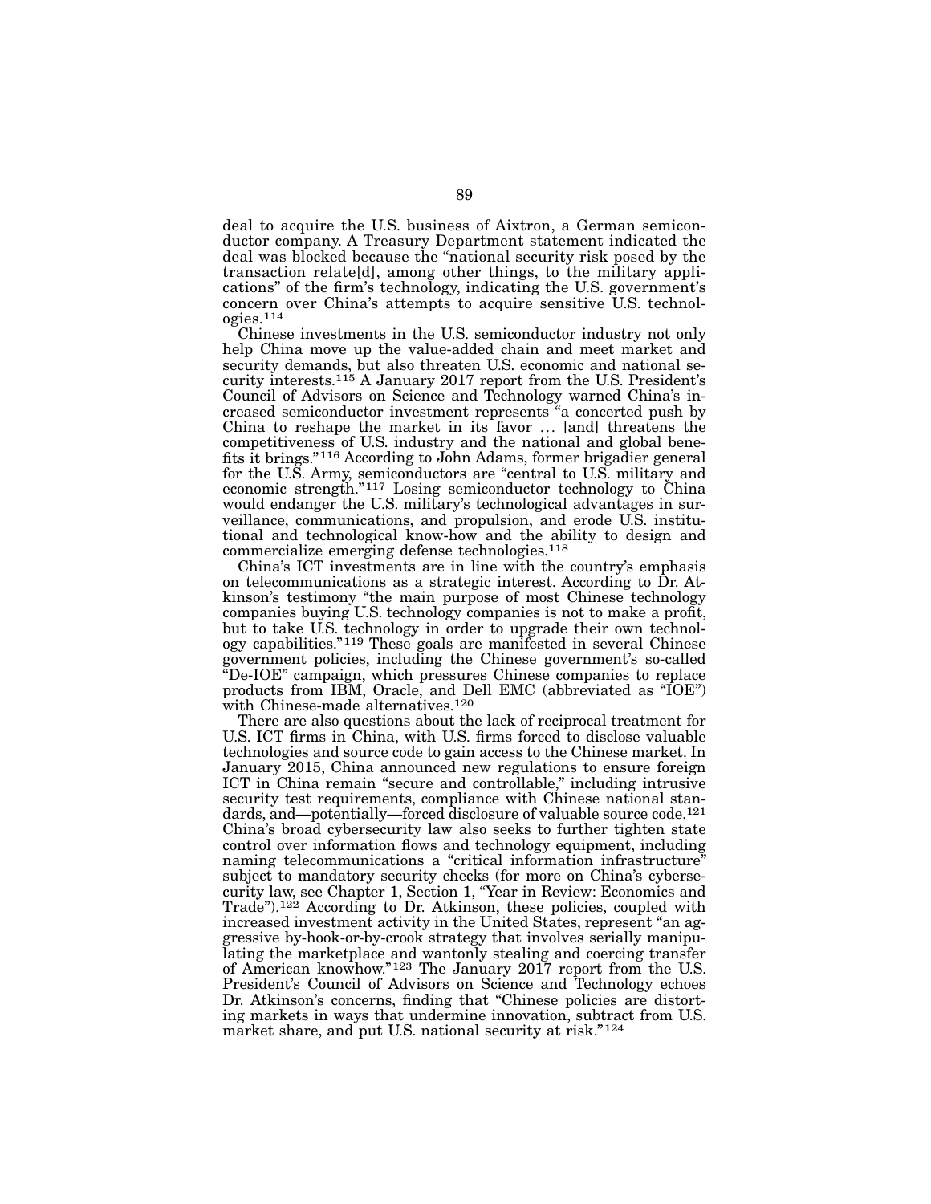deal to acquire the U.S. business of Aixtron, a German semiconductor company. A Treasury Department statement indicated the deal was blocked because the "national security risk posed by the transaction relate[d], among other things, to the military applications" of the firm's technology, indicating the U.S. government's concern over China's attempts to acquire sensitive U.S. technologies.[114]

Chinese investments in the U.S. semiconductor industry not only help China move up the value-added chain and meet market and security demands, but also threaten U.S. economic and national security interests.[115] A January 2017 report from the U.S. President's Council of Advisors on Science and Technology warned China's increased semiconductor investment represents "a concerted push by China to reshape the market in its favor … [and] threatens the competitiveness of U.S. industry and the national and global benefits it brings."[116] According to John Adams, former brigadier general for the U.S. Army, semiconductors are "central to U.S. military and economic strength."[117] Losing semiconductor technology to China would endanger the U.S. military's technological advantages in surveillance, communications, and propulsion, and erode U.S. institutional and technological know-how and the ability to design and commercialize emerging defense technologies.[118]

China's ICT investments are in line with the country's emphasis on telecommunications as a strategic interest. According to Dr. Atkinson's testimony "the main purpose of most Chinese technology companies buying U.S. technology companies is not to make a profit, but to take U.S. technology in order to upgrade their own technology capabilities."[119] These goals are manifested in several Chinese government policies, including the Chinese government's so-called "De-IOE" campaign, which pressures Chinese companies to replace products from IBM, Oracle, and Dell EMC (abbreviated as "IOE") with Chinese-made alternatives.[120]

There are also questions about the lack of reciprocal treatment for U.S. ICT firms in China, with U.S. firms forced to disclose valuable technologies and source code to gain access to the Chinese market. In January 2015, China announced new regulations to ensure foreign ICT in China remain "secure and controllable," including intrusive security test requirements, compliance with Chinese national standards, and—potentially—forced disclosure of valuable source code.[121] China's broad cybersecurity law also seeks to further tighten state control over information flows and technology equipment, including naming telecommunications a "critical information infrastructure" subject to mandatory security checks (for more on China's cybersecurity law, see Chapter 1, Section 1, "Year in Review: Economics and Trade").[122] According to Dr. Atkinson, these policies, coupled with increased investment activity in the United States, represent "an aggressive by-hook-or-by-crook strategy that involves serially manipulating the marketplace and wantonly stealing and coercing transfer of American knowhow."[123] The January 2017 report from the U.S. President's Council of Advisors on Science and Technology echoes Dr. Atkinson's concerns, finding that "Chinese policies are distorting markets in ways that undermine innovation, subtract from U.S. market share, and put U.S. national security at risk."[124]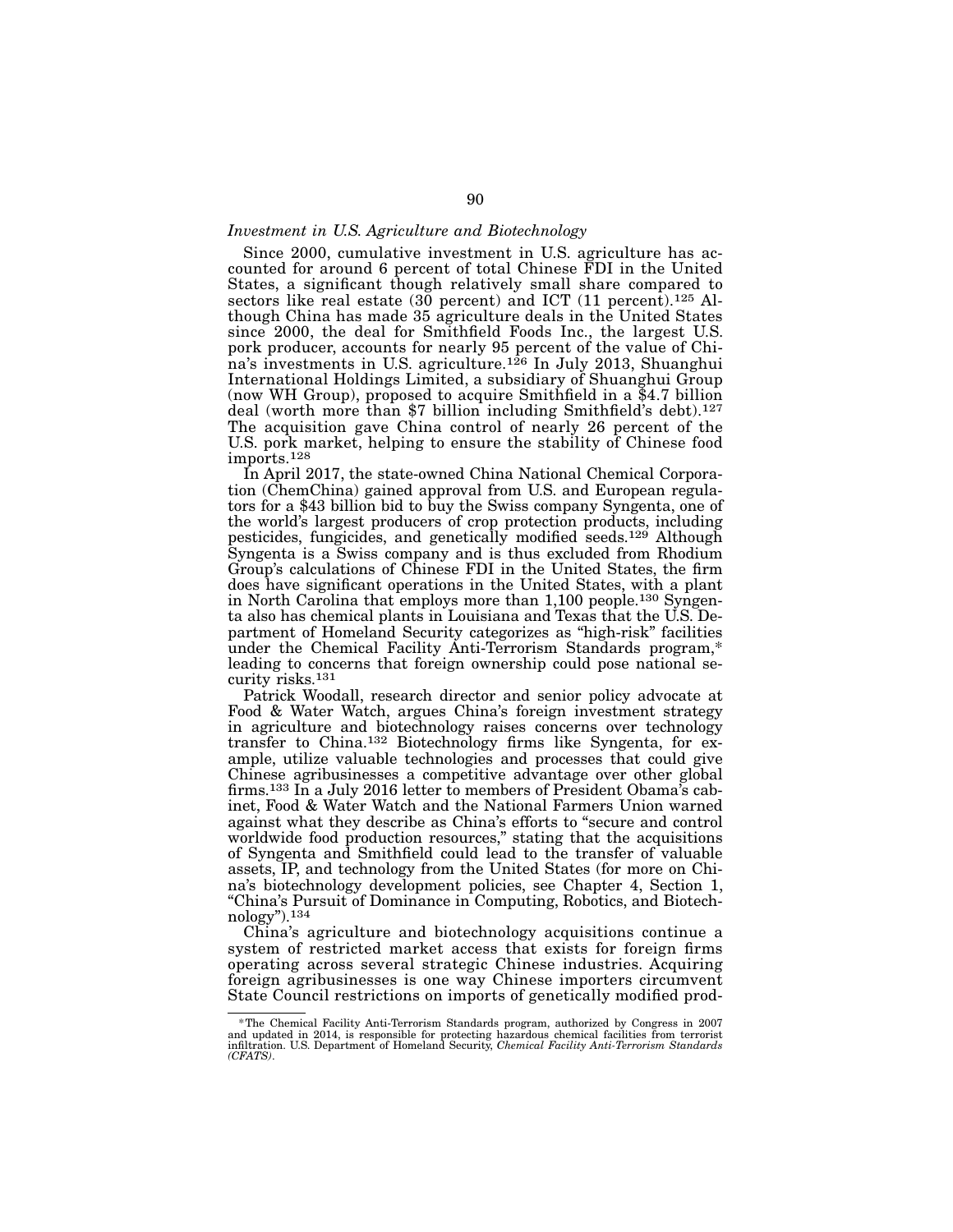*Investment in U.S. Agriculture and Biotechnology*

Since 2000, cumulative investment in U.S. agriculture has accounted for around 6 percent of total Chinese FDI in the United States, a significant though relatively small share compared to sectors like real estate (30 percent) and ICT (11 percent).[125] Although China has made 35 agriculture deals in the United States since 2000, the deal for Smithfield Foods Inc., the largest U.S. pork producer, accounts for nearly 95 percent of the value of China's investments in U.S. agriculture.[126] In July 2013, Shuanghui International Holdings Limited, a subsidiary of Shuanghui Group (now WH Group), proposed to acquire Smithfield in a $4.7 billion deal (worth more than $7 billion including Smithfield's debt).[127] The acquisition gave China control of nearly 26 percent of the U.S. pork market, helping to ensure the stability of Chinese food imports.[128]

In April 2017, the state-owned China National Chemical Corporation (ChemChina) gained approval from U.S. and European regulators for a $43 billion bid to buy the Swiss company Syngenta, one of the world's largest producers of crop protection products, including pesticides, fungicides, and genetically modified seeds.[129] Although Syngenta is a Swiss company and is thus excluded from Rhodium Group's calculations of Chinese FDI in the United States, the firm does have significant operations in the United States, with a plant in North Carolina that employs more than 1,100 people.[130] Syngenta also has chemical plants in Louisiana and Texas that the U.S. Department of Homeland Security categorizes as "high-risk" facilities under the Chemical Facility Anti-Terrorism Standards program,* leading to concerns that foreign ownership could pose national security risks.[131]

Patrick Woodall, research director and senior policy advocate at Food & Water Watch, argues China's foreign investment strategy in agriculture and biotechnology raises concerns over technology transfer to China.[132] Biotechnology firms like Syngenta, for example, utilize valuable technologies and processes that could give Chinese agribusinesses a competitive advantage over other global firms.[133] In a July 2016 letter to members of President Obama's cabinet, Food & Water Watch and the National Farmers Union warned against what they describe as China's efforts to "secure and control worldwide food production resources," stating that the acquisitions of Syngenta and Smithfield could lead to the transfer of valuable assets, IP, and technology from the United States (for more on China's biotechnology development policies, see Chapter 4, Section 1, "China's Pursuit of Dominance in Computing, Robotics, and Biotechnology").[134]

China's agriculture and biotechnology acquisitions continue a system of restricted market access that exists for foreign firms operating across several strategic Chinese industries. Acquiring foreign agribusinesses is one way Chinese importers circumvent State Council restrictions on imports of genetically modified prod-

---

*The Chemical Facility Anti-Terrorism Standards program, authorized by Congress in 2007 and updated in 2014, is responsible for protecting hazardous chemical facilities from terrorist infiltration. U.S. Department of Homeland Security, *Chemical Facility Anti-Terrorism Standards (CFATS)*.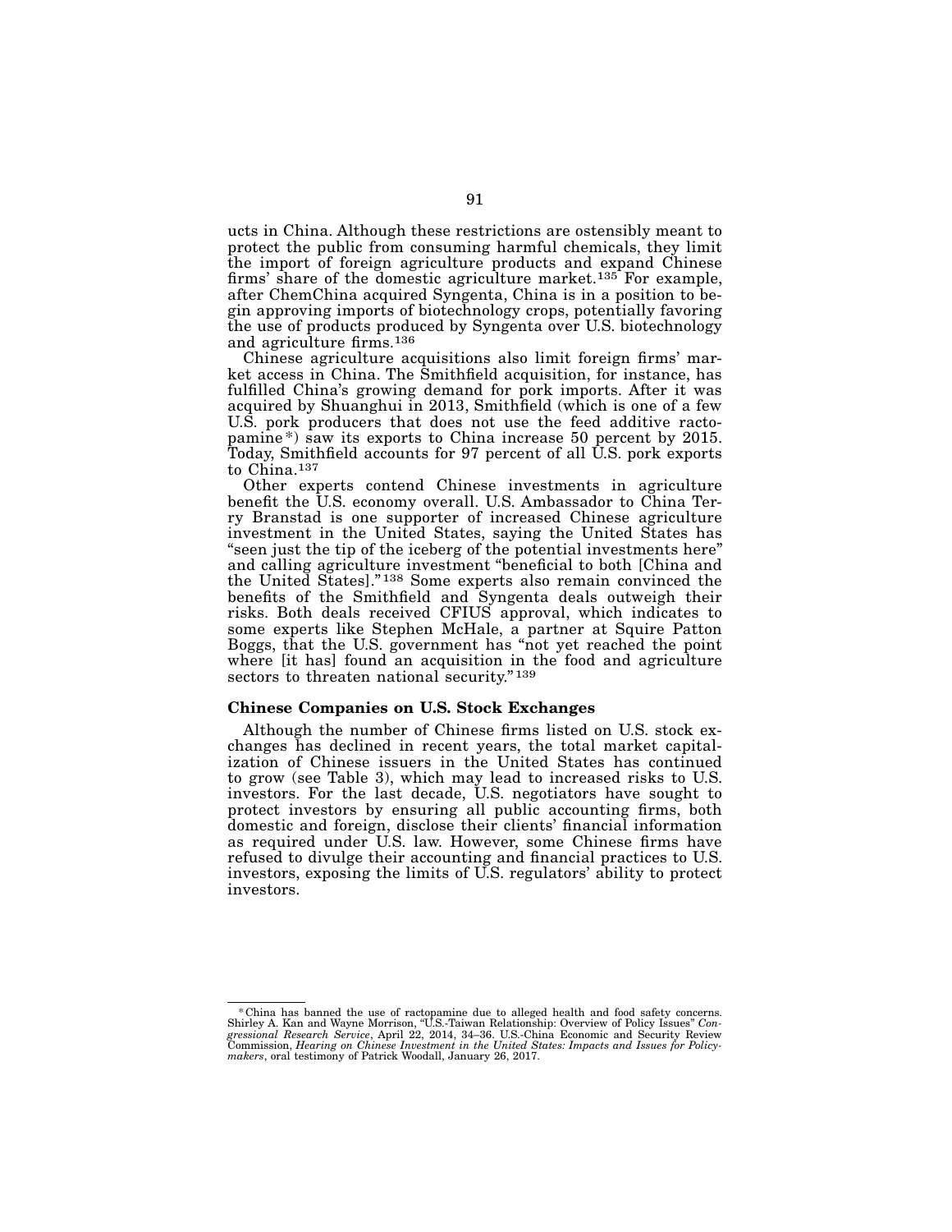ucts in China. Although these restrictions are ostensibly meant to protect the public from consuming harmful chemicals, they limit the import of foreign agriculture products and expand Chinese firms' share of the domestic agriculture market.[135] For example, after ChemChina acquired Syngenta, China is in a position to begin approving imports of biotechnology crops, potentially favoring the use of products produced by Syngenta over U.S. biotechnology and agriculture firms.[136]

Chinese agriculture acquisitions also limit foreign firms' market access in China. The Smithfield acquisition, for instance, has fulfilled China's growing demand for pork imports. After it was acquired by Shuanghui in 2013, Smithfield (which is one of a few U.S. pork producers that does not use the feed additive ractopamine*) saw its exports to China increase 50 percent by 2015. Today, Smithfield accounts for 97 percent of all U.S. pork exports to China.[137]

Other experts contend Chinese investments in agriculture benefit the U.S. economy overall. U.S. Ambassador to China Terry Branstad is one supporter of increased Chinese agriculture investment in the United States, saying the United States has "seen just the tip of the iceberg of the potential investments here" and calling agriculture investment "beneficial to both [China and the United States]."[138] Some experts also remain convinced the benefits of the Smithfield and Syngenta deals outweigh their risks. Both deals received CFIUS approval, which indicates to some experts like Stephen McHale, a partner at Squire Patton Boggs, that the U.S. government has "not yet reached the point where [it has] found an acquisition in the food and agriculture sectors to threaten national security."[139]

### Chinese Companies on U.S. Stock Exchanges

Although the number of Chinese firms listed on U.S. stock exchanges has declined in recent years, the total market capitalization of Chinese issuers in the United States has continued to grow (see Table 3), which may lead to increased risks to U.S. investors. For the last decade, U.S. negotiators have sought to protect investors by ensuring all public accounting firms, both domestic and foreign, disclose their clients' financial information as required under U.S. law. However, some Chinese firms have refused to divulge their accounting and financial practices to U.S. investors, exposing the limits of U.S. regulators' ability to protect investors.

---

*China has banned the use of ractopamine due to alleged health and food safety concerns. Shirley A. Kan and Wayne Morrison, "U.S.-Taiwan Relationship: Overview of Policy Issues" *Congressional Research Service*, April 22, 2014, 34–36. U.S.-China Economic and Security Review Commission, *Hearing on Chinese Investment in the United States: Impacts and Issues for Policymakers*, oral testimony of Patrick Woodall, January 26, 2017.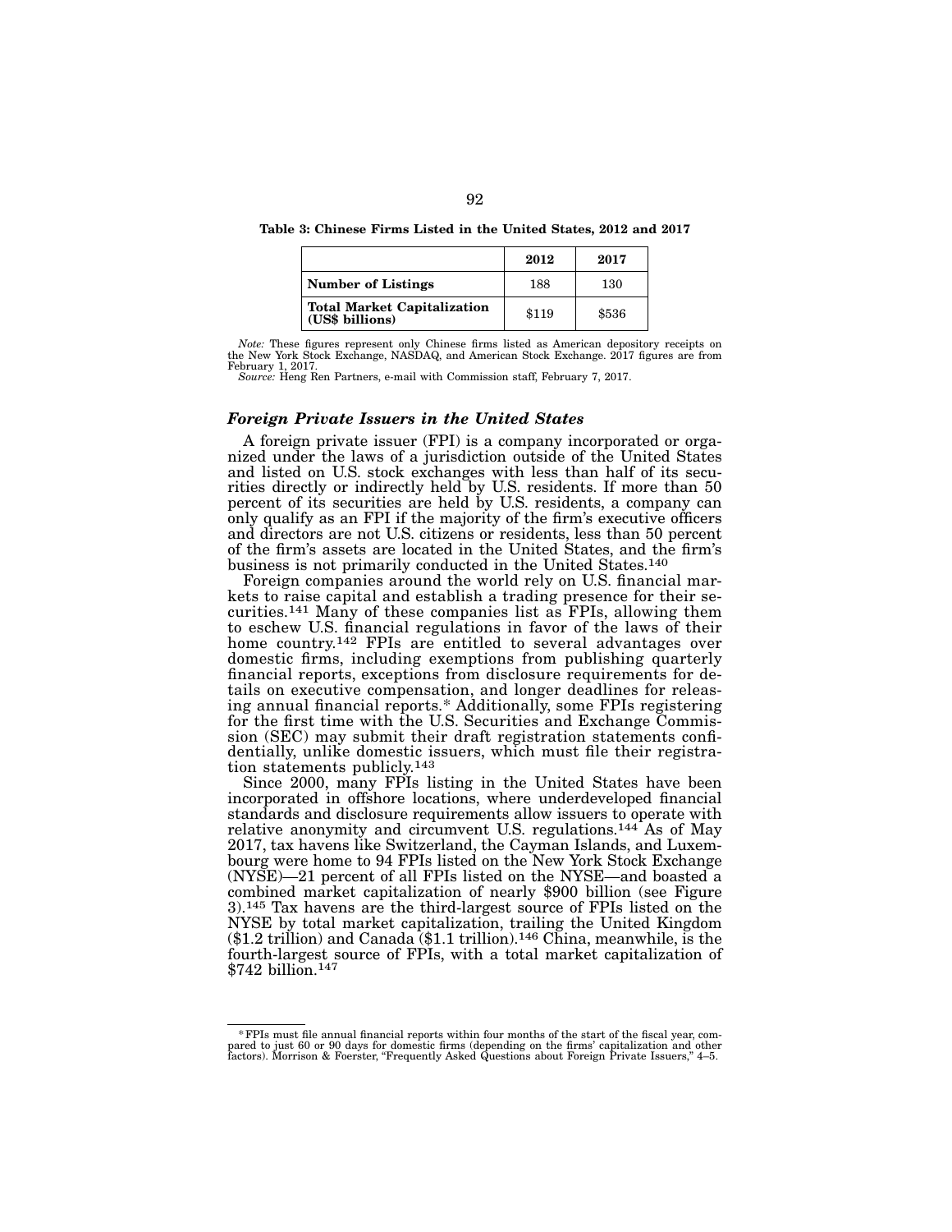**Table 3: Chinese Firms Listed in the United States, 2012 and 2017**

| | 2012 | 2017 |
|---|---|---|
| **Number of Listings** | 188 | 130 |
| **Total Market Capitalization (US$ billions)** | $119 | $536 |

*Note:* These figures represent only Chinese firms listed as American depository receipts on the New York Stock Exchange, NASDAQ, and American Stock Exchange. 2017 figures are from February 1, 2017.
*Source:* Heng Ren Partners, e-mail with Commission staff, February 7, 2017.

### *Foreign Private Issuers in the United States*

A foreign private issuer (FPI) is a company incorporated or organized under the laws of a jurisdiction outside of the United States and listed on U.S. stock exchanges with less than half of its securities directly or indirectly held by U.S. residents. If more than 50 percent of its securities are held by U.S. residents, a company can only qualify as an FPI if the majority of the firm's executive officers and directors are not U.S. citizens or residents, less than 50 percent of the firm's assets are located in the United States, and the firm's business is not primarily conducted in the United States.[140]

Foreign companies around the world rely on U.S. financial markets to raise capital and establish a trading presence for their securities.[141] Many of these companies list as FPIs, allowing them to eschew U.S. financial regulations in favor of the laws of their home country.[142] FPIs are entitled to several advantages over domestic firms, including exemptions from publishing quarterly financial reports, exceptions from disclosure requirements for details on executive compensation, and longer deadlines for releasing annual financial reports.* Additionally, some FPIs registering for the first time with the U.S. Securities and Exchange Commission (SEC) may submit their draft registration statements confidentially, unlike domestic issuers, which must file their registration statements publicly.[143]

Since 2000, many FPIs listing in the United States have been incorporated in offshore locations, where underdeveloped financial standards and disclosure requirements allow issuers to operate with relative anonymity and circumvent U.S. regulations.[144] As of May 2017, tax havens like Switzerland, the Cayman Islands, and Luxembourg were home to 94 FPIs listed on the New York Stock Exchange (NYSE)—21 percent of all FPIs listed on the NYSE—and boasted a combined market capitalization of nearly $900 billion (see Figure 3).[145] Tax havens are the third-largest source of FPIs listed on the NYSE by total market capitalization, trailing the United Kingdom ($1.2 trillion) and Canada ($1.1 trillion).[146] China, meanwhile, is the fourth-largest source of FPIs, with a total market capitalization of $742 billion.[147]

---

* FPIs must file annual financial reports within four months of the start of the fiscal year, compared to just 60 or 90 days for domestic firms (depending on the firms' capitalization and other factors). Morrison & Foerster, "Frequently Asked Questions about Foreign Private Issuers," 4–5.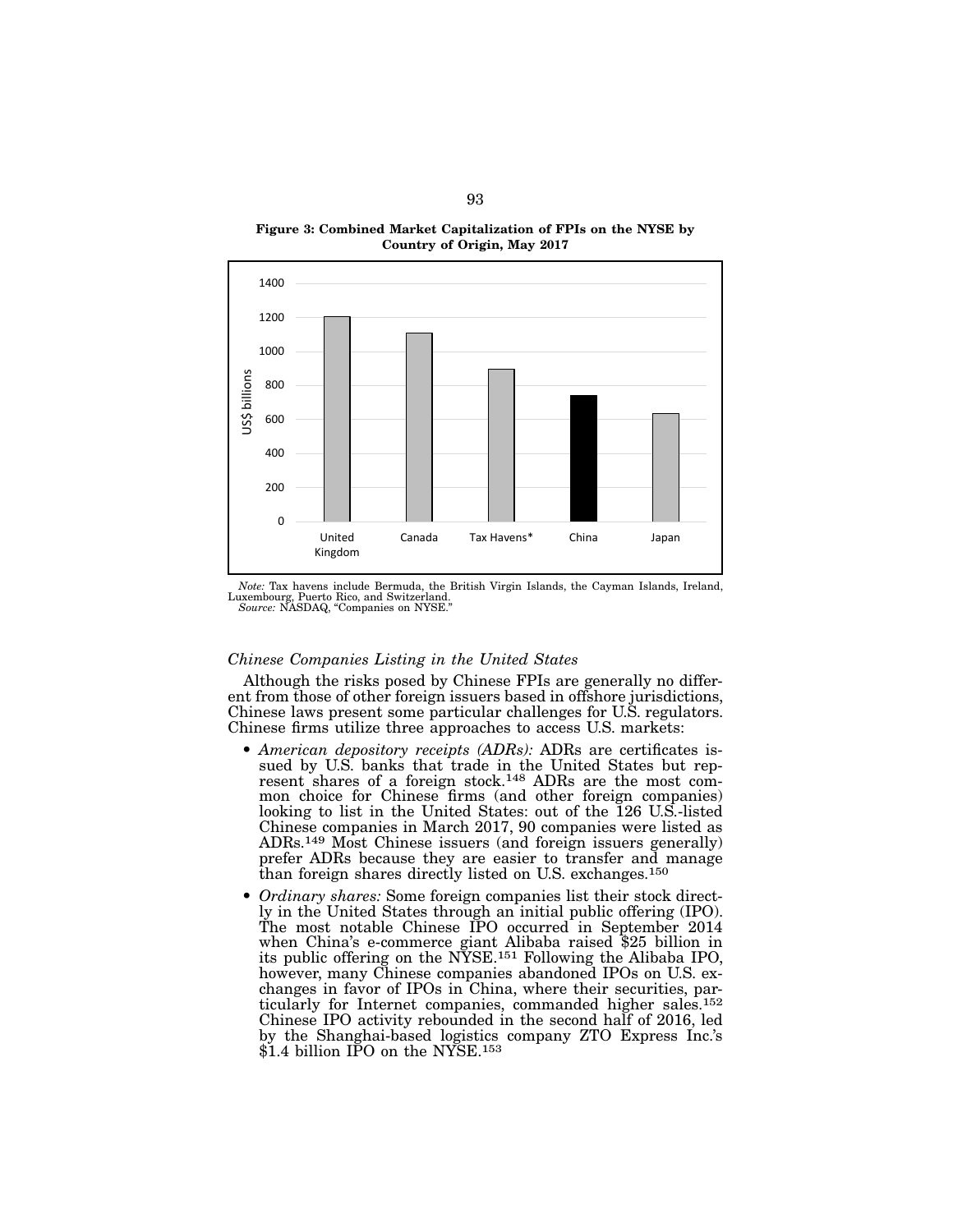**Figure 3: Combined Market Capitalization of FPIs on the NYSE by Country of Origin, May 2017**

*Note:* Tax havens include Bermuda, the British Virgin Islands, the Cayman Islands, Ireland, Luxembourg, Puerto Rico, and Switzerland.
*Source:* NASDAQ, "Companies on NYSE."

### *Chinese Companies Listing in the United States*

Although the risks posed by Chinese FPIs are generally no different from those of other foreign issuers based in offshore jurisdictions, Chinese laws present some particular challenges for U.S. regulators. Chinese firms utilize three approaches to access U.S. markets:

- *American depository receipts (ADRs):* ADRs are certificates issued by U.S. banks that trade in the United States but represent shares of a foreign stock.[148] ADRs are the most common choice for Chinese firms (and other foreign companies) looking to list in the United States: out of the 126 U.S.-listed Chinese companies in March 2017, 90 companies were listed as ADRs.[149] Most Chinese issuers (and foreign issuers generally) prefer ADRs because they are easier to transfer and manage than foreign shares directly listed on U.S. exchanges.[150]
- *Ordinary shares:* Some foreign companies list their stock directly in the United States through an initial public offering (IPO). The most notable Chinese IPO occurred in September 2014 when China's e-commerce giant Alibaba raised $25 billion in its public offering on the NYSE.[151] Following the Alibaba IPO, however, many Chinese companies abandoned IPOs on U.S. exchanges in favor of IPOs in China, where their securities, particularly for Internet companies, commanded higher sales.[152] Chinese IPO activity rebounded in the second half of 2016, led by the Shanghai-based logistics company ZTO Express Inc.'s $1.4 billion IPO on the NYSE.[153]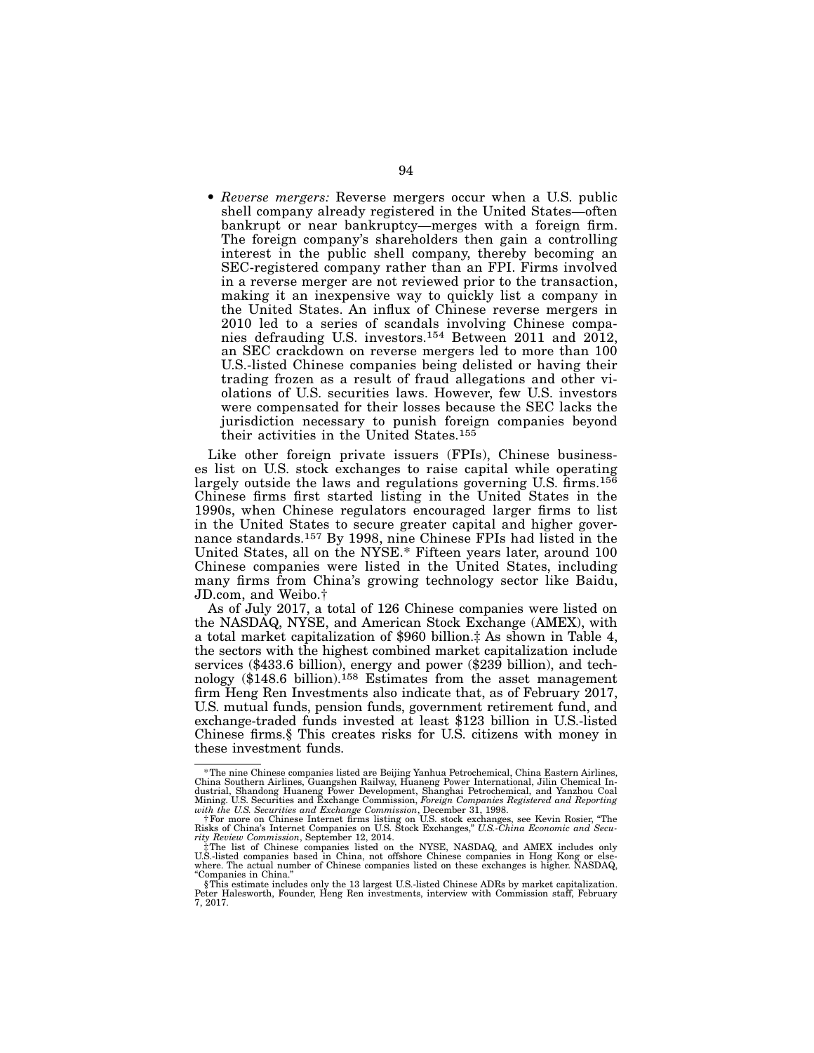- *Reverse mergers:* Reverse mergers occur when a U.S. public shell company already registered in the United States—often bankrupt or near bankruptcy—merges with a foreign firm. The foreign company's shareholders then gain a controlling interest in the public shell company, thereby becoming an SEC-registered company rather than an FPI. Firms involved in a reverse merger are not reviewed prior to the transaction, making it an inexpensive way to quickly list a company in the United States. An influx of Chinese reverse mergers in 2010 led to a series of scandals involving Chinese companies defrauding U.S. investors.[154] Between 2011 and 2012, an SEC crackdown on reverse mergers led to more than 100 U.S.-listed Chinese companies being delisted or having their trading frozen as a result of fraud allegations and other violations of U.S. securities laws. However, few U.S. investors were compensated for their losses because the SEC lacks the jurisdiction necessary to punish foreign companies beyond their activities in the United States.[155]

Like other foreign private issuers (FPIs), Chinese businesses list on U.S. stock exchanges to raise capital while operating largely outside the laws and regulations governing U.S. firms.[156] Chinese firms first started listing in the United States in the 1990s, when Chinese regulators encouraged larger firms to list in the United States to secure greater capital and higher governance standards.[157] By 1998, nine Chinese FPIs had listed in the United States, all on the NYSE.* Fifteen years later, around 100 Chinese companies were listed in the United States, including many firms from China's growing technology sector like Baidu, JD.com, and Weibo.†

As of July 2017, a total of 126 Chinese companies were listed on the NASDAQ, NYSE, and American Stock Exchange (AMEX), with a total market capitalization of $960 billion.‡ As shown in Table 4, the sectors with the highest combined market capitalization include services ($433.6 billion), energy and power ($239 billion), and technology ($148.6 billion).[158] Estimates from the asset management firm Heng Ren Investments also indicate that, as of February 2017, U.S. mutual funds, pension funds, government retirement fund, and exchange-traded funds invested at least $123 billion in U.S.-listed Chinese firms.§ This creates risks for U.S. citizens with money in these investment funds.

---

*The nine Chinese companies listed are Beijing Yanhua Petrochemical, China Eastern Airlines, China Southern Airlines, Guangshen Railway, Huaneng Power International, Jilin Chemical Industrial, Shandong Huaneng Power Development, Shanghai Petrochemical, and Yanzhou Coal Mining. U.S. Securities and Exchange Commission, *Foreign Companies Registered and Reporting with the U.S. Securities and Exchange Commission*, December 31, 1998.

†For more on Chinese Internet firms listing on U.S. stock exchanges, see Kevin Rosier, "The Risks of China's Internet Companies on U.S. Stock Exchanges," *U.S.-China Economic and Security Review Commission*, September 12, 2014.

‡The list of Chinese companies listed on the NYSE, NASDAQ, and AMEX includes only U.S.-listed companies based in China, not offshore Chinese companies in Hong Kong or elsewhere. The actual number of Chinese companies listed on these exchanges is higher. NASDAQ, "Companies in China."

§This estimate includes only the 13 largest U.S.-listed Chinese ADRs by market capitalization. Peter Halesworth, Founder, Heng Ren investments, interview with Commission staff, February 7, 2017.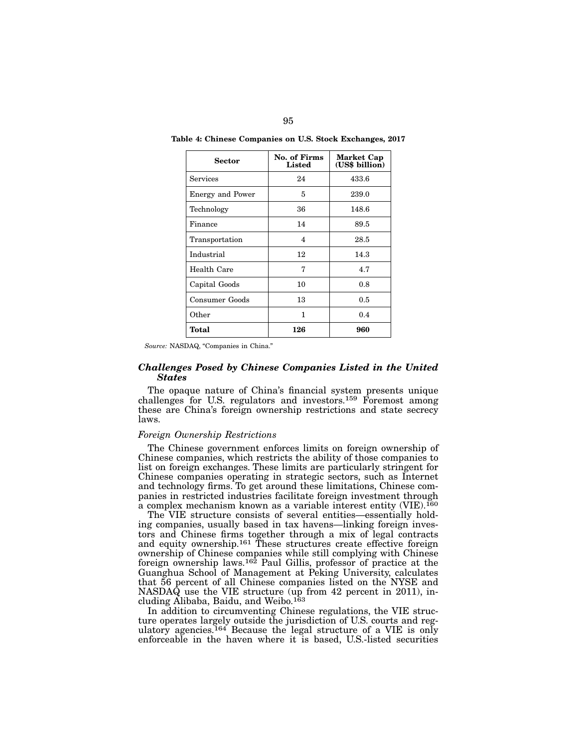**Table 4: Chinese Companies on U.S. Stock Exchanges, 2017**

| Sector | No. of Firms Listed | Market Cap (US$ billion) |
|---|---|---|
| Services | 24 | 433.6 |
| Energy and Power | 5 | 239.0 |
| Technology | 36 | 148.6 |
| Finance | 14 | 89.5 |
| Transportation | 4 | 28.5 |
| Industrial | 12 | 14.3 |
| Health Care | 7 | 4.7 |
| Capital Goods | 10 | 0.8 |
| Consumer Goods | 13 | 0.5 |
| Other | 1 | 0.4 |
| **Total** | **126** | **960** |

*Source:* NASDAQ, "Companies in China."

### *Challenges Posed by Chinese Companies Listed in the United States*

The opaque nature of China's financial system presents unique challenges for U.S. regulators and investors.[159] Foremost among these are China's foreign ownership restrictions and state secrecy laws.

#### *Foreign Ownership Restrictions*

The Chinese government enforces limits on foreign ownership of Chinese companies, which restricts the ability of those companies to list on foreign exchanges. These limits are particularly stringent for Chinese companies operating in strategic sectors, such as Internet and technology firms. To get around these limitations, Chinese companies in restricted industries facilitate foreign investment through a complex mechanism known as a variable interest entity (VIE).[160]

The VIE structure consists of several entities—essentially holding companies, usually based in tax havens—linking foreign investors and Chinese firms together through a mix of legal contracts and equity ownership.[161] These structures create effective foreign ownership of Chinese companies while still complying with Chinese foreign ownership laws.[162] Paul Gillis, professor of practice at the Guanghua School of Management at Peking University, calculates that 56 percent of all Chinese companies listed on the NYSE and NASDAQ use the VIE structure (up from 42 percent in 2011), including Alibaba, Baidu, and Weibo.[163]

In addition to circumventing Chinese regulations, the VIE structure operates largely outside the jurisdiction of U.S. courts and regulatory agencies.[164] Because the legal structure of a VIE is only enforceable in the haven where it is based, U.S.-listed securities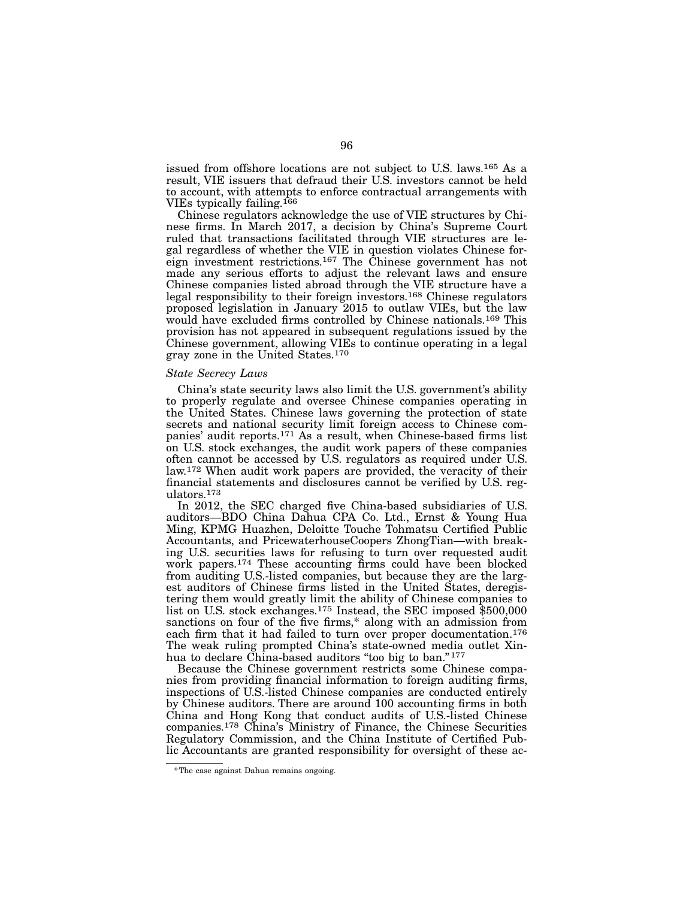issued from offshore locations are not subject to U.S. laws.[165] As a result, VIE issuers that defraud their U.S. investors cannot be held to account, with attempts to enforce contractual arrangements with VIEs typically failing.[166]

Chinese regulators acknowledge the use of VIE structures by Chinese firms. In March 2017, a decision by China's Supreme Court ruled that transactions facilitated through VIE structures are legal regardless of whether the VIE in question violates Chinese foreign investment restrictions.[167] The Chinese government has not made any serious efforts to adjust the relevant laws and ensure Chinese companies listed abroad through the VIE structure have a legal responsibility to their foreign investors.[168] Chinese regulators proposed legislation in January 2015 to outlaw VIEs, but the law would have excluded firms controlled by Chinese nationals.[169] This provision has not appeared in subsequent regulations issued by the Chinese government, allowing VIEs to continue operating in a legal gray zone in the United States.[170]

*State Secrecy Laws*

China's state security laws also limit the U.S. government's ability to properly regulate and oversee Chinese companies operating in the United States. Chinese laws governing the protection of state secrets and national security limit foreign access to Chinese companies' audit reports.[171] As a result, when Chinese-based firms list on U.S. stock exchanges, the audit work papers of these companies often cannot be accessed by U.S. regulators as required under U.S. law.[172] When audit work papers are provided, the veracity of their financial statements and disclosures cannot be verified by U.S. regulators.[173]

In 2012, the SEC charged five China-based subsidiaries of U.S. auditors—BDO China Dahua CPA Co. Ltd., Ernst & Young Hua Ming, KPMG Huazhen, Deloitte Touche Tohmatsu Certified Public Accountants, and PricewaterhouseCoopers ZhongTian—with breaking U.S. securities laws for refusing to turn over requested audit work papers.[174] These accounting firms could have been blocked from auditing U.S.-listed companies, but because they are the largest auditors of Chinese firms listed in the United States, deregistering them would greatly limit the ability of Chinese companies to list on U.S. stock exchanges.[175] Instead, the SEC imposed $500,000 sanctions on four of the five firms,* along with an admission from each firm that it had failed to turn over proper documentation.[176] The weak ruling prompted China's state-owned media outlet Xinhua to declare China-based auditors "too big to ban."[177]

Because the Chinese government restricts some Chinese companies from providing financial information to foreign auditing firms, inspections of U.S.-listed Chinese companies are conducted entirely by Chinese auditors. There are around 100 accounting firms in both China and Hong Kong that conduct audits of U.S.-listed Chinese companies.[178] China's Ministry of Finance, the Chinese Securities Regulatory Commission, and the China Institute of Certified Public Accountants are granted responsibility for oversight of these ac-

*The case against Dahua remains ongoing.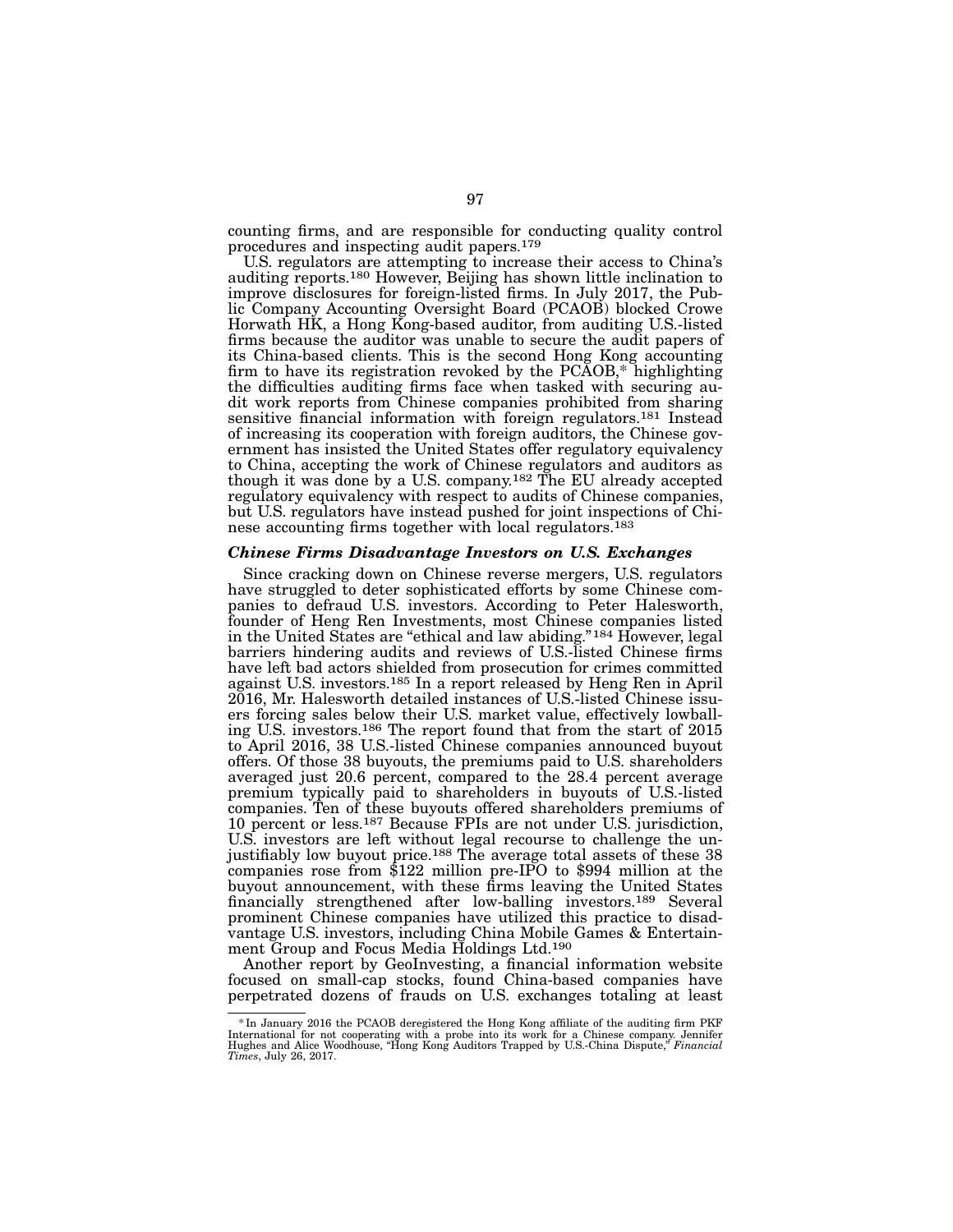counting firms, and are responsible for conducting quality control procedures and inspecting audit papers.[179]

U.S. regulators are attempting to increase their access to China's auditing reports.[180] However, Beijing has shown little inclination to improve disclosures for foreign-listed firms. In July 2017, the Public Company Accounting Oversight Board (PCAOB) blocked Crowe Horwath HK, a Hong Kong-based auditor, from auditing U.S.-listed firms because the auditor was unable to secure the audit papers of its China-based clients. This is the second Hong Kong accounting firm to have its registration revoked by the PCAOB,* highlighting the difficulties auditing firms face when tasked with securing audit work reports from Chinese companies prohibited from sharing sensitive financial information with foreign regulators.[181] Instead of increasing its cooperation with foreign auditors, the Chinese government has insisted the United States offer regulatory equivalency to China, accepting the work of Chinese regulators and auditors as though it was done by a U.S. company.[182] The EU already accepted regulatory equivalency with respect to audits of Chinese companies, but U.S. regulators have instead pushed for joint inspections of Chinese accounting firms together with local regulators.[183]

### *Chinese Firms Disadvantage Investors on U.S. Exchanges*

Since cracking down on Chinese reverse mergers, U.S. regulators have struggled to deter sophisticated efforts by some Chinese companies to defraud U.S. investors. According to Peter Halesworth, founder of Heng Ren Investments, most Chinese companies listed in the United States are "ethical and law abiding."[184] However, legal barriers hindering audits and reviews of U.S.-listed Chinese firms have left bad actors shielded from prosecution for crimes committed against U.S. investors.[185] In a report released by Heng Ren in April 2016, Mr. Halesworth detailed instances of U.S.-listed Chinese issuers forcing sales below their U.S. market value, effectively lowballing U.S. investors.[186] The report found that from the start of 2015 to April 2016, 38 U.S.-listed Chinese companies announced buyout offers. Of those 38 buyouts, the premiums paid to U.S. shareholders averaged just 20.6 percent, compared to the 28.4 percent average premium typically paid to shareholders in buyouts of U.S.-listed companies. Ten of these buyouts offered shareholders premiums of 10 percent or less.[187] Because FPIs are not under U.S. jurisdiction, U.S. investors are left without legal recourse to challenge the unjustifiably low buyout price.[188] The average total assets of these 38 companies rose from $122 million pre-IPO to $994 million at the buyout announcement, with these firms leaving the United States financially strengthened after low-balling investors.[189] Several prominent Chinese companies have utilized this practice to disadvantage U.S. investors, including China Mobile Games & Entertainment Group and Focus Media Holdings Ltd.[190]

Another report by GeoInvesting, a financial information website focused on small-cap stocks, found China-based companies have perpetrated dozens of frauds on U.S. exchanges totaling at least

---

* In January 2016 the PCAOB deregistered the Hong Kong affiliate of the auditing firm PKF International for not cooperating with a probe into its work for a Chinese company. Jennifer Hughes and Alice Woodhouse, "Hong Kong Auditors Trapped by U.S.-China Dispute," *Financial Times*, July 26, 2017.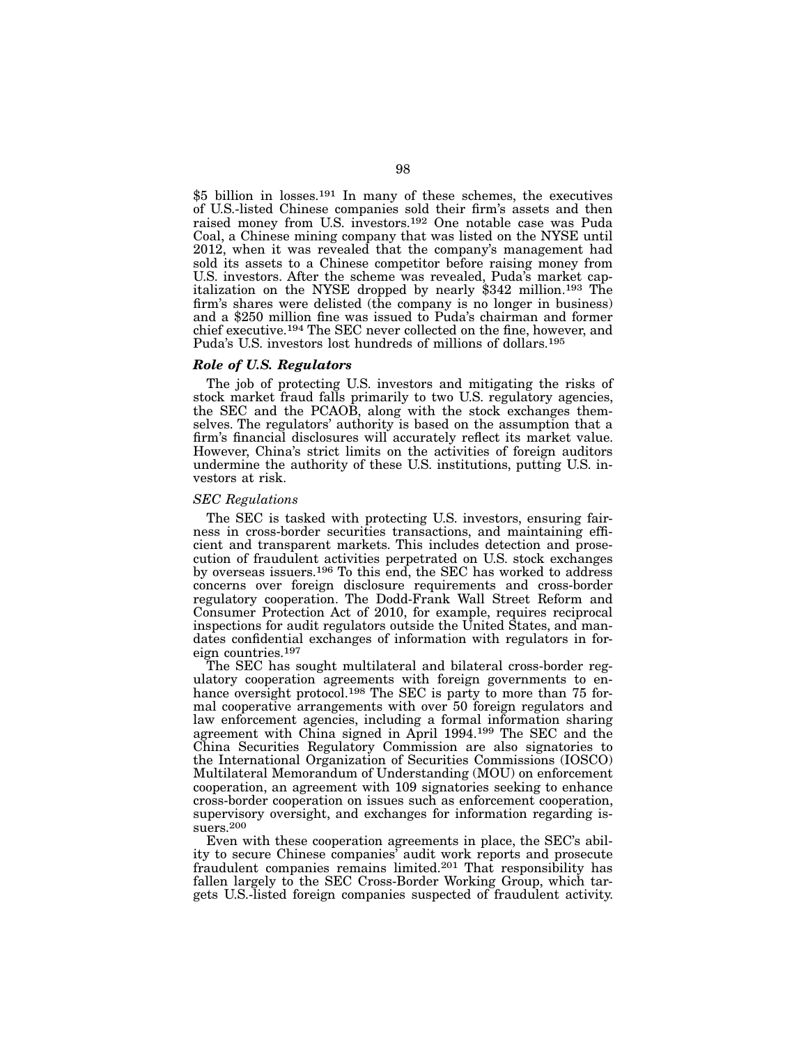$5 billion in losses.[191] In many of these schemes, the executives of U.S.-listed Chinese companies sold their firm's assets and then raised money from U.S. investors.[192] One notable case was Puda Coal, a Chinese mining company that was listed on the NYSE until 2012, when it was revealed that the company's management had sold its assets to a Chinese competitor before raising money from U.S. investors. After the scheme was revealed, Puda's market capitalization on the NYSE dropped by nearly $342 million.[193] The firm's shares were delisted (the company is no longer in business) and a $250 million fine was issued to Puda's chairman and former chief executive.[194] The SEC never collected on the fine, however, and Puda's U.S. investors lost hundreds of millions of dollars.[195]

### *Role of U.S. Regulators*

The job of protecting U.S. investors and mitigating the risks of stock market fraud falls primarily to two U.S. regulatory agencies, the SEC and the PCAOB, along with the stock exchanges themselves. The regulators' authority is based on the assumption that a firm's financial disclosures will accurately reflect its market value. However, China's strict limits on the activities of foreign auditors undermine the authority of these U.S. institutions, putting U.S. investors at risk.

#### *SEC Regulations*

The SEC is tasked with protecting U.S. investors, ensuring fairness in cross-border securities transactions, and maintaining efficient and transparent markets. This includes detection and prosecution of fraudulent activities perpetrated on U.S. stock exchanges by overseas issuers.[196] To this end, the SEC has worked to address concerns over foreign disclosure requirements and cross-border regulatory cooperation. The Dodd-Frank Wall Street Reform and Consumer Protection Act of 2010, for example, requires reciprocal inspections for audit regulators outside the United States, and mandates confidential exchanges of information with regulators in foreign countries.[197]

The SEC has sought multilateral and bilateral cross-border regulatory cooperation agreements with foreign governments to enhance oversight protocol.[198] The SEC is party to more than 75 formal cooperative arrangements with over 50 foreign regulators and law enforcement agencies, including a formal information sharing agreement with China signed in April 1994.[199] The SEC and the China Securities Regulatory Commission are also signatories to the International Organization of Securities Commissions (IOSCO) Multilateral Memorandum of Understanding (MOU) on enforcement cooperation, an agreement with 109 signatories seeking to enhance cross-border cooperation on issues such as enforcement cooperation, supervisory oversight, and exchanges for information regarding issuers.[200]

Even with these cooperation agreements in place, the SEC's ability to secure Chinese companies' audit work reports and prosecute fraudulent companies remains limited.[201] That responsibility has fallen largely to the SEC Cross-Border Working Group, which targets U.S.-listed foreign companies suspected of fraudulent activity.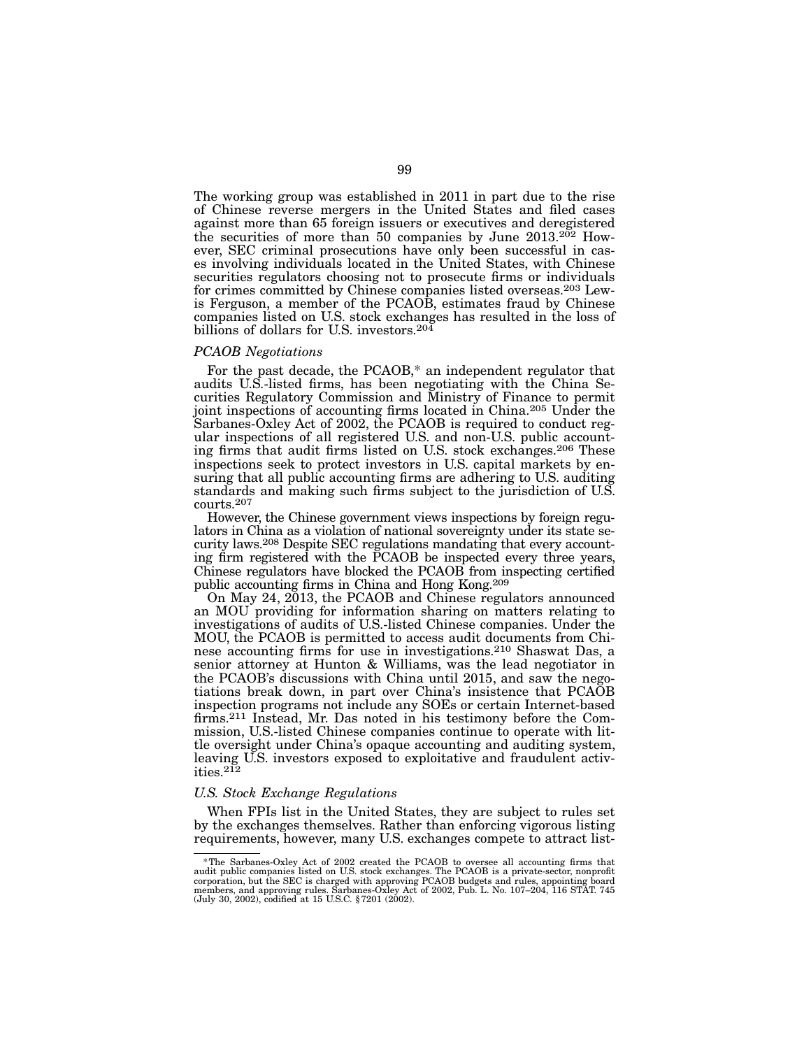The working group was established in 2011 in part due to the rise of Chinese reverse mergers in the United States and filed cases against more than 65 foreign issuers or executives and deregistered the securities of more than 50 companies by June 2013.[202] However, SEC criminal prosecutions have only been successful in cases involving individuals located in the United States, with Chinese securities regulators choosing not to prosecute firms or individuals for crimes committed by Chinese companies listed overseas.[203] Lewis Ferguson, a member of the PCAOB, estimates fraud by Chinese companies listed on U.S. stock exchanges has resulted in the loss of billions of dollars for U.S. investors.[204]

*PCAOB Negotiations*

For the past decade, the PCAOB,* an independent regulator that audits U.S.-listed firms, has been negotiating with the China Securities Regulatory Commission and Ministry of Finance to permit joint inspections of accounting firms located in China.[205] Under the Sarbanes-Oxley Act of 2002, the PCAOB is required to conduct regular inspections of all registered U.S. and non-U.S. public accounting firms that audit firms listed on U.S. stock exchanges.[206] These inspections seek to protect investors in U.S. capital markets by ensuring that all public accounting firms are adhering to U.S. auditing standards and making such firms subject to the jurisdiction of U.S. courts.[207]

However, the Chinese government views inspections by foreign regulators in China as a violation of national sovereignty under its state security laws.[208] Despite SEC regulations mandating that every accounting firm registered with the PCAOB be inspected every three years, Chinese regulators have blocked the PCAOB from inspecting certified public accounting firms in China and Hong Kong.[209]

On May 24, 2013, the PCAOB and Chinese regulators announced an MOU providing for information sharing on matters relating to investigations of audits of U.S.-listed Chinese companies. Under the MOU, the PCAOB is permitted to access audit documents from Chinese accounting firms for use in investigations.[210] Shaswat Das, a senior attorney at Hunton & Williams, was the lead negotiator in the PCAOB's discussions with China until 2015, and saw the negotiations break down, in part over China's insistence that PCAOB inspection programs not include any SOEs or certain Internet-based firms.[211] Instead, Mr. Das noted in his testimony before the Commission, U.S.-listed Chinese companies continue to operate with little oversight under China's opaque accounting and auditing system, leaving U.S. investors exposed to exploitative and fraudulent activities.[212]

*U.S. Stock Exchange Regulations*

When FPIs list in the United States, they are subject to rules set by the exchanges themselves. Rather than enforcing vigorous listing requirements, however, many U.S. exchanges compete to attract list-

---

*The Sarbanes-Oxley Act of 2002 created the PCAOB to oversee all accounting firms that audit public companies listed on U.S. stock exchanges. The PCAOB is a private-sector, nonprofit corporation, but the SEC is charged with approving PCAOB budgets and rules, appointing board members, and approving rules. Sarbanes-Oxley Act of 2002, Pub. L. No. 107–204, 116 STAT. 745 (July 30, 2002), codified at 15 U.S.C. §7201 (2002).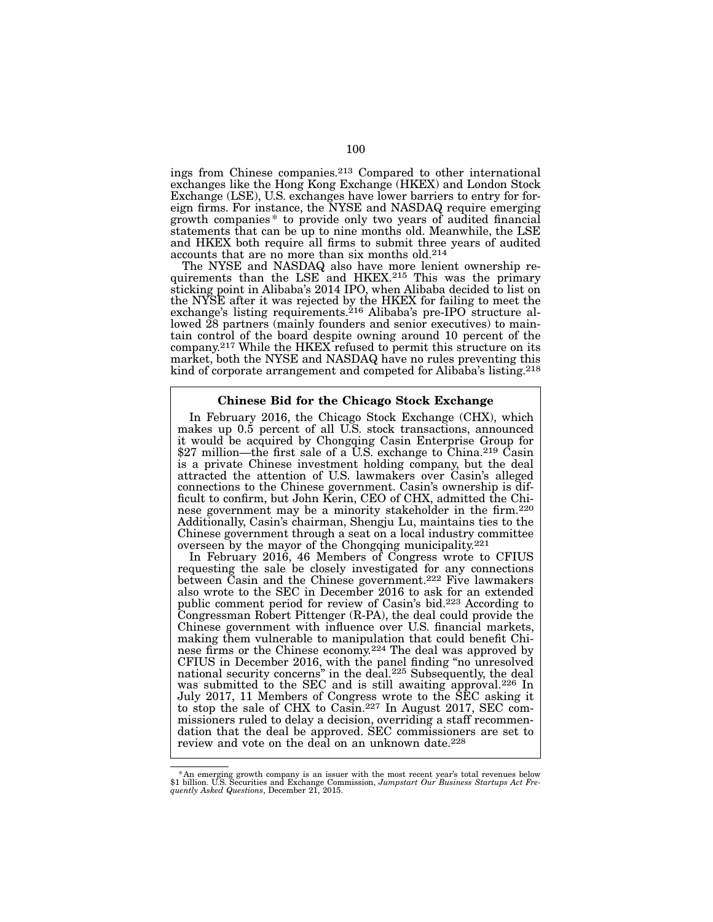ings from Chinese companies.[213] Compared to other international exchanges like the Hong Kong Exchange (HKEX) and London Stock Exchange (LSE), U.S. exchanges have lower barriers to entry for foreign firms. For instance, the NYSE and NASDAQ require emerging growth companies* to provide only two years of audited financial statements that can be up to nine months old. Meanwhile, the LSE and HKEX both require all firms to submit three years of audited accounts that are no more than six months old.[214]

The NYSE and NASDAQ also have more lenient ownership requirements than the LSE and HKEX.[215] This was the primary sticking point in Alibaba's 2014 IPO, when Alibaba decided to list on the NYSE after it was rejected by the HKEX for failing to meet the exchange's listing requirements.[216] Alibaba's pre-IPO structure allowed 28 partners (mainly founders and senior executives) to maintain control of the board despite owning around 10 percent of the company.[217] While the HKEX refused to permit this structure on its market, both the NYSE and NASDAQ have no rules preventing this kind of corporate arrangement and competed for Alibaba's listing.[218]

**Chinese Bid for the Chicago Stock Exchange**

In February 2016, the Chicago Stock Exchange (CHX), which makes up 0.5 percent of all U.S. stock transactions, announced it would be acquired by Chongqing Casin Enterprise Group for $27 million—the first sale of a U.S. exchange to China.[219] Casin is a private Chinese investment holding company, but the deal attracted the attention of U.S. lawmakers over Casin's alleged connections to the Chinese government. Casin's ownership is difficult to confirm, but John Kerin, CEO of CHX, admitted the Chinese government may be a minority stakeholder in the firm.[220] Additionally, Casin's chairman, Shengju Lu, maintains ties to the Chinese government through a seat on a local industry committee overseen by the mayor of the Chongqing municipality.[221]

In February 2016, 46 Members of Congress wrote to CFIUS requesting the sale be closely investigated for any connections between Casin and the Chinese government.[222] Five lawmakers also wrote to the SEC in December 2016 to ask for an extended public comment period for review of Casin's bid.[223] According to Congressman Robert Pittenger (R-PA), the deal could provide the Chinese government with influence over U.S. financial markets, making them vulnerable to manipulation that could benefit Chinese firms or the Chinese economy.[224] The deal was approved by CFIUS in December 2016, with the panel finding "no unresolved national security concerns" in the deal.[225] Subsequently, the deal was submitted to the SEC and is still awaiting approval.[226] In July 2017, 11 Members of Congress wrote to the SEC asking it to stop the sale of CHX to Casin.[227] In August 2017, SEC commissioners ruled to delay a decision, overriding a staff recommendation that the deal be approved. SEC commissioners are set to review and vote on the deal on an unknown date.[228]

*An emerging growth company is an issuer with the most recent year's total revenues below $1 billion. U.S. Securities and Exchange Commission, *Jumpstart Our Business Startups Act Frequently Asked Questions*, December 21, 2015.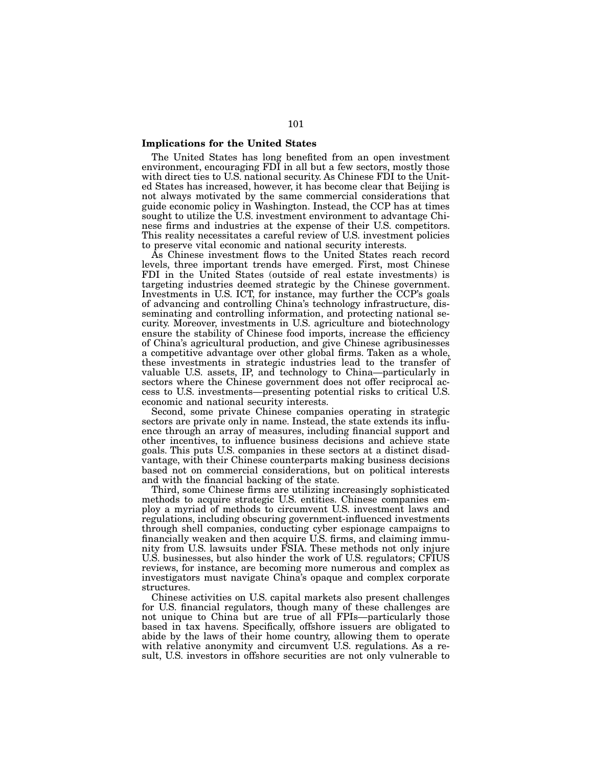**Implications for the United States**

The United States has long benefited from an open investment environment, encouraging FDI in all but a few sectors, mostly those with direct ties to U.S. national security. As Chinese FDI to the United States has increased, however, it has become clear that Beijing is not always motivated by the same commercial considerations that guide economic policy in Washington. Instead, the CCP has at times sought to utilize the U.S. investment environment to advantage Chinese firms and industries at the expense of their U.S. competitors. This reality necessitates a careful review of U.S. investment policies to preserve vital economic and national security interests.

As Chinese investment flows to the United States reach record levels, three important trends have emerged. First, most Chinese FDI in the United States (outside of real estate investments) is targeting industries deemed strategic by the Chinese government. Investments in U.S. ICT, for instance, may further the CCP's goals of advancing and controlling China's technology infrastructure, disseminating and controlling information, and protecting national security. Moreover, investments in U.S. agriculture and biotechnology ensure the stability of Chinese food imports, increase the efficiency of China's agricultural production, and give Chinese agribusinesses a competitive advantage over other global firms. Taken as a whole, these investments in strategic industries lead to the transfer of valuable U.S. assets, IP, and technology to China—particularly in sectors where the Chinese government does not offer reciprocal access to U.S. investments—presenting potential risks to critical U.S. economic and national security interests.

Second, some private Chinese companies operating in strategic sectors are private only in name. Instead, the state extends its influence through an array of measures, including financial support and other incentives, to influence business decisions and achieve state goals. This puts U.S. companies in these sectors at a distinct disadvantage, with their Chinese counterparts making business decisions based not on commercial considerations, but on political interests and with the financial backing of the state.

Third, some Chinese firms are utilizing increasingly sophisticated methods to acquire strategic U.S. entities. Chinese companies employ a myriad of methods to circumvent U.S. investment laws and regulations, including obscuring government-influenced investments through shell companies, conducting cyber espionage campaigns to financially weaken and then acquire U.S. firms, and claiming immunity from U.S. lawsuits under FSIA. These methods not only injure U.S. businesses, but also hinder the work of U.S. regulators; CFIUS reviews, for instance, are becoming more numerous and complex as investigators must navigate China's opaque and complex corporate structures.

Chinese activities on U.S. capital markets also present challenges for U.S. financial regulators, though many of these challenges are not unique to China but are true of all FPIs—particularly those based in tax havens. Specifically, offshore issuers are obligated to abide by the laws of their home country, allowing them to operate with relative anonymity and circumvent U.S. regulations. As a result, U.S. investors in offshore securities are not only vulnerable to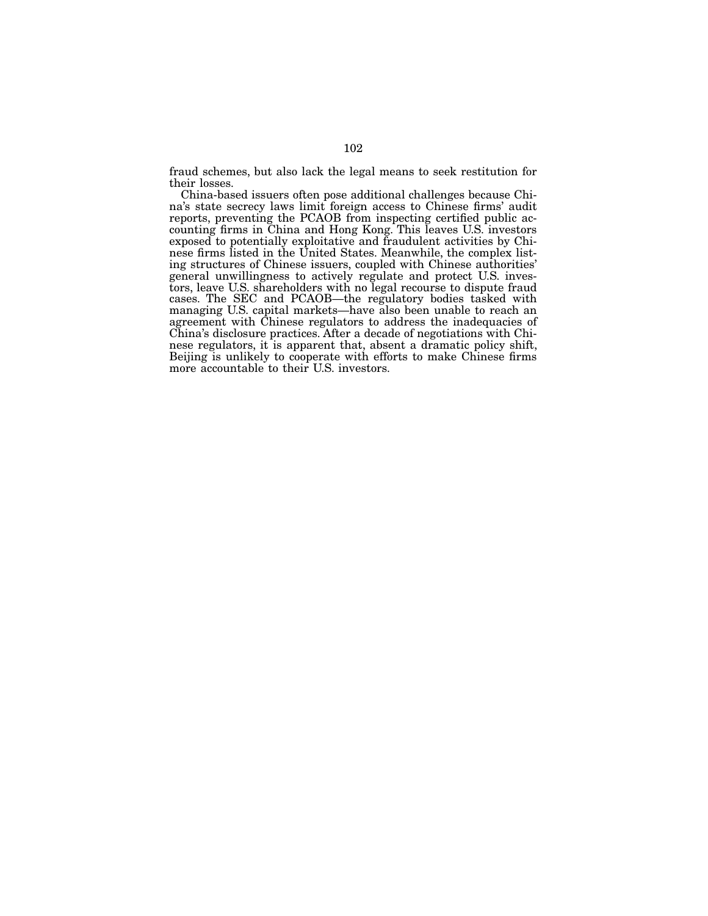fraud schemes, but also lack the legal means to seek restitution for their losses.

China-based issuers often pose additional challenges because China's state secrecy laws limit foreign access to Chinese firms' audit reports, preventing the PCAOB from inspecting certified public accounting firms in China and Hong Kong. This leaves U.S. investors exposed to potentially exploitative and fraudulent activities by Chinese firms listed in the United States. Meanwhile, the complex listing structures of Chinese issuers, coupled with Chinese authorities' general unwillingness to actively regulate and protect U.S. investors, leave U.S. shareholders with no legal recourse to dispute fraud cases. The SEC and PCAOB—the regulatory bodies tasked with managing U.S. capital markets—have also been unable to reach an agreement with Chinese regulators to address the inadequacies of China's disclosure practices. After a decade of negotiations with Chinese regulators, it is apparent that, absent a dramatic policy shift, Beijing is unlikely to cooperate with efforts to make Chinese firms more accountable to their U.S. investors.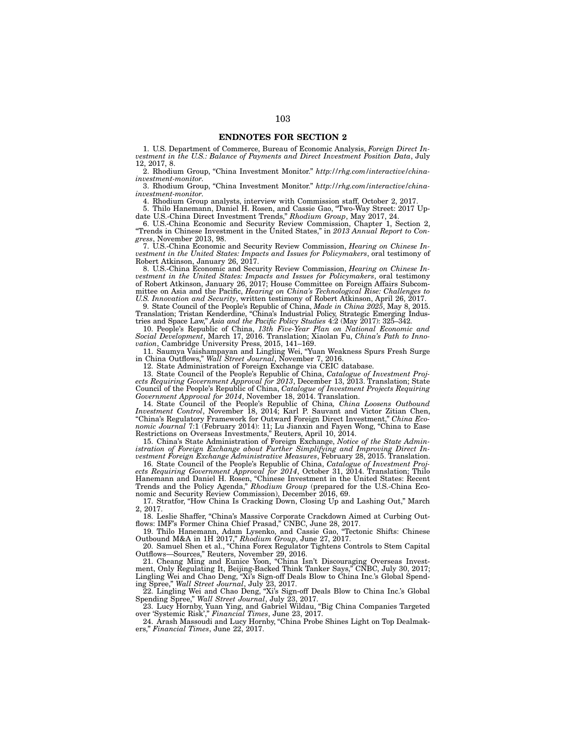## ENDNOTES FOR SECTION 2

1. U.S. Department of Commerce, Bureau of Economic Analysis, *Foreign Direct Investment in the U.S.: Balance of Payments and Direct Investment Position Data*, July 12, 2017, 8.

2. Rhodium Group, "China Investment Monitor." *http://rhg.com/interactive/china-investment-monitor*.

3. Rhodium Group, "China Investment Monitor." *http://rhg.com/interactive/china-investment-monitor*.

4. Rhodium Group analysts, interview with Commission staff, October 2, 2017.

5. Thilo Hanemann, Daniel H. Rosen, and Cassie Gao, "Two-Way Street: 2017 Update U.S.-China Direct Investment Trends," *Rhodium Group*, May 2017, 24.

6. U.S.-China Economic and Security Review Commission, Chapter 1, Section 2, "Trends in Chinese Investment in the United States," in *2013 Annual Report to Congress*, November 2013, 98.

7. U.S.-China Economic and Security Review Commission, *Hearing on Chinese Investment in the United States: Impacts and Issues for Policymakers*, oral testimony of Robert Atkinson, January 26, 2017.

8. U.S.-China Economic and Security Review Commission, *Hearing on Chinese Investment in the United States: Impacts and Issues for Policymakers*, oral testimony of Robert Atkinson, January 26, 2017; House Committee on Foreign Affairs Subcommittee on Asia and the Pacific, *Hearing on China's Technological Rise: Challenges to U.S. Innovation and Security*, written testimony of Robert Atkinson, April 26, 2017.

9. State Council of the People's Republic of China, *Made in China 2025*, May 8, 2015. Translation; Tristan Kenderdine, "China's Industrial Policy, Strategic Emerging Industries and Space Law," *Asia and the Pacific Policy Studies* 4:2 (May 2017): 325–342.

10. People's Republic of China, *13th Five-Year Plan on National Economic and Social Development*, March 17, 2016. Translation; Xiaolan Fu, *China's Path to Innovation*, Cambridge University Press, 2015, 141–169.

11. Saumya Vaishampayan and Lingling Wei, "Yuan Weakness Spurs Fresh Surge in China Outflows," *Wall Street Journal*, November 7, 2016.

12. State Administration of Foreign Exchange via CEIC database.

13. State Council of the People's Republic of China, *Catalogue of Investment Projects Requiring Government Approval for 2013*, December 13, 2013. Translation; State Council of the People's Republic of China, *Catalogue of Investment Projects Requiring Government Approval for 2014*, November 18, 2014. Translation.

14. State Council of the People's Republic of China*, China Loosens Outbound Investment Control*, November 18, 2014; Karl P. Sauvant and Victor Zitian Chen, "China's Regulatory Framework for Outward Foreign Direct Investment," *China Economic Journal* 7:1 (February 2014): 11; Lu Jianxin and Fayen Wong, "China to Ease Restrictions on Overseas Investments," Reuters, April 10, 2014.

15. China's State Administration of Foreign Exchange, *Notice of the State Administration of Foreign Exchange about Further Simplifying and Improving Direct Investment Foreign Exchange Administrative Measures*, February 28, 2015. Translation.

16. State Council of the People's Republic of China, *Catalogue of Investment Projects Requiring Government Approval for 2014*, October 31, 2014. Translation; Thilo Hanemann and Daniel H. Rosen, "Chinese Investment in the United States: Recent Trends and the Policy Agenda," *Rhodium Group* (prepared for the U.S.-China Economic and Security Review Commission), December 2016, 69.

17. Stratfor, "How China Is Cracking Down, Closing Up and Lashing Out," March 2, 2017.

18. Leslie Shaffer, "China's Massive Corporate Crackdown Aimed at Curbing Outflows: IMF's Former China Chief Prasad," CNBC, June 28, 2017.

19. Thilo Hanemann, Adam Lysenko, and Cassie Gao, "Tectonic Shifts: Chinese Outbound M&A in 1H 2017," *Rhodium Group*, June 27, 2017.

20. Samuel Shen et al., "China Forex Regulator Tightens Controls to Stem Capital Outflows—Sources," Reuters, November 29, 2016.

21. Cheang Ming and Eunice Yoon, "China Isn't Discouraging Overseas Investment, Only Regulating It, Beijing-Backed Think Tanker Says," CNBC, July 30, 2017; Lingling Wei and Chao Deng, "Xi's Sign-off Deals Blow to China Inc.'s Global Spending Spree," *Wall Street Journal*, July 23, 2017.

22. Lingling Wei and Chao Deng, "Xi's Sign-off Deals Blow to China Inc.'s Global Spending Spree," *Wall Street Journal*, July 23, 2017.

23. Lucy Hornby, Yuan Ying, and Gabriel Wildau, "Big China Companies Targeted over 'Systemic Risk'," *Financial Times*, June 23, 2017.

24. Arash Massoudi and Lucy Hornby, "China Probe Shines Light on Top Dealmakers," *Financial Times*, June 22, 2017.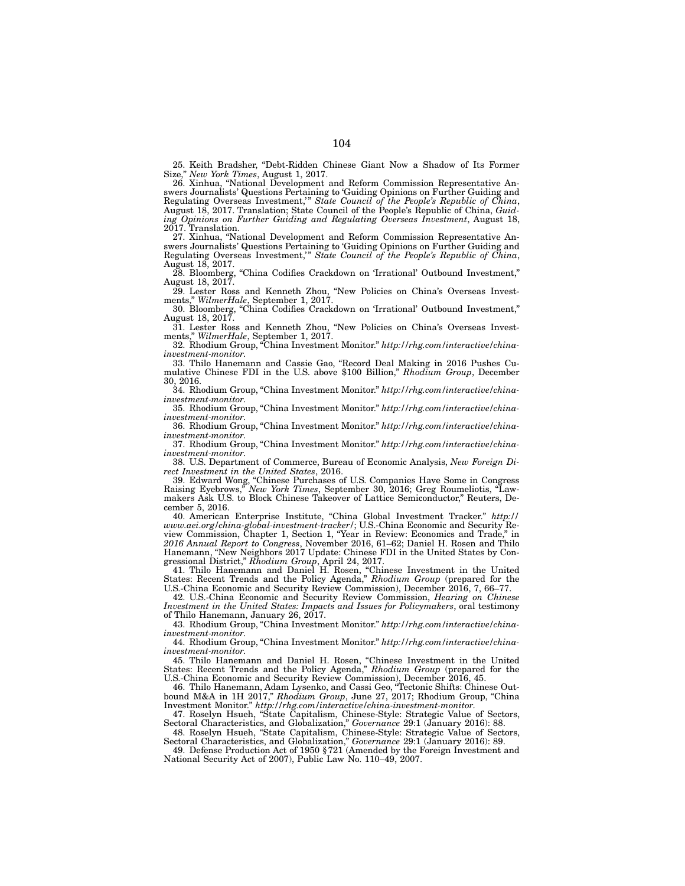25. Keith Bradsher, "Debt-Ridden Chinese Giant Now a Shadow of Its Former Size," *New York Times*, August 1, 2017.

26. Xinhua, "National Development and Reform Commission Representative Answers Journalists' Questions Pertaining to 'Guiding Opinions on Further Guiding and Regulating Overseas Investment,'" *State Council of the People's Republic of China*, August 18, 2017. Translation; State Council of the People's Republic of China, *Guiding Opinions on Further Guiding and Regulating Overseas Investment*, August 18, 2017. Translation.

27. Xinhua, "National Development and Reform Commission Representative Answers Journalists' Questions Pertaining to 'Guiding Opinions on Further Guiding and Regulating Overseas Investment,'" *State Council of the People's Republic of China*, August 18, 2017.

28. Bloomberg, "China Codifies Crackdown on 'Irrational' Outbound Investment," August 18, 2017.

29. Lester Ross and Kenneth Zhou, "New Policies on China's Overseas Investments," *WilmerHale*, September 1, 2017.

30. Bloomberg, "China Codifies Crackdown on 'Irrational' Outbound Investment," August 18, 2017.

31. Lester Ross and Kenneth Zhou, "New Policies on China's Overseas Investments," *WilmerHale*, September 1, 2017.

32. Rhodium Group, "China Investment Monitor." *http://rhg.com/interactive/china-investment-monitor*.

33. Thilo Hanemann and Cassie Gao, "Record Deal Making in 2016 Pushes Cumulative Chinese FDI in the U.S. above $100 Billion," *Rhodium Group*, December 30, 2016.

34. Rhodium Group, "China Investment Monitor." *http://rhg.com/interactive/china-investment-monitor*.

35. Rhodium Group, "China Investment Monitor." *http://rhg.com/interactive/china-investment-monitor*.

36. Rhodium Group, "China Investment Monitor." *http://rhg.com/interactive/china-investment-monitor*.

37. Rhodium Group, "China Investment Monitor." *http://rhg.com/interactive/china-investment-monitor*.

38. U.S. Department of Commerce, Bureau of Economic Analysis, *New Foreign Direct Investment in the United States*, 2016.

39. Edward Wong, "Chinese Purchases of U.S. Companies Have Some in Congress Raising Eyebrows," *New York Times*, September 30, 2016; Greg Roumeliotis, "Lawmakers Ask U.S. to Block Chinese Takeover of Lattice Semiconductor," Reuters, December 5, 2016.

40. American Enterprise Institute, "China Global Investment Tracker." *http://www.aei.org/china-global-investment-tracker/*; U.S.-China Economic and Security Review Commission, Chapter 1, Section 1, "Year in Review: Economics and Trade," in *2016 Annual Report to Congress*, November 2016, 61–62; Daniel H. Rosen and Thilo Hanemann, "New Neighbors 2017 Update: Chinese FDI in the United States by Congressional District," *Rhodium Group*, April 24, 2017.

41. Thilo Hanemann and Daniel H. Rosen, "Chinese Investment in the United States: Recent Trends and the Policy Agenda," *Rhodium Group* (prepared for the U.S.-China Economic and Security Review Commission), December 2016, 7, 66–77.

42. U.S.-China Economic and Security Review Commission, *Hearing on Chinese Investment in the United States: Impacts and Issues for Policymakers*, oral testimony of Thilo Hanemann, January 26, 2017.

43. Rhodium Group, "China Investment Monitor." *http://rhg.com/interactive/china-investment-monitor*.

44. Rhodium Group, "China Investment Monitor." *http://rhg.com/interactive/china-investment-monitor*.

45. Thilo Hanemann and Daniel H. Rosen, "Chinese Investment in the United States: Recent Trends and the Policy Agenda," *Rhodium Group* (prepared for the U.S.-China Economic and Security Review Commission), December 2016, 45.

46. Thilo Hanemann, Adam Lysenko, and Cassi Geo, "Tectonic Shifts: Chinese Outbound M&A in 1H 2017," *Rhodium Group*, June 27, 2017; Rhodium Group, "China Investment Monitor." *http://rhg.com/interactive/china-investment-monitor*.

47. Roselyn Hsueh, "State Capitalism, Chinese-Style: Strategic Value of Sectors, Sectoral Characteristics, and Globalization," *Governance* 29:1 (January 2016): 88.

48. Roselyn Hsueh, "State Capitalism, Chinese-Style: Strategic Value of Sectors, Sectoral Characteristics, and Globalization," *Governance* 29:1 (January 2016): 89.

49. Defense Production Act of 1950 § 721 (Amended by the Foreign Investment and National Security Act of 2007), Public Law No. 110–49, 2007.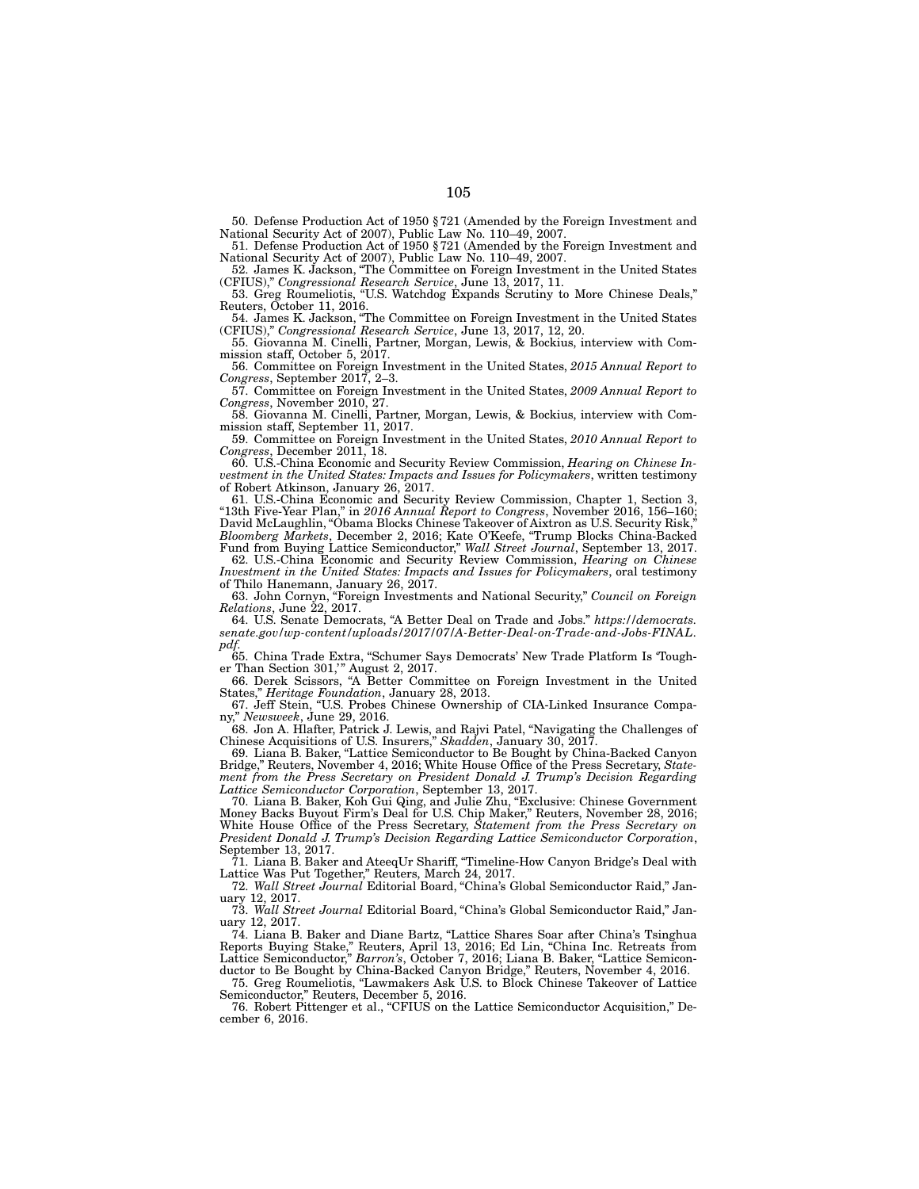50. Defense Production Act of 1950 §721 (Amended by the Foreign Investment and National Security Act of 2007), Public Law No. 110–49, 2007.

51. Defense Production Act of 1950 §721 (Amended by the Foreign Investment and National Security Act of 2007), Public Law No. 110–49, 2007.

52. James K. Jackson, "The Committee on Foreign Investment in the United States (CFIUS)," *Congressional Research Service*, June 13, 2017, 11.

53. Greg Roumeliotis, "U.S. Watchdog Expands Scrutiny to More Chinese Deals," Reuters, October 11, 2016.

54. James K. Jackson, "The Committee on Foreign Investment in the United States (CFIUS)," *Congressional Research Service*, June 13, 2017, 12, 20.

55. Giovanna M. Cinelli, Partner, Morgan, Lewis, & Bockius, interview with Commission staff, October 5, 2017.

56. Committee on Foreign Investment in the United States, *2015 Annual Report to Congress*, September 2017, 2–3.

57. Committee on Foreign Investment in the United States, *2009 Annual Report to Congress*, November 2010, 27.

58. Giovanna M. Cinelli, Partner, Morgan, Lewis, & Bockius, interview with Commission staff, September 11, 2017.

59. Committee on Foreign Investment in the United States, *2010 Annual Report to Congress*, December 2011, 18.

60. U.S.-China Economic and Security Review Commission, *Hearing on Chinese Investment in the United States: Impacts and Issues for Policymakers*, written testimony of Robert Atkinson, January 26, 2017.

61. U.S.-China Economic and Security Review Commission, Chapter 1, Section 3, "13th Five-Year Plan," in *2016 Annual Report to Congress*, November 2016, 156–160; David McLaughlin, "Obama Blocks Chinese Takeover of Aixtron as U.S. Security Risk," *Bloomberg Markets*, December 2, 2016; Kate O'Keefe, "Trump Blocks China-Backed Fund from Buying Lattice Semiconductor," *Wall Street Journal*, September 13, 2017.

62. U.S.-China Economic and Security Review Commission, *Hearing on Chinese Investment in the United States: Impacts and Issues for Policymakers*, oral testimony of Thilo Hanemann, January 26, 2017.

63. John Cornyn, "Foreign Investments and National Security," *Council on Foreign Relations*, June 22, 2017.

64. U.S. Senate Democrats, "A Better Deal on Trade and Jobs." *https://democrats.senate.gov/wp-content/uploads/2017/07/A-Better-Deal-on-Trade-and-Jobs-FINAL.pdf*.

65. China Trade Extra, "Schumer Says Democrats' New Trade Platform Is 'Tougher Than Section 301,'" August 2, 2017.

66. Derek Scissors, "A Better Committee on Foreign Investment in the United States," *Heritage Foundation*, January 28, 2013.

67. Jeff Stein, "U.S. Probes Chinese Ownership of CIA-Linked Insurance Company," *Newsweek*, June 29, 2016.

68. Jon A. Hlafter, Patrick J. Lewis, and Rajvi Patel, "Navigating the Challenges of Chinese Acquisitions of U.S. Insurers," *Skadden*, January 30, 2017.

69. Liana B. Baker, "Lattice Semiconductor to Be Bought by China-Backed Canyon Bridge," Reuters, November 4, 2016; White House Office of the Press Secretary, *Statement from the Press Secretary on President Donald J. Trump's Decision Regarding Lattice Semiconductor Corporation*, September 13, 2017.

70. Liana B. Baker, Koh Gui Qing, and Julie Zhu, "Exclusive: Chinese Government Money Backs Buyout Firm's Deal for U.S. Chip Maker," Reuters, November 28, 2016; White House Office of the Press Secretary, *Statement from the Press Secretary on President Donald J. Trump's Decision Regarding Lattice Semiconductor Corporation*, September 13, 2017.

71. Liana B. Baker and AteeqUr Shariff, "Timeline-How Canyon Bridge's Deal with Lattice Was Put Together," Reuters, March 24, 2017.

72. *Wall Street Journal* Editorial Board, "China's Global Semiconductor Raid," January 12, 2017.

73. *Wall Street Journal* Editorial Board, "China's Global Semiconductor Raid," January 12, 2017.

74. Liana B. Baker and Diane Bartz, "Lattice Shares Soar after China's Tsinghua Reports Buying Stake," Reuters, April 13, 2016; Ed Lin, "China Inc. Retreats from Lattice Semiconductor," *Barron's*, October 7, 2016; Liana B. Baker, "Lattice Semiconductor to Be Bought by China-Backed Canyon Bridge," Reuters, November 4, 2016.

75. Greg Roumeliotis, "Lawmakers Ask U.S. to Block Chinese Takeover of Lattice Semiconductor," Reuters, December 5, 2016.

76. Robert Pittenger et al., "CFIUS on the Lattice Semiconductor Acquisition," December 6, 2016.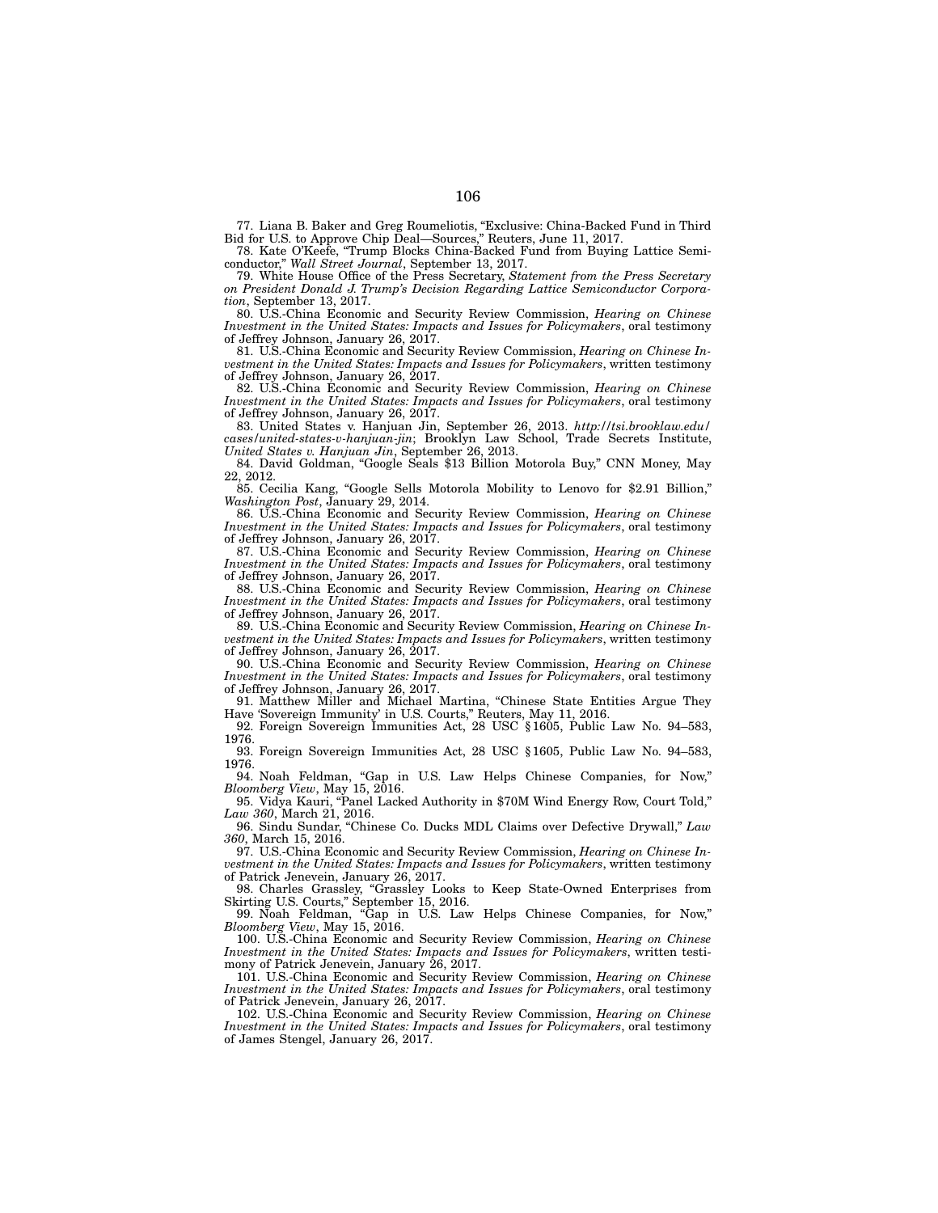77. Liana B. Baker and Greg Roumeliotis, "Exclusive: China-Backed Fund in Third Bid for U.S. to Approve Chip Deal—Sources," Reuters, June 11, 2017.

78. Kate O'Keefe, "Trump Blocks China-Backed Fund from Buying Lattice Semiconductor," *Wall Street Journal*, September 13, 2017.

79. White House Office of the Press Secretary, *Statement from the Press Secretary on President Donald J. Trump's Decision Regarding Lattice Semiconductor Corporation*, September 13, 2017.

80. U.S.-China Economic and Security Review Commission, *Hearing on Chinese Investment in the United States: Impacts and Issues for Policymakers*, oral testimony of Jeffrey Johnson, January 26, 2017.

81. U.S.-China Economic and Security Review Commission, *Hearing on Chinese Investment in the United States: Impacts and Issues for Policymakers*, written testimony of Jeffrey Johnson, January 26, 2017.

82. U.S.-China Economic and Security Review Commission, *Hearing on Chinese Investment in the United States: Impacts and Issues for Policymakers*, oral testimony of Jeffrey Johnson, January 26, 2017.

83. United States v. Hanjuan Jin, September 26, 2013. *http://tsi.brooklaw.edu/cases/united-states-v-hanjuan-jin*; Brooklyn Law School, Trade Secrets Institute, *United States v. Hanjuan Jin*, September 26, 2013.

84. David Goldman, "Google Seals $13 Billion Motorola Buy," CNN Money, May 22, 2012.

85. Cecilia Kang, "Google Sells Motorola Mobility to Lenovo for $2.91 Billion," *Washington Post*, January 29, 2014.

86. U.S.-China Economic and Security Review Commission, *Hearing on Chinese Investment in the United States: Impacts and Issues for Policymakers*, oral testimony of Jeffrey Johnson, January 26, 2017.

87. U.S.-China Economic and Security Review Commission, *Hearing on Chinese Investment in the United States: Impacts and Issues for Policymakers*, oral testimony of Jeffrey Johnson, January 26, 2017.

88. U.S.-China Economic and Security Review Commission, *Hearing on Chinese Investment in the United States: Impacts and Issues for Policymakers*, oral testimony of Jeffrey Johnson, January 26, 2017.

89. U.S.-China Economic and Security Review Commission, *Hearing on Chinese Investment in the United States: Impacts and Issues for Policymakers*, written testimony of Jeffrey Johnson, January 26, 2017.

90. U.S.-China Economic and Security Review Commission, *Hearing on Chinese Investment in the United States: Impacts and Issues for Policymakers*, oral testimony of Jeffrey Johnson, January 26, 2017.

91. Matthew Miller and Michael Martina, "Chinese State Entities Argue They Have 'Sovereign Immunity' in U.S. Courts," Reuters, May 11, 2016.

92. Foreign Sovereign Immunities Act, 28 USC §1605, Public Law No. 94–583, 1976.

93. Foreign Sovereign Immunities Act, 28 USC §1605, Public Law No. 94–583, 1976.

94. Noah Feldman, "Gap in U.S. Law Helps Chinese Companies, for Now," *Bloomberg View*, May 15, 2016.

95. Vidya Kauri, "Panel Lacked Authority in $70M Wind Energy Row, Court Told," *Law 360*, March 21, 2016.

96. Sindu Sundar, "Chinese Co. Ducks MDL Claims over Defective Drywall," *Law 360*, March 15, 2016.

97. U.S.-China Economic and Security Review Commission, *Hearing on Chinese Investment in the United States: Impacts and Issues for Policymakers*, written testimony of Patrick Jenevein, January 26, 2017.

98. Charles Grassley, "Grassley Looks to Keep State-Owned Enterprises from Skirting U.S. Courts," September 15, 2016.

99. Noah Feldman, "Gap in U.S. Law Helps Chinese Companies, for Now," *Bloomberg View*, May 15, 2016.

100. U.S.-China Economic and Security Review Commission, *Hearing on Chinese Investment in the United States: Impacts and Issues for Policymakers*, written testimony of Patrick Jenevein, January 26, 2017.

101. U.S.-China Economic and Security Review Commission, *Hearing on Chinese Investment in the United States: Impacts and Issues for Policymakers*, oral testimony of Patrick Jenevein, January 26, 2017.

102. U.S.-China Economic and Security Review Commission, *Hearing on Chinese Investment in the United States: Impacts and Issues for Policymakers*, oral testimony of James Stengel, January 26, 2017.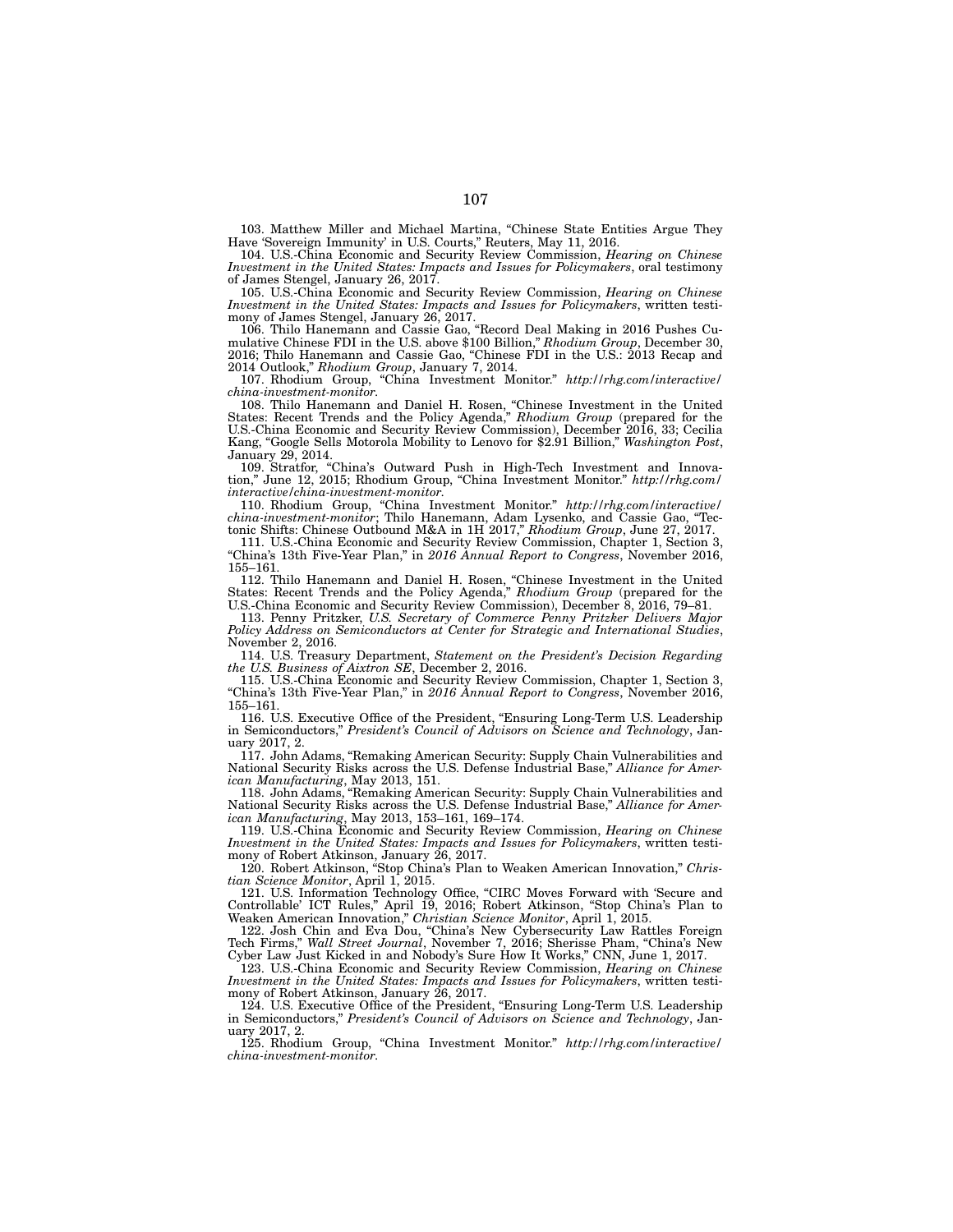103. Matthew Miller and Michael Martina, "Chinese State Entities Argue They Have 'Sovereign Immunity' in U.S. Courts," Reuters, May 11, 2016.

104. U.S.-China Economic and Security Review Commission, *Hearing on Chinese Investment in the United States: Impacts and Issues for Policymakers*, oral testimony of James Stengel, January 26, 2017.

105. U.S.-China Economic and Security Review Commission, *Hearing on Chinese Investment in the United States: Impacts and Issues for Policymakers*, written testimony of James Stengel, January 26, 2017.

106. Thilo Hanemann and Cassie Gao, "Record Deal Making in 2016 Pushes Cumulative Chinese FDI in the U.S. above $100 Billion," *Rhodium Group*, December 30, 2016; Thilo Hanemann and Cassie Gao, "Chinese FDI in the U.S.: 2013 Recap and 2014 Outlook," *Rhodium Group*, January 7, 2014.

107. Rhodium Group, "China Investment Monitor." *http://rhg.com/interactive/china-investment-monitor*.

108. Thilo Hanemann and Daniel H. Rosen, "Chinese Investment in the United States: Recent Trends and the Policy Agenda," *Rhodium Group* (prepared for the U.S.-China Economic and Security Review Commission), December 2016, 33; Cecilia Kang, "Google Sells Motorola Mobility to Lenovo for $2.91 Billion," *Washington Post*, January 29, 2014.

109. Stratfor, "China's Outward Push in High-Tech Investment and Innovation," June 12, 2015; Rhodium Group, "China Investment Monitor." *http://rhg.com/interactive/china-investment-monitor*.

110. Rhodium Group, "China Investment Monitor." *http://rhg.com/interactive/china-investment-monitor*; Thilo Hanemann, Adam Lysenko, and Cassie Gao, "Tectonic Shifts: Chinese Outbound M&A in 1H 2017," *Rhodium Group*, June 27, 2017.

111. U.S.-China Economic and Security Review Commission, Chapter 1, Section 3, "China's 13th Five-Year Plan," in *2016 Annual Report to Congress*, November 2016, 155–161.

112. Thilo Hanemann and Daniel H. Rosen, "Chinese Investment in the United States: Recent Trends and the Policy Agenda," *Rhodium Group* (prepared for the U.S.-China Economic and Security Review Commission), December 8, 2016, 79–81.

113. Penny Pritzker, *U.S. Secretary of Commerce Penny Pritzker Delivers Major Policy Address on Semiconductors at Center for Strategic and International Studies*, November 2, 2016.

114. U.S. Treasury Department, *Statement on the President's Decision Regarding the U.S. Business of Aixtron SE*, December 2, 2016.

115. U.S.-China Economic and Security Review Commission, Chapter 1, Section 3, "China's 13th Five-Year Plan," in *2016 Annual Report to Congress*, November 2016, 155–161.

116. U.S. Executive Office of the President, "Ensuring Long-Term U.S. Leadership in Semiconductors," *President's Council of Advisors on Science and Technology*, January 2017, 2.

117. John Adams, "Remaking American Security: Supply Chain Vulnerabilities and National Security Risks across the U.S. Defense Industrial Base," *Alliance for American Manufacturing*, May 2013, 151.

118. John Adams, "Remaking American Security: Supply Chain Vulnerabilities and National Security Risks across the U.S. Defense Industrial Base," *Alliance for American Manufacturing*, May 2013, 153–161, 169–174.

119. U.S.-China Economic and Security Review Commission, *Hearing on Chinese Investment in the United States: Impacts and Issues for Policymakers*, written testimony of Robert Atkinson, January 26, 2017.

120. Robert Atkinson, "Stop China's Plan to Weaken American Innovation," *Christian Science Monitor*, April 1, 2015.

121. U.S. Information Technology Office, "CIRC Moves Forward with 'Secure and Controllable' ICT Rules," April 19, 2016; Robert Atkinson, "Stop China's Plan to Weaken American Innovation," *Christian Science Monitor*, April 1, 2015.

122. Josh Chin and Eva Dou, "China's New Cybersecurity Law Rattles Foreign Tech Firms," *Wall Street Journal*, November 7, 2016; Sherisse Pham, "China's New Cyber Law Just Kicked in and Nobody's Sure How It Works," CNN, June 1, 2017.

123. U.S.-China Economic and Security Review Commission, *Hearing on Chinese Investment in the United States: Impacts and Issues for Policymakers*, written testimony of Robert Atkinson, January 26, 2017.

124. U.S. Executive Office of the President, "Ensuring Long-Term U.S. Leadership in Semiconductors," *President's Council of Advisors on Science and Technology*, January 2017, 2.

125. Rhodium Group, "China Investment Monitor." *http://rhg.com/interactive/china-investment-monitor*.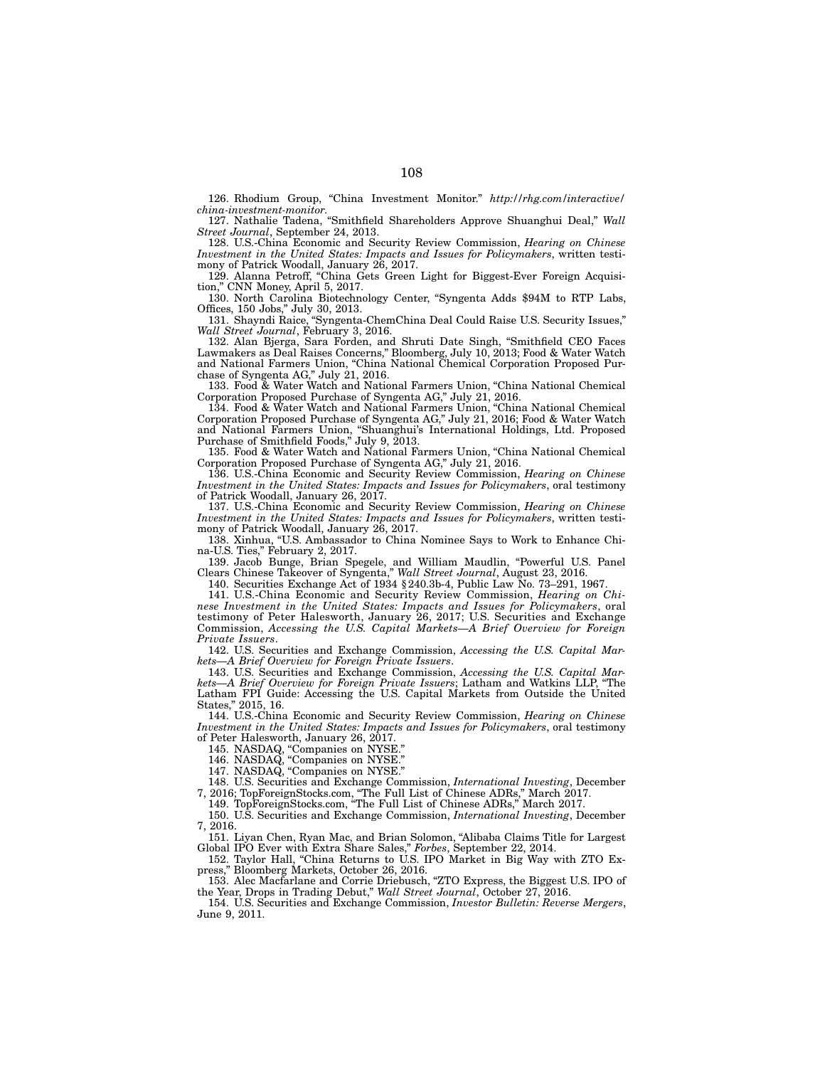126. Rhodium Group, "China Investment Monitor." *http://rhg.com/interactive/china-investment-monitor.*

127. Nathalie Tadena, "Smithfield Shareholders Approve Shuanghui Deal," *Wall Street Journal*, September 24, 2013.

128. U.S.-China Economic and Security Review Commission, *Hearing on Chinese Investment in the United States: Impacts and Issues for Policymakers*, written testimony of Patrick Woodall, January 26, 2017.

129. Alanna Petroff, "China Gets Green Light for Biggest-Ever Foreign Acquisition," CNN Money, April 5, 2017.

130. North Carolina Biotechnology Center, "Syngenta Adds $94M to RTP Labs, Offices, 150 Jobs," July 30, 2013.

131. Shayndi Raice, "Syngenta-ChemChina Deal Could Raise U.S. Security Issues," *Wall Street Journal*, February 3, 2016.

132. Alan Bjerga, Sara Forden, and Shruti Date Singh, "Smithfield CEO Faces Lawmakers as Deal Raises Concerns," Bloomberg, July 10, 2013; Food & Water Watch and National Farmers Union, "China National Chemical Corporation Proposed Purchase of Syngenta AG," July 21, 2016.

133. Food & Water Watch and National Farmers Union, "China National Chemical Corporation Proposed Purchase of Syngenta AG," July 21, 2016.

134. Food & Water Watch and National Farmers Union, "China National Chemical Corporation Proposed Purchase of Syngenta AG," July 21, 2016; Food & Water Watch and National Farmers Union, "Shuanghui's International Holdings, Ltd. Proposed Purchase of Smithfield Foods," July 9, 2013.

135. Food & Water Watch and National Farmers Union, "China National Chemical Corporation Proposed Purchase of Syngenta AG," July 21, 2016.

136. U.S.-China Economic and Security Review Commission, *Hearing on Chinese Investment in the United States: Impacts and Issues for Policymakers*, oral testimony of Patrick Woodall, January 26, 2017.

137. U.S.-China Economic and Security Review Commission, *Hearing on Chinese Investment in the United States: Impacts and Issues for Policymakers*, written testimony of Patrick Woodall, January 26, 2017.

138. Xinhua, "U.S. Ambassador to China Nominee Says to Work to Enhance China-U.S. Ties," February 2, 2017.

139. Jacob Bunge, Brian Spegele, and William Maudlin, "Powerful U.S. Panel Clears Chinese Takeover of Syngenta," *Wall Street Journal*, August 23, 2016.

140. Securities Exchange Act of 1934 § 240.3b-4, Public Law No. 73–291, 1967.

141. U.S.-China Economic and Security Review Commission, *Hearing on Chinese Investment in the United States: Impacts and Issues for Policymakers*, oral testimony of Peter Halesworth, January 26, 2017; U.S. Securities and Exchange Commission, *Accessing the U.S. Capital Markets—A Brief Overview for Foreign Private Issuers*.

142. U.S. Securities and Exchange Commission, *Accessing the U.S. Capital Markets—A Brief Overview for Foreign Private Issuers*.

143. U.S. Securities and Exchange Commission, *Accessing the U.S. Capital Markets—A Brief Overview for Foreign Private Issuers*; Latham and Watkins LLP, "The Latham FPI Guide: Accessing the U.S. Capital Markets from Outside the United States," 2015, 16.

144. U.S.-China Economic and Security Review Commission, *Hearing on Chinese Investment in the United States: Impacts and Issues for Policymakers*, oral testimony of Peter Halesworth, January 26, 2017.

145. NASDAQ, "Companies on NYSE."

146. NASDAQ, "Companies on NYSE."

147. NASDAQ, "Companies on NYSE."

148. U.S. Securities and Exchange Commission, *International Investing*, December 7, 2016; TopForeignStocks.com, "The Full List of Chinese ADRs," March 2017.

149. TopForeignStocks.com, "The Full List of Chinese ADRs," March 2017.

150. U.S. Securities and Exchange Commission, *International Investing*, December 7, 2016.

151. Liyan Chen, Ryan Mac, and Brian Solomon, "Alibaba Claims Title for Largest Global IPO Ever with Extra Share Sales," *Forbes*, September 22, 2014.

152. Taylor Hall, "China Returns to U.S. IPO Market in Big Way with ZTO Express," Bloomberg Markets, October 26, 2016.

153. Alec Macfarlane and Corrie Driebusch, "ZTO Express, the Biggest U.S. IPO of the Year, Drops in Trading Debut," *Wall Street Journal*, October 27, 2016.

154. U.S. Securities and Exchange Commission, *Investor Bulletin: Reverse Mergers*, June 9, 2011.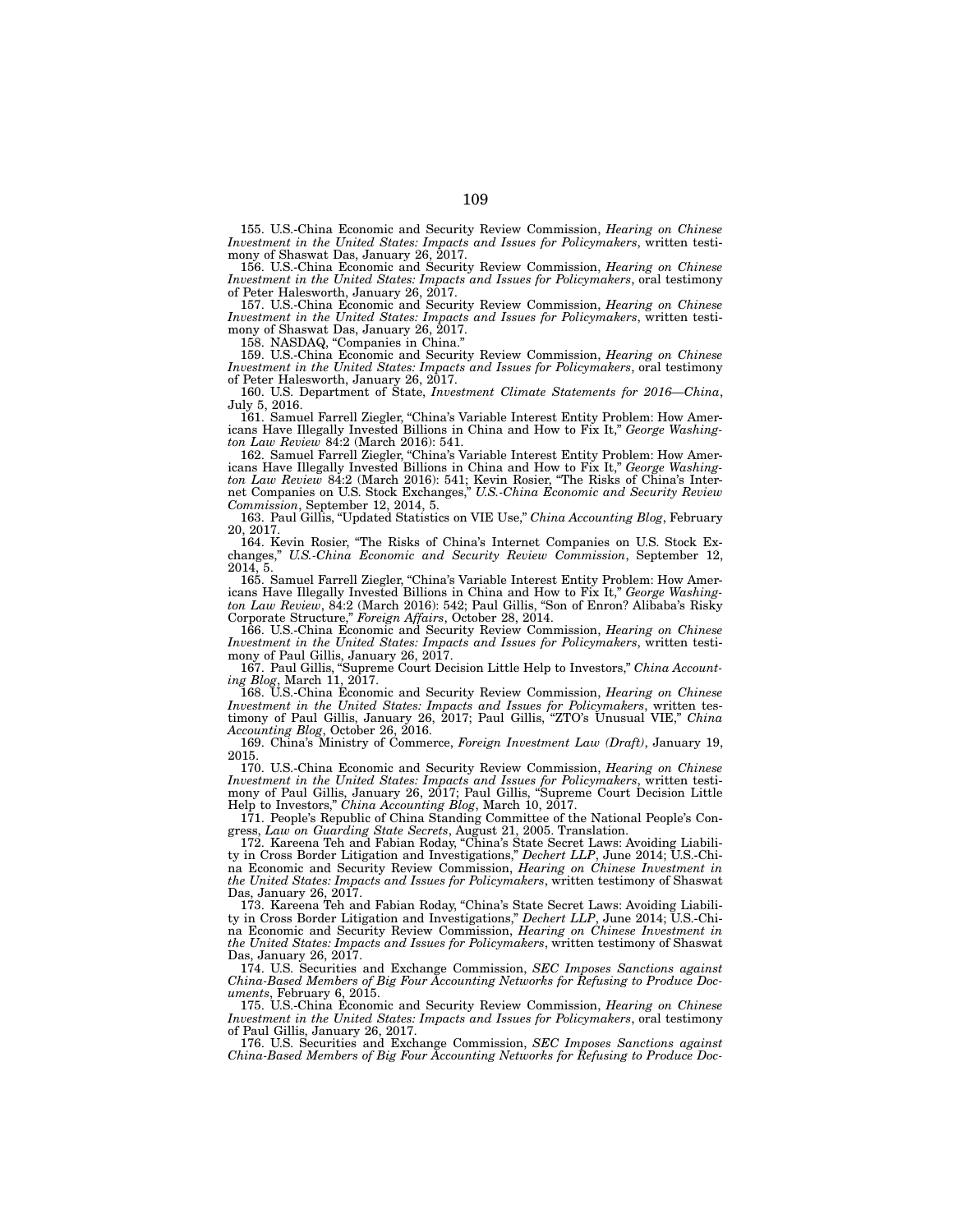155. U.S.-China Economic and Security Review Commission, *Hearing on Chinese Investment in the United States: Impacts and Issues for Policymakers*, written testimony of Shaswat Das, January 26, 2017.

156. U.S.-China Economic and Security Review Commission, *Hearing on Chinese Investment in the United States: Impacts and Issues for Policymakers*, oral testimony of Peter Halesworth, January 26, 2017.

157. U.S.-China Economic and Security Review Commission, *Hearing on Chinese Investment in the United States: Impacts and Issues for Policymakers*, written testimony of Shaswat Das, January 26, 2017.

158. NASDAQ, "Companies in China."

159. U.S.-China Economic and Security Review Commission, *Hearing on Chinese Investment in the United States: Impacts and Issues for Policymakers*, oral testimony of Peter Halesworth, January 26, 2017.

160. U.S. Department of State, *Investment Climate Statements for 2016—China*, July 5, 2016.

161. Samuel Farrell Ziegler, "China's Variable Interest Entity Problem: How Americans Have Illegally Invested Billions in China and How to Fix It," *George Washington Law Review* 84:2 (March 2016): 541.

162. Samuel Farrell Ziegler, "China's Variable Interest Entity Problem: How Americans Have Illegally Invested Billions in China and How to Fix It," *George Washington Law Review* 84:2 (March 2016): 541; Kevin Rosier, "The Risks of China's Internet Companies on U.S. Stock Exchanges," *U.S.-China Economic and Security Review Commission*, September 12, 2014, 5.

163. Paul Gillis, "Updated Statistics on VIE Use," *China Accounting Blog*, February 20, 2017.

164. Kevin Rosier, "The Risks of China's Internet Companies on U.S. Stock Exchanges," *U.S.-China Economic and Security Review Commission*, September 12, 2014, 5.

165. Samuel Farrell Ziegler, "China's Variable Interest Entity Problem: How Americans Have Illegally Invested Billions in China and How to Fix It," *George Washington Law Review*, 84:2 (March 2016): 542; Paul Gillis, "Son of Enron? Alibaba's Risky Corporate Structure," *Foreign Affairs*, October 28, 2014.

166. U.S.-China Economic and Security Review Commission, *Hearing on Chinese Investment in the United States: Impacts and Issues for Policymakers*, written testimony of Paul Gillis, January 26, 2017.

167. Paul Gillis, "Supreme Court Decision Little Help to Investors," *China Accounting Blog*, March 11, 2017.

168. U.S.-China Economic and Security Review Commission, *Hearing on Chinese Investment in the United States: Impacts and Issues for Policymakers*, written testimony of Paul Gillis, January 26, 2017; Paul Gillis, "ZTO's Unusual VIE," *China Accounting Blog*, October 26, 2016.

169. China's Ministry of Commerce, *Foreign Investment Law (Draft)*, January 19, 2015.

170. U.S.-China Economic and Security Review Commission, *Hearing on Chinese Investment in the United States: Impacts and Issues for Policymakers*, written testimony of Paul Gillis, January 26, 2017; Paul Gillis, "Supreme Court Decision Little Help to Investors," *China Accounting Blog*, March 10, 2017.

171. People's Republic of China Standing Committee of the National People's Congress, *Law on Guarding State Secrets*, August 21, 2005. Translation.

172. Kareena Teh and Fabian Roday, "China's State Secret Laws: Avoiding Liability in Cross Border Litigation and Investigations," *Dechert LLP*, June 2014; U.S.-China Economic and Security Review Commission, *Hearing on Chinese Investment in the United States: Impacts and Issues for Policymakers*, written testimony of Shaswat Das, January 26, 2017.

173. Kareena Teh and Fabian Roday, "China's State Secret Laws: Avoiding Liability in Cross Border Litigation and Investigations," *Dechert LLP*, June 2014; U.S.-China Economic and Security Review Commission, *Hearing on Chinese Investment in the United States: Impacts and Issues for Policymakers*, written testimony of Shaswat Das, January 26, 2017.

174. U.S. Securities and Exchange Commission, *SEC Imposes Sanctions against China-Based Members of Big Four Accounting Networks for Refusing to Produce Documents*, February 6, 2015.

175. U.S.-China Economic and Security Review Commission, *Hearing on Chinese Investment in the United States: Impacts and Issues for Policymakers*, oral testimony of Paul Gillis, January 26, 2017.

176. U.S. Securities and Exchange Commission, *SEC Imposes Sanctions against China-Based Members of Big Four Accounting Networks for Refusing to Produce Doc-*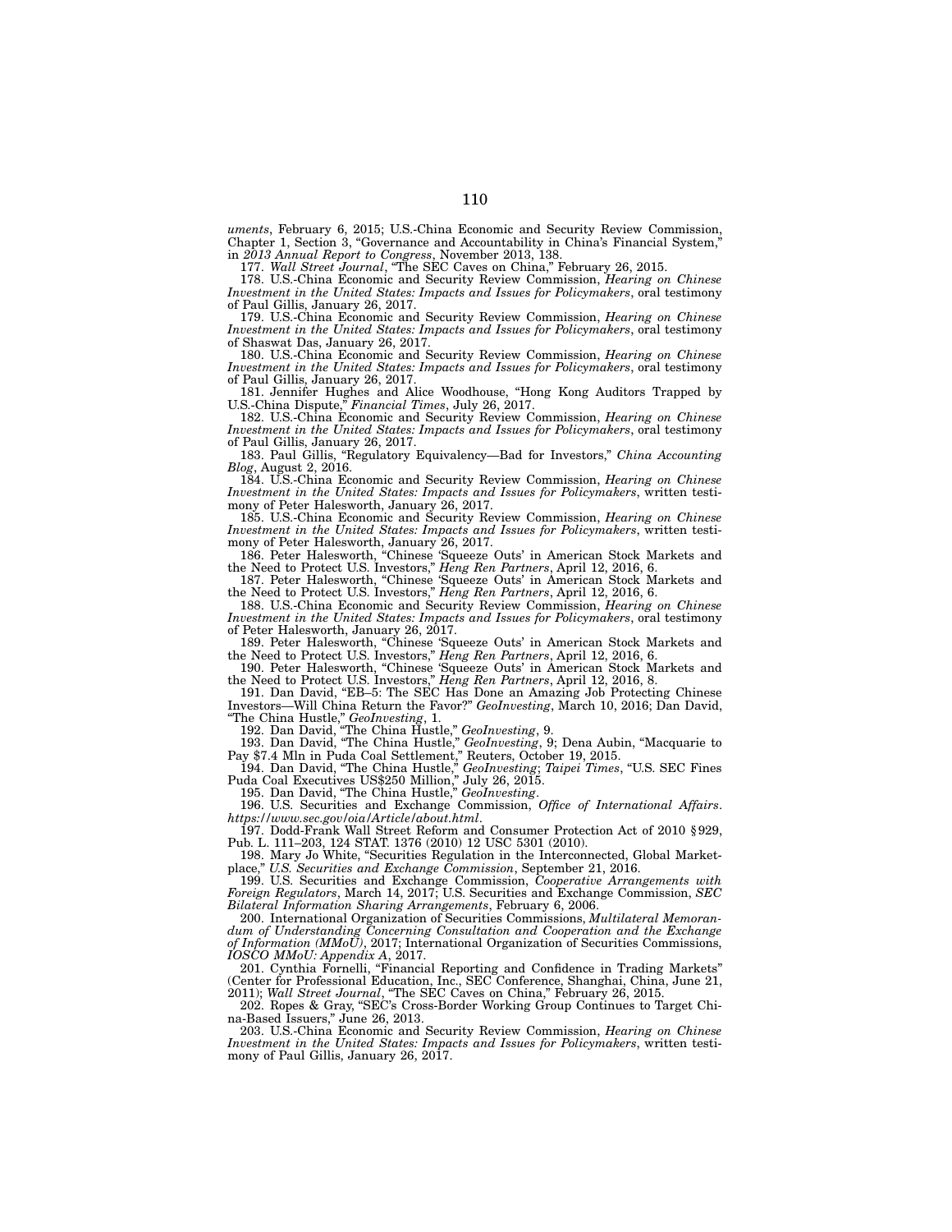*uments*, February 6, 2015; U.S.-China Economic and Security Review Commission, Chapter 1, Section 3, "Governance and Accountability in China's Financial System," in *2013 Annual Report to Congress*, November 2013, 138.

177. *Wall Street Journal*, "The SEC Caves on China," February 26, 2015.

178. U.S.-China Economic and Security Review Commission, *Hearing on Chinese Investment in the United States: Impacts and Issues for Policymakers*, oral testimony of Paul Gillis, January 26, 2017.

179. U.S.-China Economic and Security Review Commission, *Hearing on Chinese Investment in the United States: Impacts and Issues for Policymakers*, oral testimony of Shaswat Das, January 26, 2017.

180. U.S.-China Economic and Security Review Commission, *Hearing on Chinese Investment in the United States: Impacts and Issues for Policymakers*, oral testimony of Paul Gillis, January 26, 2017.

181. Jennifer Hughes and Alice Woodhouse, "Hong Kong Auditors Trapped by U.S.-China Dispute," *Financial Times*, July 26, 2017.

182. U.S.-China Economic and Security Review Commission, *Hearing on Chinese Investment in the United States: Impacts and Issues for Policymakers*, oral testimony of Paul Gillis, January 26, 2017.

183. Paul Gillis, "Regulatory Equivalency—Bad for Investors," *China Accounting Blog*, August 2, 2016.

184. U.S.-China Economic and Security Review Commission, *Hearing on Chinese Investment in the United States: Impacts and Issues for Policymakers*, written testimony of Peter Halesworth, January 26, 2017.

185. U.S.-China Economic and Security Review Commission, *Hearing on Chinese Investment in the United States: Impacts and Issues for Policymakers*, written testimony of Peter Halesworth, January 26, 2017.

186. Peter Halesworth, "Chinese 'Squeeze Outs' in American Stock Markets and the Need to Protect U.S. Investors," *Heng Ren Partners*, April 12, 2016, 6.

187. Peter Halesworth, "Chinese 'Squeeze Outs' in American Stock Markets and the Need to Protect U.S. Investors," *Heng Ren Partners*, April 12, 2016, 6.

188. U.S.-China Economic and Security Review Commission, *Hearing on Chinese Investment in the United States: Impacts and Issues for Policymakers*, oral testimony of Peter Halesworth, January 26, 2017.

189. Peter Halesworth, "Chinese 'Squeeze Outs' in American Stock Markets and the Need to Protect U.S. Investors," *Heng Ren Partners*, April 12, 2016, 6.

190. Peter Halesworth, "Chinese 'Squeeze Outs' in American Stock Markets and the Need to Protect U.S. Investors," *Heng Ren Partners*, April 12, 2016, 8.

191. Dan David, "EB–5: The SEC Has Done an Amazing Job Protecting Chinese Investors—Will China Return the Favor?" *GeoInvesting*, March 10, 2016; Dan David, "The China Hustle," *GeoInvesting*, 1.

192. Dan David, "The China Hustle," *GeoInvesting*, 9.

193. Dan David, "The China Hustle," *GeoInvesting*, 9; Dena Aubin, "Macquarie to Pay $7.4 Mln in Puda Coal Settlement," Reuters, October 19, 2015.

194. Dan David, "The China Hustle," *GeoInvesting*; *Taipei Times*, "U.S. SEC Fines Puda Coal Executives US$250 Million," July 26, 2015.

195. Dan David, "The China Hustle," *GeoInvesting*.

196. U.S. Securities and Exchange Commission, *Office of International Affairs*. *https://www.sec.gov/oia/Article/about.html*.

197. Dodd-Frank Wall Street Reform and Consumer Protection Act of 2010 § 929, Pub. L. 111–203, 124 STAT. 1376 (2010) 12 USC 5301 (2010).

198. Mary Jo White, "Securities Regulation in the Interconnected, Global Marketplace," *U.S. Securities and Exchange Commission*, September 21, 2016.

199. U.S. Securities and Exchange Commission, *Cooperative Arrangements with Foreign Regulators*, March 14, 2017; U.S. Securities and Exchange Commission, *SEC Bilateral Information Sharing Arrangements*, February 6, 2006.

200. International Organization of Securities Commissions, *Multilateral Memorandum of Understanding Concerning Consultation and Cooperation and the Exchange of Information (MMoU)*, 2017; International Organization of Securities Commissions, *IOSCO MMoU: Appendix A*, 2017.

201. Cynthia Fornelli, "Financial Reporting and Confidence in Trading Markets" (Center for Professional Education, Inc., SEC Conference, Shanghai, China, June 21, 2011); *Wall Street Journal*, "The SEC Caves on China," February 26, 2015.

202. Ropes & Gray, "SEC's Cross-Border Working Group Continues to Target China-Based Issuers," June 26, 2013.

203. U.S.-China Economic and Security Review Commission, *Hearing on Chinese Investment in the United States: Impacts and Issues for Policymakers*, written testimony of Paul Gillis, January 26, 2017.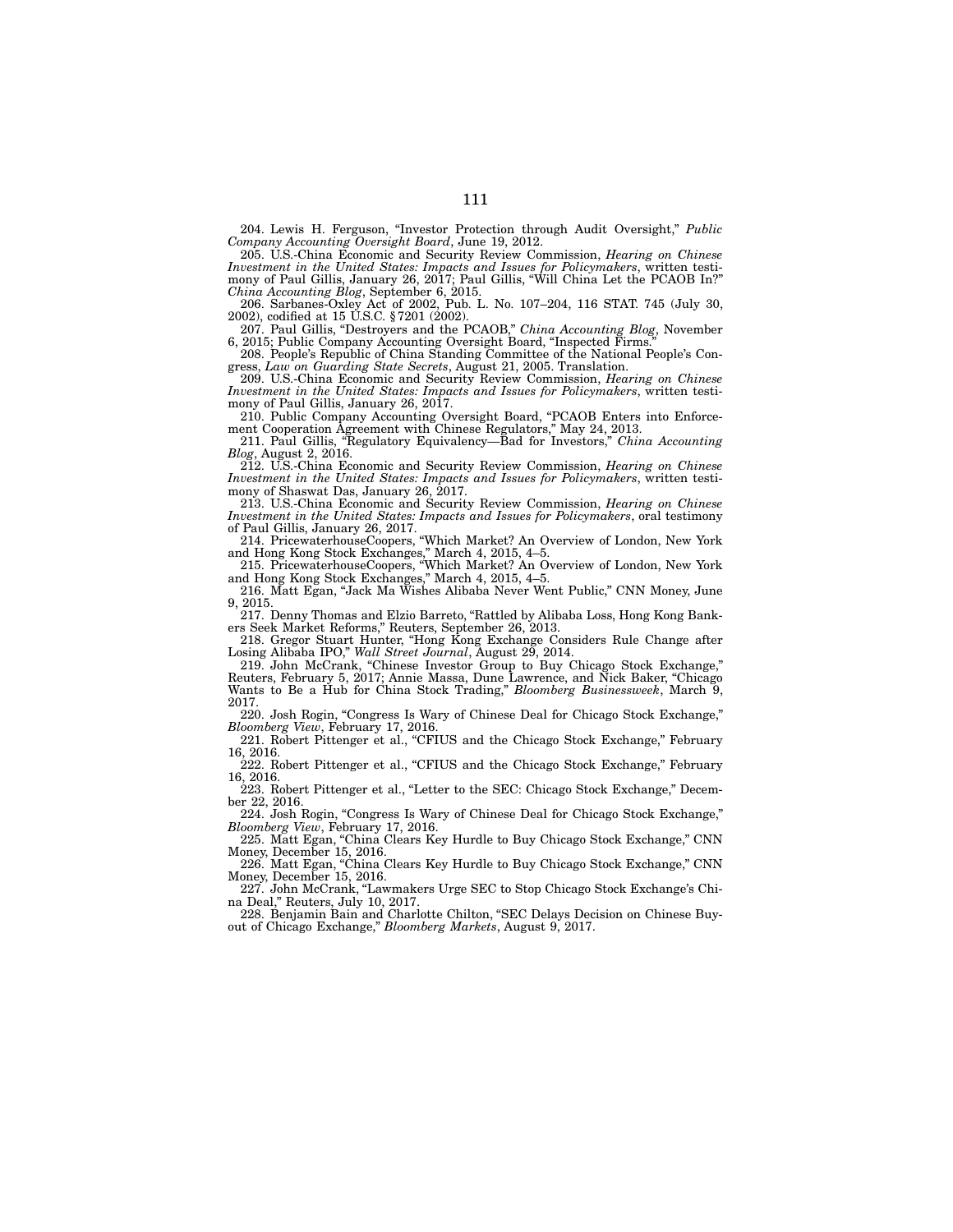204. Lewis H. Ferguson, "Investor Protection through Audit Oversight," *Public Company Accounting Oversight Board*, June 19, 2012.

205. U.S.-China Economic and Security Review Commission, *Hearing on Chinese Investment in the United States: Impacts and Issues for Policymakers*, written testimony of Paul Gillis, January 26, 2017; Paul Gillis, "Will China Let the PCAOB In?" *China Accounting Blog*, September 6, 2015.

206. Sarbanes-Oxley Act of 2002, Pub. L. No. 107–204, 116 STAT. 745 (July 30, 2002), codified at 15 U.S.C. §7201 (2002).

207. Paul Gillis, "Destroyers and the PCAOB," *China Accounting Blog*, November 6, 2015; Public Company Accounting Oversight Board, "Inspected Firms."

208. People's Republic of China Standing Committee of the National People's Congress, *Law on Guarding State Secrets*, August 21, 2005. Translation.

209. U.S.-China Economic and Security Review Commission, *Hearing on Chinese Investment in the United States: Impacts and Issues for Policymakers*, written testimony of Paul Gillis, January 26, 2017.

210. Public Company Accounting Oversight Board, "PCAOB Enters into Enforcement Cooperation Agreement with Chinese Regulators," May 24, 2013.

211. Paul Gillis, "Regulatory Equivalency—Bad for Investors," *China Accounting Blog*, August 2, 2016.

212. U.S.-China Economic and Security Review Commission, *Hearing on Chinese Investment in the United States: Impacts and Issues for Policymakers*, written testimony of Shaswat Das, January 26, 2017.

213. U.S.-China Economic and Security Review Commission, *Hearing on Chinese Investment in the United States: Impacts and Issues for Policymakers*, oral testimony of Paul Gillis, January 26, 2017.

214. PricewaterhouseCoopers, "Which Market? An Overview of London, New York and Hong Kong Stock Exchanges," March 4, 2015, 4–5.

215. PricewaterhouseCoopers, "Which Market? An Overview of London, New York and Hong Kong Stock Exchanges," March 4, 2015, 4–5.

216. Matt Egan, "Jack Ma Wishes Alibaba Never Went Public," CNN Money, June 9, 2015.

217. Denny Thomas and Elzio Barreto, "Rattled by Alibaba Loss, Hong Kong Bankers Seek Market Reforms," Reuters, September 26, 2013.

218. Gregor Stuart Hunter, "Hong Kong Exchange Considers Rule Change after Losing Alibaba IPO," *Wall Street Journal*, August 29, 2014.

219. John McCrank, "Chinese Investor Group to Buy Chicago Stock Exchange," Reuters, February 5, 2017; Annie Massa, Dune Lawrence, and Nick Baker, "Chicago Wants to Be a Hub for China Stock Trading," *Bloomberg Businessweek*, March 9, 2017.

220. Josh Rogin, "Congress Is Wary of Chinese Deal for Chicago Stock Exchange," *Bloomberg View*, February 17, 2016.

221. Robert Pittenger et al., "CFIUS and the Chicago Stock Exchange," February 16, 2016.

222. Robert Pittenger et al., "CFIUS and the Chicago Stock Exchange," February 16, 2016.

223. Robert Pittenger et al., "Letter to the SEC: Chicago Stock Exchange," December 22, 2016.

224. Josh Rogin, "Congress Is Wary of Chinese Deal for Chicago Stock Exchange," *Bloomberg View*, February 17, 2016.

225. Matt Egan, "China Clears Key Hurdle to Buy Chicago Stock Exchange," CNN Money, December 15, 2016.

226. Matt Egan, "China Clears Key Hurdle to Buy Chicago Stock Exchange," CNN Money, December 15, 2016.

227. John McCrank, "Lawmakers Urge SEC to Stop Chicago Stock Exchange's China Deal," Reuters, July 10, 2017.

228. Benjamin Bain and Charlotte Chilton, "SEC Delays Decision on Chinese Buyout of Chicago Exchange," *Bloomberg Markets*, August 9, 2017.